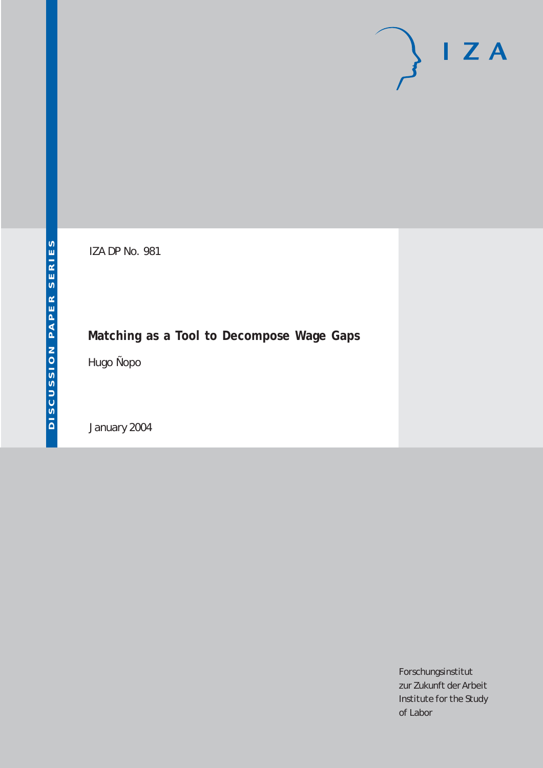DISCUSSION PAPER SERIES

IZA

IZA DP No. 981

# Matching as a Tool to Decompose Wage Gaps

Hugo Ñopo

January 2004

Forschungsinstitut
zur Zukunft der Arbeit
Institute for the Study
of Labor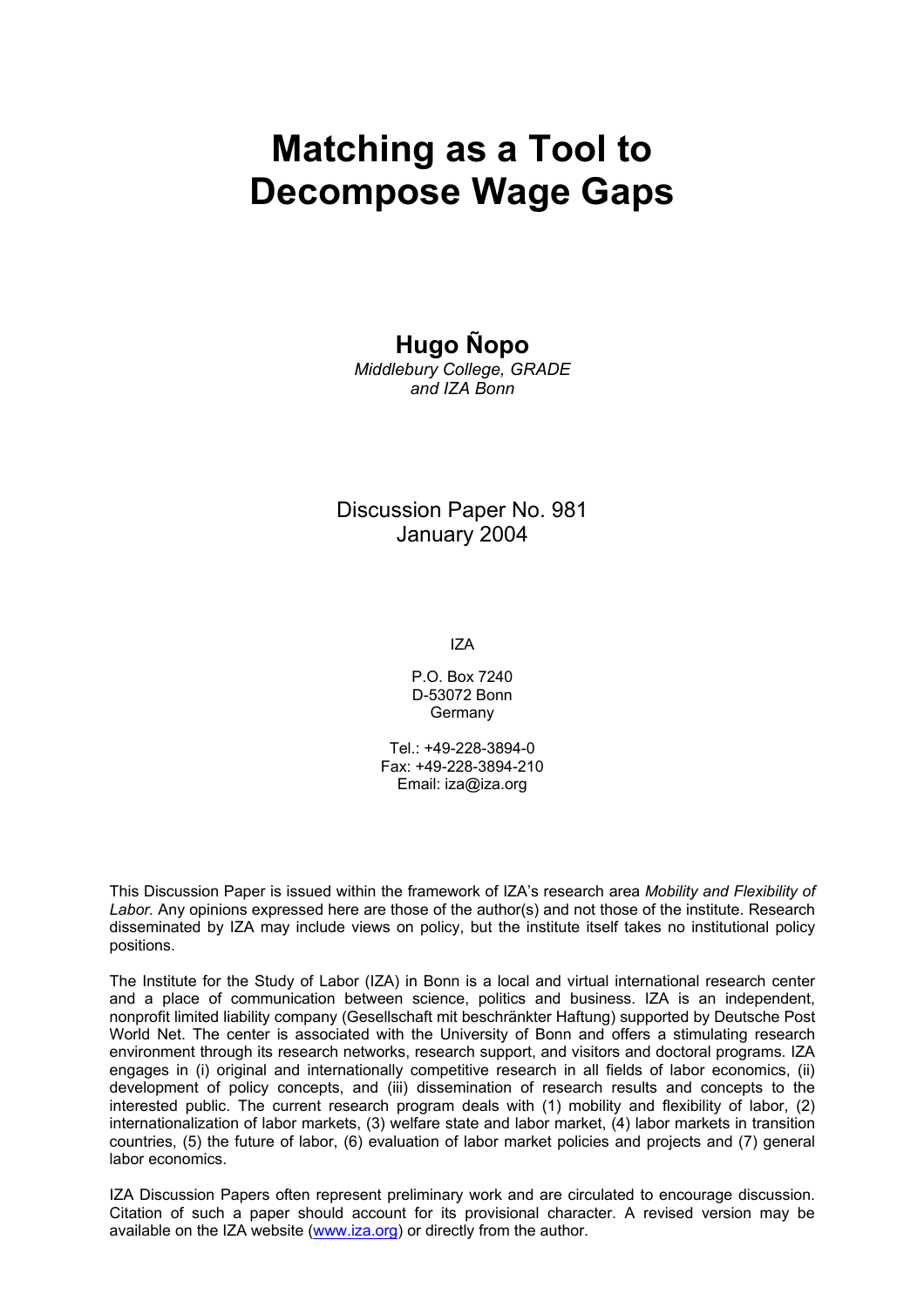# Matching as a Tool to Decompose Wage Gaps

## Hugo Ñopo

*Middlebury College, GRADE and IZA Bonn*

Discussion Paper No. 981
January 2004

IZA

P.O. Box 7240
D-53072 Bonn
Germany

Tel.: +49-228-3894-0
Fax: +49-228-3894-210
Email: iza@iza.org

This Discussion Paper is issued within the framework of IZA's research area *Mobility and Flexibility of Labor.* Any opinions expressed here are those of the author(s) and not those of the institute. Research disseminated by IZA may include views on policy, but the institute itself takes no institutional policy positions.

The Institute for the Study of Labor (IZA) in Bonn is a local and virtual international research center and a place of communication between science, politics and business. IZA is an independent, nonprofit limited liability company (Gesellschaft mit beschränkter Haftung) supported by Deutsche Post World Net. The center is associated with the University of Bonn and offers a stimulating research environment through its research networks, research support, and visitors and doctoral programs. IZA engages in (i) original and internationally competitive research in all fields of labor economics, (ii) development of policy concepts, and (iii) dissemination of research results and concepts to the interested public. The current research program deals with (1) mobility and flexibility of labor, (2) internationalization of labor markets, (3) welfare state and labor market, (4) labor markets in transition countries, (5) the future of labor, (6) evaluation of labor market policies and projects and (7) general labor economics.

IZA Discussion Papers often represent preliminary work and are circulated to encourage discussion. Citation of such a paper should account for its provisional character. A revised version may be available on the IZA website (www.iza.org) or directly from the author.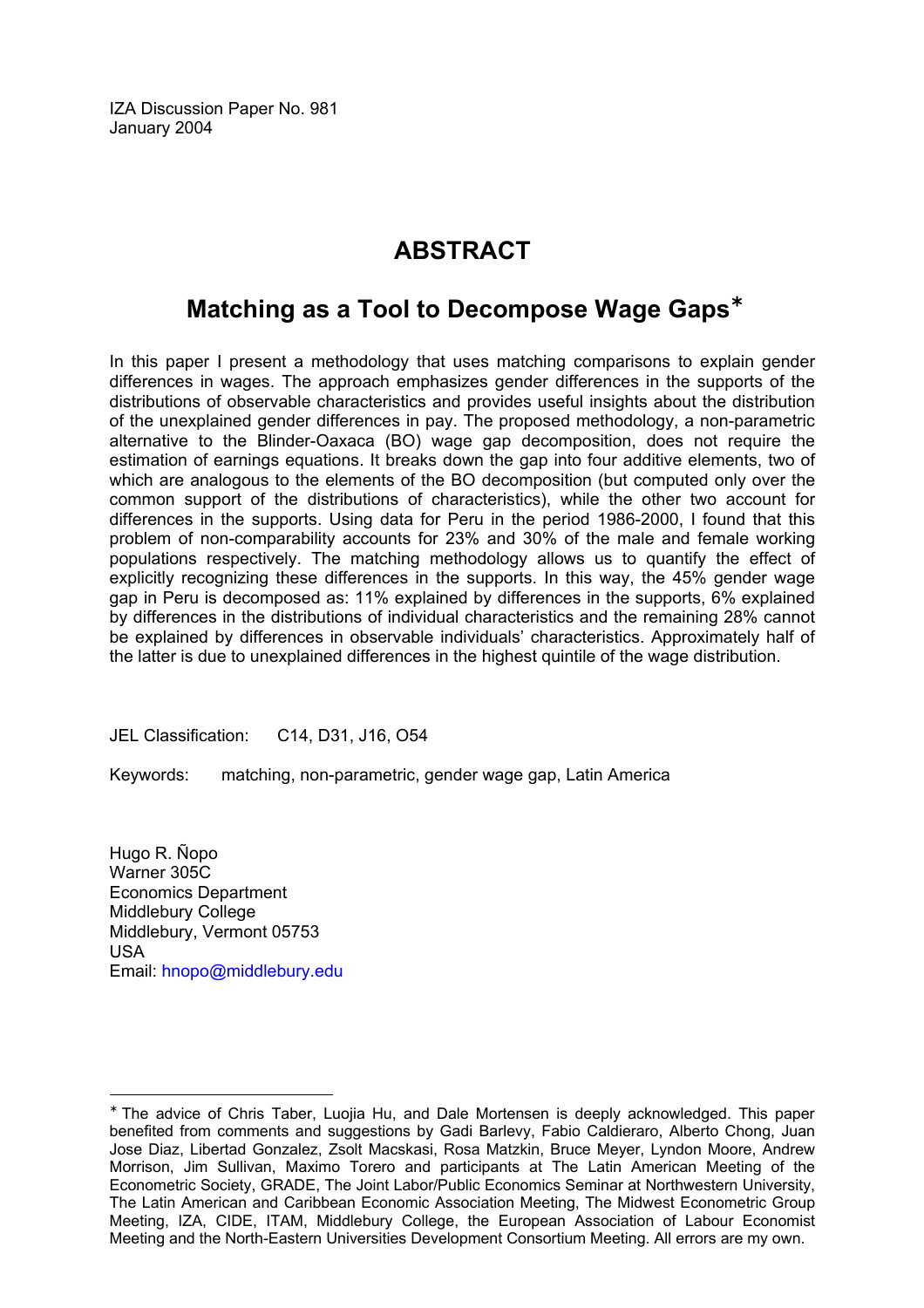IZA Discussion Paper No. 981
January 2004

# ABSTRACT

## Matching as a Tool to Decompose Wage Gaps*

In this paper I present a methodology that uses matching comparisons to explain gender differences in wages. The approach emphasizes gender differences in the supports of the distributions of observable characteristics and provides useful insights about the distribution of the unexplained gender differences in pay. The proposed methodology, a non-parametric alternative to the Blinder-Oaxaca (BO) wage gap decomposition, does not require the estimation of earnings equations. It breaks down the gap into four additive elements, two of which are analogous to the elements of the BO decomposition (but computed only over the common support of the distributions of characteristics), while the other two account for differences in the supports. Using data for Peru in the period 1986-2000, I found that this problem of non-comparability accounts for 23% and 30% of the male and female working populations respectively. The matching methodology allows us to quantify the effect of explicitly recognizing these differences in the supports. In this way, the 45% gender wage gap in Peru is decomposed as: 11% explained by differences in the supports, 6% explained by differences in the distributions of individual characteristics and the remaining 28% cannot be explained by differences in observable individuals' characteristics. Approximately half of the latter is due to unexplained differences in the highest quintile of the wage distribution.

JEL Classification: C14, D31, J16, O54

Keywords: matching, non-parametric, gender wage gap, Latin America

Hugo R. Ñopo
Warner 305C
Economics Department
Middlebury College
Middlebury, Vermont 05753
USA
Email: hnopo@middlebury.edu

---

* The advice of Chris Taber, Luojia Hu, and Dale Mortensen is deeply acknowledged. This paper benefited from comments and suggestions by Gadi Barlevy, Fabio Caldieraro, Alberto Chong, Juan Jose Diaz, Libertad Gonzalez, Zsolt Macskasi, Rosa Matzkin, Bruce Meyer, Lyndon Moore, Andrew Morrison, Jim Sullivan, Maximo Torero and participants at The Latin American Meeting of the Econometric Society, GRADE, The Joint Labor/Public Economics Seminar at Northwestern University, The Latin American and Caribbean Economic Association Meeting, The Midwest Econometric Group Meeting, IZA, CIDE, ITAM, Middlebury College, the European Association of Labour Economist Meeting and the North-Eastern Universities Development Consortium Meeting. All errors are my own.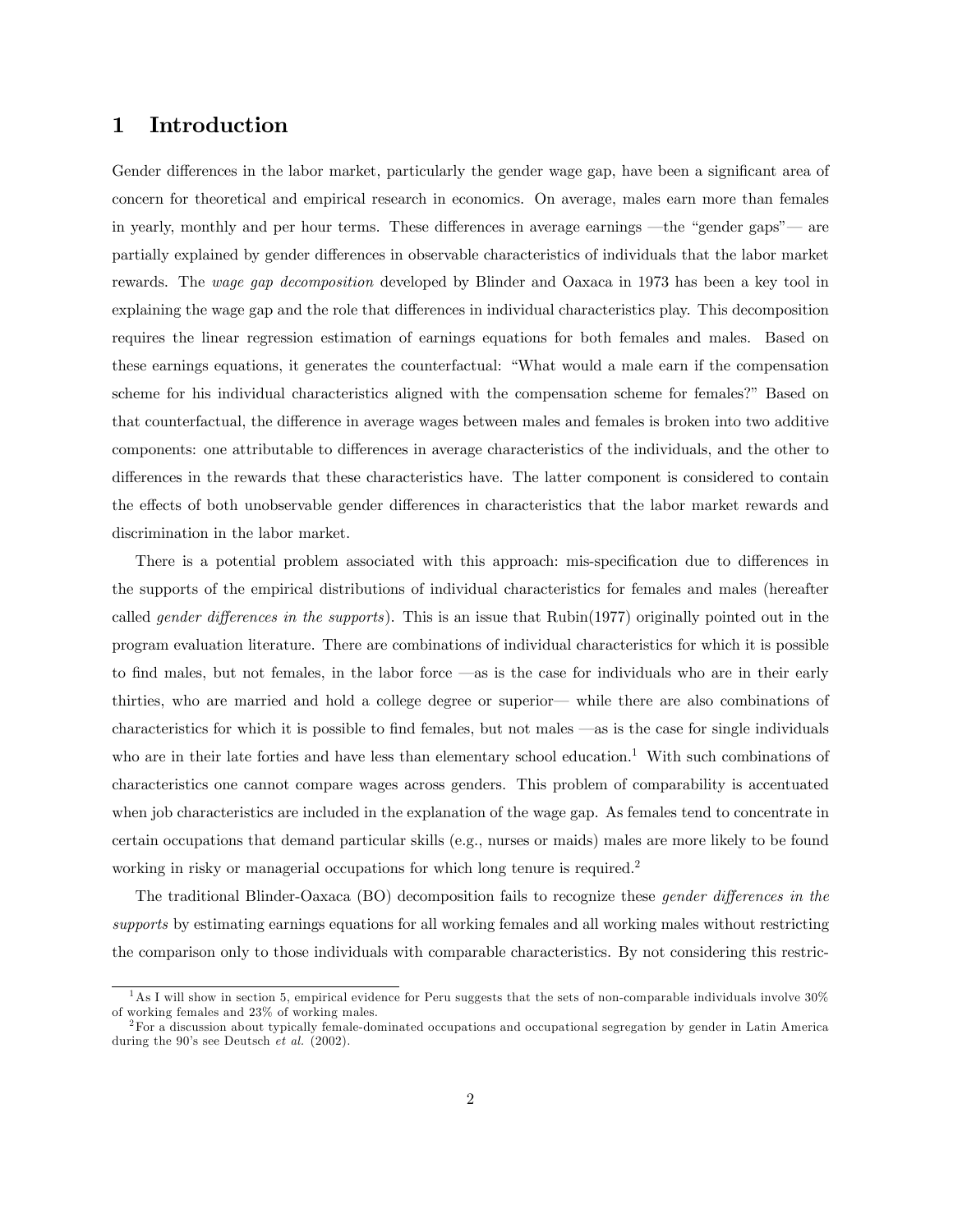# 1 Introduction

Gender differences in the labor market, particularly the gender wage gap, have been a significant area of concern for theoretical and empirical research in economics. On average, males earn more than females in yearly, monthly and per hour terms. These differences in average earnings —the "gender gaps"— are partially explained by gender differences in observable characteristics of individuals that the labor market rewards. The *wage gap decomposition* developed by Blinder and Oaxaca in 1973 has been a key tool in explaining the wage gap and the role that differences in individual characteristics play. This decomposition requires the linear regression estimation of earnings equations for both females and males. Based on these earnings equations, it generates the counterfactual: "What would a male earn if the compensation scheme for his individual characteristics aligned with the compensation scheme for females?" Based on that counterfactual, the difference in average wages between males and females is broken into two additive components: one attributable to differences in average characteristics of the individuals, and the other to differences in the rewards that these characteristics have. The latter component is considered to contain the effects of both unobservable gender differences in characteristics that the labor market rewards and discrimination in the labor market.

There is a potential problem associated with this approach: mis-specification due to differences in the supports of the empirical distributions of individual characteristics for females and males (hereafter called *gender differences in the supports*). This is an issue that Rubin(1977) originally pointed out in the program evaluation literature. There are combinations of individual characteristics for which it is possible to find males, but not females, in the labor force —as is the case for individuals who are in their early thirties, who are married and hold a college degree or superior— while there are also combinations of characteristics for which it is possible to find females, but not males —as is the case for single individuals who are in their late forties and have less than elementary school education.[1] With such combinations of characteristics one cannot compare wages across genders. This problem of comparability is accentuated when job characteristics are included in the explanation of the wage gap. As females tend to concentrate in certain occupations that demand particular skills (e.g., nurses or maids) males are more likely to be found working in risky or managerial occupations for which long tenure is required.[2]

The traditional Blinder-Oaxaca (BO) decomposition fails to recognize these *gender differences in the supports* by estimating earnings equations for all working females and all working males without restricting the comparison only to those individuals with comparable characteristics. By not considering this restric-

[1] As I will show in section 5, empirical evidence for Peru suggests that the sets of non-comparable individuals involve 30% of working females and 23% of working males.

[2] For a discussion about typically female-dominated occupations and occupational segregation by gender in Latin America during the 90's see Deutsch *et al.* (2002).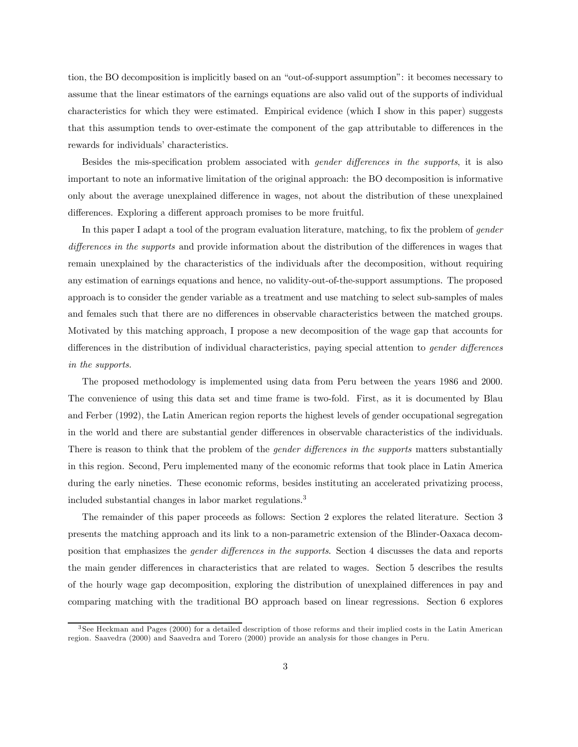tion, the BO decomposition is implicitly based on an "out-of-support assumption": it becomes necessary to assume that the linear estimators of the earnings equations are also valid out of the supports of individual characteristics for which they were estimated. Empirical evidence (which I show in this paper) suggests that this assumption tends to over-estimate the component of the gap attributable to differences in the rewards for individuals' characteristics.

Besides the mis-specification problem associated with *gender differences in the supports*, it is also important to note an informative limitation of the original approach: the BO decomposition is informative only about the average unexplained difference in wages, not about the distribution of these unexplained differences. Exploring a different approach promises to be more fruitful.

In this paper I adapt a tool of the program evaluation literature, matching, to fix the problem of *gender differences in the supports* and provide information about the distribution of the differences in wages that remain unexplained by the characteristics of the individuals after the decomposition, without requiring any estimation of earnings equations and hence, no validity-out-of-the-support assumptions. The proposed approach is to consider the gender variable as a treatment and use matching to select sub-samples of males and females such that there are no differences in observable characteristics between the matched groups. Motivated by this matching approach, I propose a new decomposition of the wage gap that accounts for differences in the distribution of individual characteristics, paying special attention to *gender differences in the supports.*

The proposed methodology is implemented using data from Peru between the years 1986 and 2000. The convenience of using this data set and time frame is two-fold. First, as it is documented by Blau and Ferber (1992), the Latin American region reports the highest levels of gender occupational segregation in the world and there are substantial gender differences in observable characteristics of the individuals. There is reason to think that the problem of the *gender differences in the supports* matters substantially in this region. Second, Peru implemented many of the economic reforms that took place in Latin America during the early nineties. These economic reforms, besides instituting an accelerated privatizing process, included substantial changes in labor market regulations.[3]

The remainder of this paper proceeds as follows: Section 2 explores the related literature. Section 3 presents the matching approach and its link to a non-parametric extension of the Blinder-Oaxaca decomposition that emphasizes the *gender differences in the supports*. Section 4 discusses the data and reports the main gender differences in characteristics that are related to wages. Section 5 describes the results of the hourly wage gap decomposition, exploring the distribution of unexplained differences in pay and comparing matching with the traditional BO approach based on linear regressions. Section 6 explores

[3] See Heckman and Pages (2000) for a detailed description of those reforms and their implied costs in the Latin American region. Saavedra (2000) and Saavedra and Torero (2000) provide an analysis for those changes in Peru.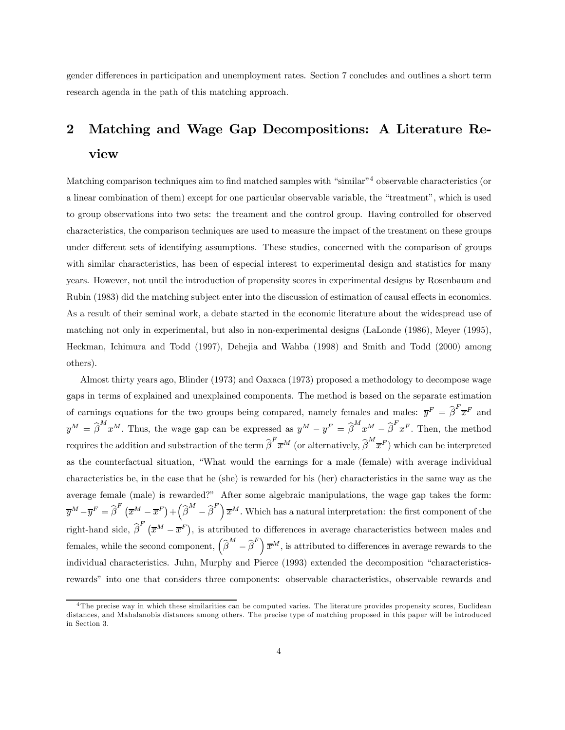gender differences in participation and unemployment rates. Section 7 concludes and outlines a short term research agenda in the path of this matching approach.

## 2 Matching and Wage Gap Decompositions: A Literature Review

Matching comparison techniques aim to find matched samples with "similar"[4] observable characteristics (or a linear combination of them) except for one particular observable variable, the "treatment", which is used to group observations into two sets: the treament and the control group. Having controlled for observed characteristics, the comparison techniques are used to measure the impact of the treatment on these groups under different sets of identifying assumptions. These studies, concerned with the comparison of groups with similar characteristics, has been of especial interest to experimental design and statistics for many years. However, not until the introduction of propensity scores in experimental designs by Rosenbaum and Rubin (1983) did the matching subject enter into the discussion of estimation of causal effects in economics. As a result of their seminal work, a debate started in the economic literature about the widespread use of matching not only in experimental, but also in non-experimental designs (LaLonde (1986), Meyer (1995), Heckman, Ichimura and Todd (1997), Dehejia and Wahba (1998) and Smith and Todd (2000) among others).

Almost thirty years ago, Blinder (1973) and Oaxaca (1973) proposed a methodology to decompose wage gaps in terms of explained and unexplained components. The method is based on the separate estimation of earnings equations for the two groups being compared, namely females and males: $\overline{y}^F = \widehat{\beta}^F \overline{x}^F$ and $\overline{y}^M = \widehat{\beta}^M \overline{x}^M$. Thus, the wage gap can be expressed as $\overline{y}^M - \overline{y}^F = \widehat{\beta}^M \overline{x}^M - \widehat{\beta}^F \overline{x}^F$. Then, the method requires the addition and substraction of the term $\widehat{\beta}^F \overline{x}^M$ (or alternatively, $\widehat{\beta}^M \overline{x}^F$) which can be interpreted as the counterfactual situation, "What would the earnings for a male (female) with average individual characteristics be, in the case that he (she) is rewarded for his (her) characteristics in the same way as the average female (male) is rewarded?" After some algebraic manipulations, the wage gap takes the form: $\overline{y}^M - \overline{y}^F = \widehat{\beta}^F \left(\overline{x}^M - \overline{x}^F\right) + \left(\widehat{\beta}^M - \widehat{\beta}^F\right) \overline{x}^M$. Which has a natural interpretation: the first component of the right-hand side, $\widehat{\beta}^F \left(\overline{x}^M - \overline{x}^F\right)$, is attributed to differences in average characteristics between males and females, while the second component, $\left(\widehat{\beta}^M - \widehat{\beta}^F\right) \overline{x}^M$, is attributed to differences in average rewards to the individual characteristics. Juhn, Murphy and Pierce (1993) extended the decomposition "characteristics-rewards" into one that considers three components: observable characteristics, observable rewards and

[4] The precise way in which these similarities can be computed varies. The literature provides propensity scores, Euclidean distances, and Mahalanobis distances among others. The precise type of matching proposed in this paper will be introduced in Section 3.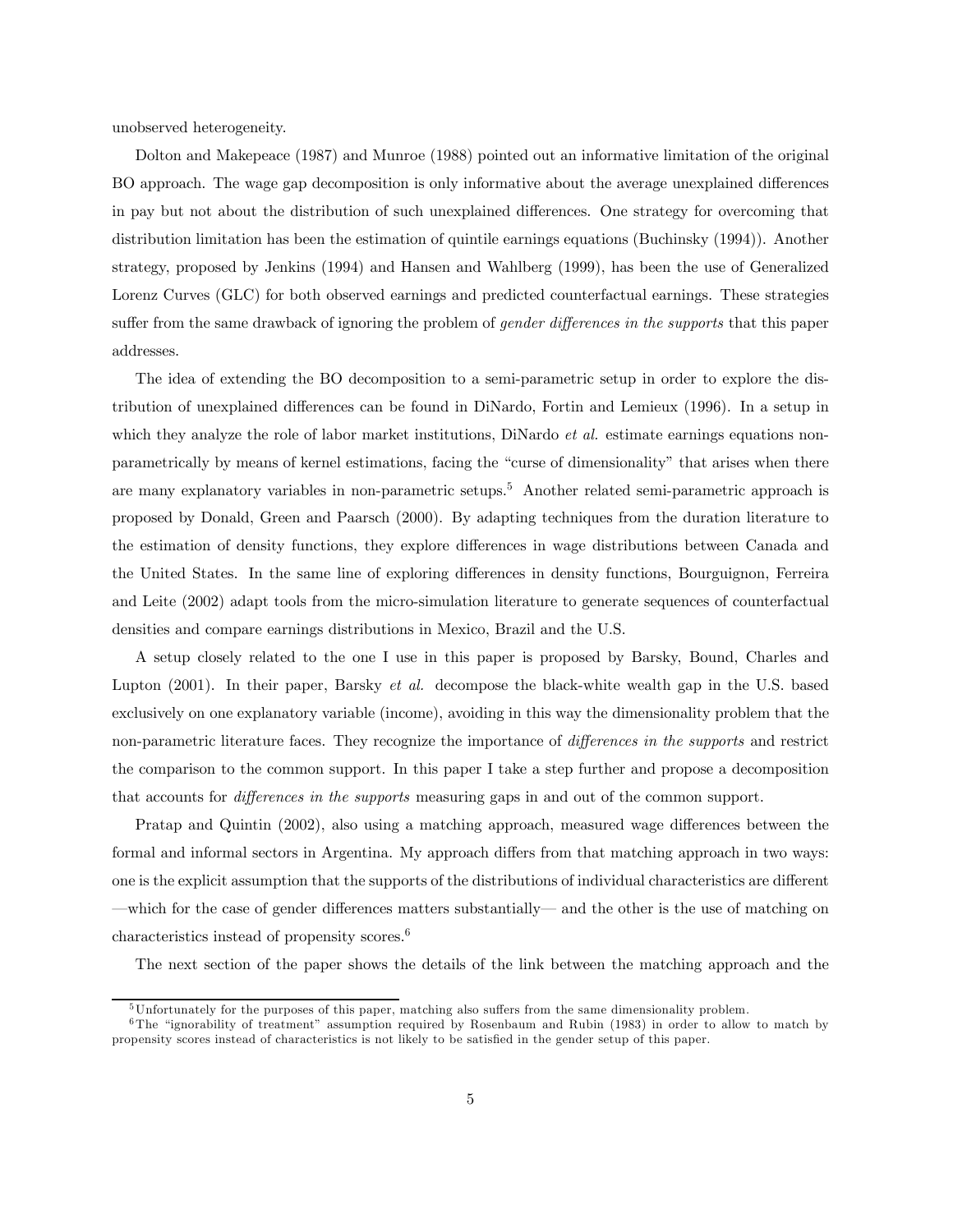unobserved heterogeneity.

Dolton and Makepeace (1987) and Munroe (1988) pointed out an informative limitation of the original BO approach. The wage gap decomposition is only informative about the average unexplained differences in pay but not about the distribution of such unexplained differences. One strategy for overcoming that distribution limitation has been the estimation of quintile earnings equations (Buchinsky (1994)). Another strategy, proposed by Jenkins (1994) and Hansen and Wahlberg (1999), has been the use of Generalized Lorenz Curves (GLC) for both observed earnings and predicted counterfactual earnings. These strategies suffer from the same drawback of ignoring the problem of *gender differences in the supports* that this paper addresses.

The idea of extending the BO decomposition to a semi-parametric setup in order to explore the distribution of unexplained differences can be found in DiNardo, Fortin and Lemieux (1996). In a setup in which they analyze the role of labor market institutions, DiNardo *et al.* estimate earnings equations non-parametrically by means of kernel estimations, facing the "curse of dimensionality" that arises when there are many explanatory variables in non-parametric setups.[5] Another related semi-parametric approach is proposed by Donald, Green and Paarsch (2000). By adapting techniques from the duration literature to the estimation of density functions, they explore differences in wage distributions between Canada and the United States. In the same line of exploring differences in density functions, Bourguignon, Ferreira and Leite (2002) adapt tools from the micro-simulation literature to generate sequences of counterfactual densities and compare earnings distributions in Mexico, Brazil and the U.S.

A setup closely related to the one I use in this paper is proposed by Barsky, Bound, Charles and Lupton (2001). In their paper, Barsky *et al.* decompose the black-white wealth gap in the U.S. based exclusively on one explanatory variable (income), avoiding in this way the dimensionality problem that the non-parametric literature faces. They recognize the importance of *differences in the supports* and restrict the comparison to the common support. In this paper I take a step further and propose a decomposition that accounts for *differences in the supports* measuring gaps in and out of the common support.

Pratap and Quintin (2002), also using a matching approach, measured wage differences between the formal and informal sectors in Argentina. My approach differs from that matching approach in two ways: one is the explicit assumption that the supports of the distributions of individual characteristics are different —which for the case of gender differences matters substantially— and the other is the use of matching on characteristics instead of propensity scores.[6]

The next section of the paper shows the details of the link between the matching approach and the

---

[5] Unfortunately for the purposes of this paper, matching also suffers from the same dimensionality problem.

[6] The "ignorability of treatment" assumption required by Rosenbaum and Rubin (1983) in order to allow to match by propensity scores instead of characteristics is not likely to be satisfied in the gender setup of this paper.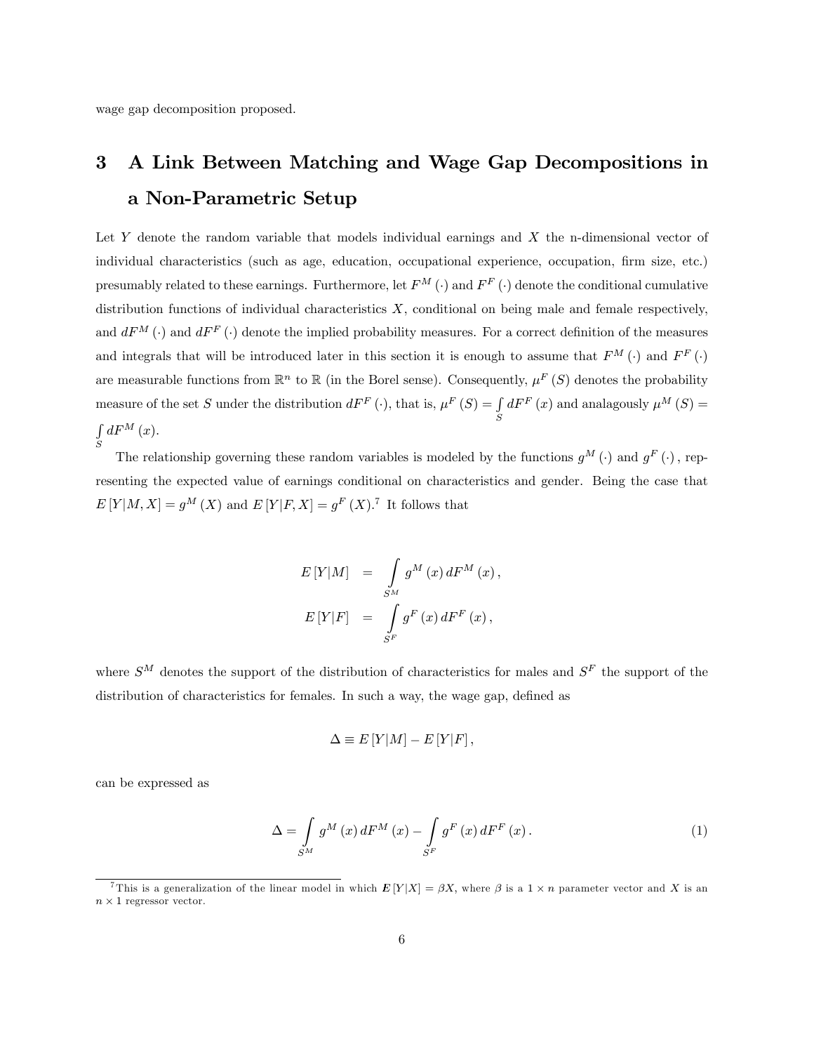wage gap decomposition proposed.

# 3 A Link Between Matching and Wage Gap Decompositions in a Non-Parametric Setup

Let $Y$ denote the random variable that models individual earnings and $X$ the n-dimensional vector of individual characteristics (such as age, education, occupational experience, occupation, firm size, etc.) presumably related to these earnings. Furthermore, let $F^M(\cdot)$ and $F^F(\cdot)$ denote the conditional cumulative distribution functions of individual characteristics $X$, conditional on being male and female respectively, and $dF^M(\cdot)$ and $dF^F(\cdot)$ denote the implied probability measures. For a correct definition of the measures and integrals that will be introduced later in this section it is enough to assume that $F^M(\cdot)$ and $F^F(\cdot)$ are measurable functions from $\mathbb{R}^n$ to $\mathbb{R}$ (in the Borel sense). Consequently, $\mu^F(S)$ denotes the probability measure of the set $S$ under the distribution $dF^F(\cdot)$, that is, $\mu^F(S) = \int_S dF^F(x)$ and analagously $\mu^M(S) = \int_S dF^M(x)$.

The relationship governing these random variables is modeled by the functions $g^M(\cdot)$ and $g^F(\cdot)$, representing the expected value of earnings conditional on characteristics and gender. Being the case that $E[Y|M, X] = g^M(X)$ and $E[Y|F, X] = g^F(X)$.[7] It follows that

$$
\begin{aligned}
E[Y|M] &= \int_{S^M} g^M(x)\, dF^M(x), \\
E[Y|F] &= \int_{S^F} g^F(x)\, dF^F(x),
\end{aligned}
$$

where $S^M$ denotes the support of the distribution of characteristics for males and $S^F$ the support of the distribution of characteristics for females. In such a way, the wage gap, defined as

$$
\Delta \equiv E[Y|M] - E[Y|F],
$$

can be expressed as

$$
\Delta = \int_{S^M} g^M(x)\, dF^M(x) - \int_{S^F} g^F(x)\, dF^F(x). \tag{1}
$$

[7] This is a generalization of the linear model in which $\boldsymbol{E}[Y|X] = \beta X$, where $\beta$ is a $1 \times n$ parameter vector and $X$ is an $n \times 1$ regressor vector.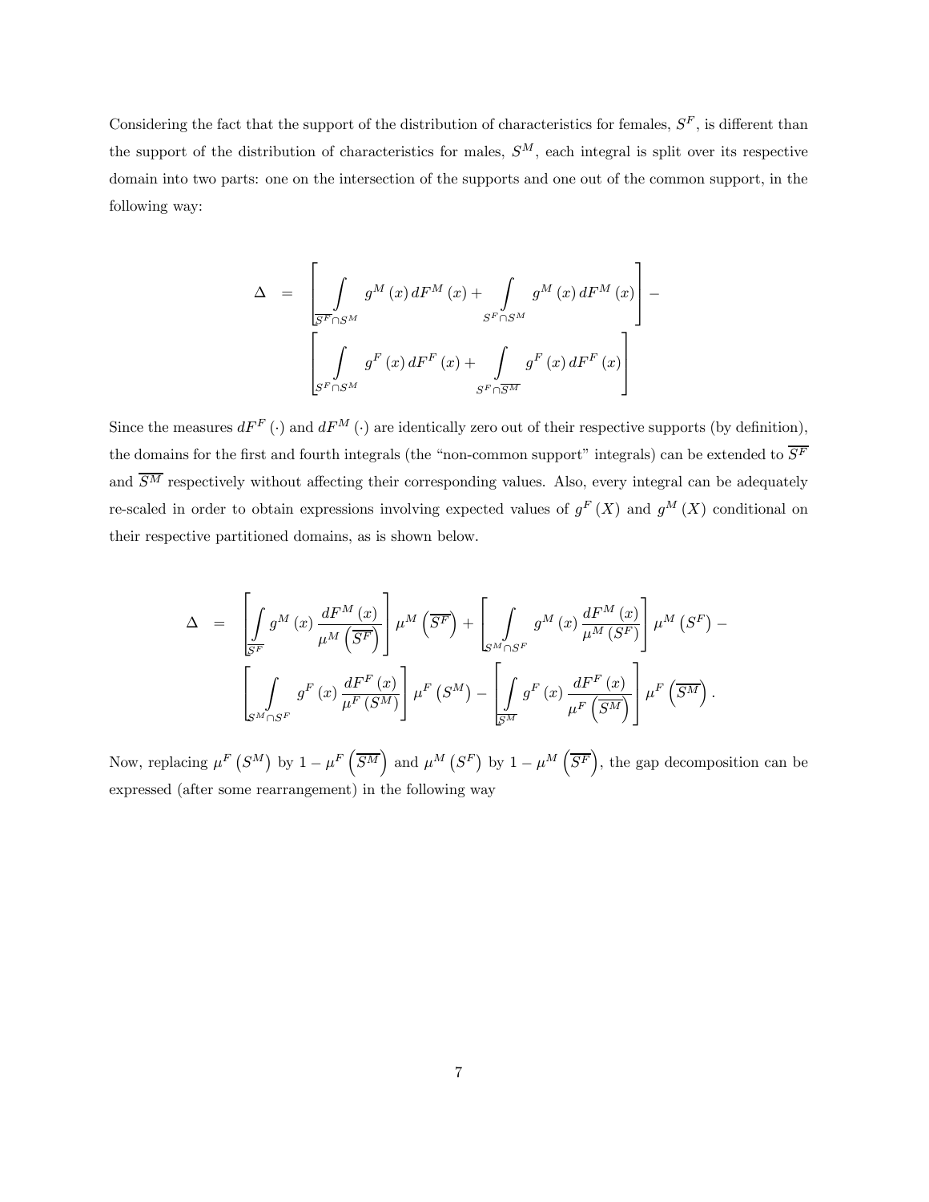Considering the fact that the support of the distribution of characteristics for females, $S^F$, is different than the support of the distribution of characteristics for males, $S^M$, each integral is split over its respective domain into two parts: one on the intersection of the supports and one out of the common support, in the following way:

$$
\begin{aligned}
\Delta \quad = \quad & \left[ \int\limits_{\overline{S^F} \cap S^M} g^M(x) \, dF^M(x) + \int\limits_{S^F \cap S^M} g^M(x) \, dF^M(x) \right] - \\
& \left[ \int\limits_{S^F \cap S^M} g^F(x) \, dF^F(x) + \int\limits_{S^F \cap \overline{S^M}} g^F(x) \, dF^F(x) \right]
\end{aligned}
$$

Since the measures $dF^F(\cdot)$ and $dF^M(\cdot)$ are identically zero out of their respective supports (by definition), the domains for the first and fourth integrals (the "non-common support" integrals) can be extended to $\overline{S^F}$ and $\overline{S^M}$ respectively without affecting their corresponding values. Also, every integral can be adequately re-scaled in order to obtain expressions involving expected values of $g^F(X)$ and $g^M(X)$ conditional on their respective partitioned domains, as is shown below.

$$
\begin{aligned}
\Delta \quad = \quad & \left[ \int\limits_{\overline{S^F}} g^M(x) \frac{dF^M(x)}{\mu^M\left(\overline{S^F}\right)} \right] \mu^M\left(\overline{S^F}\right) + \left[ \int\limits_{S^M \cap S^F} g^M(x) \frac{dF^M(x)}{\mu^M(S^F)} \right] \mu^M\left(S^F\right) - \\
& \left[ \int\limits_{S^M \cap S^F} g^F(x) \frac{dF^F(x)}{\mu^F(S^M)} \right] \mu^F\left(S^M\right) - \left[ \int\limits_{\overline{S^M}} g^F(x) \frac{dF^F(x)}{\mu^F\left(\overline{S^M}\right)} \right] \mu^F\left(\overline{S^M}\right).
\end{aligned}
$$

Now, replacing $\mu^F\left(S^M\right)$ by $1 - \mu^F\left(\overline{S^M}\right)$ and $\mu^M\left(S^F\right)$ by $1 - \mu^M\left(\overline{S^F}\right)$, the gap decomposition can be expressed (after some rearrangement) in the following way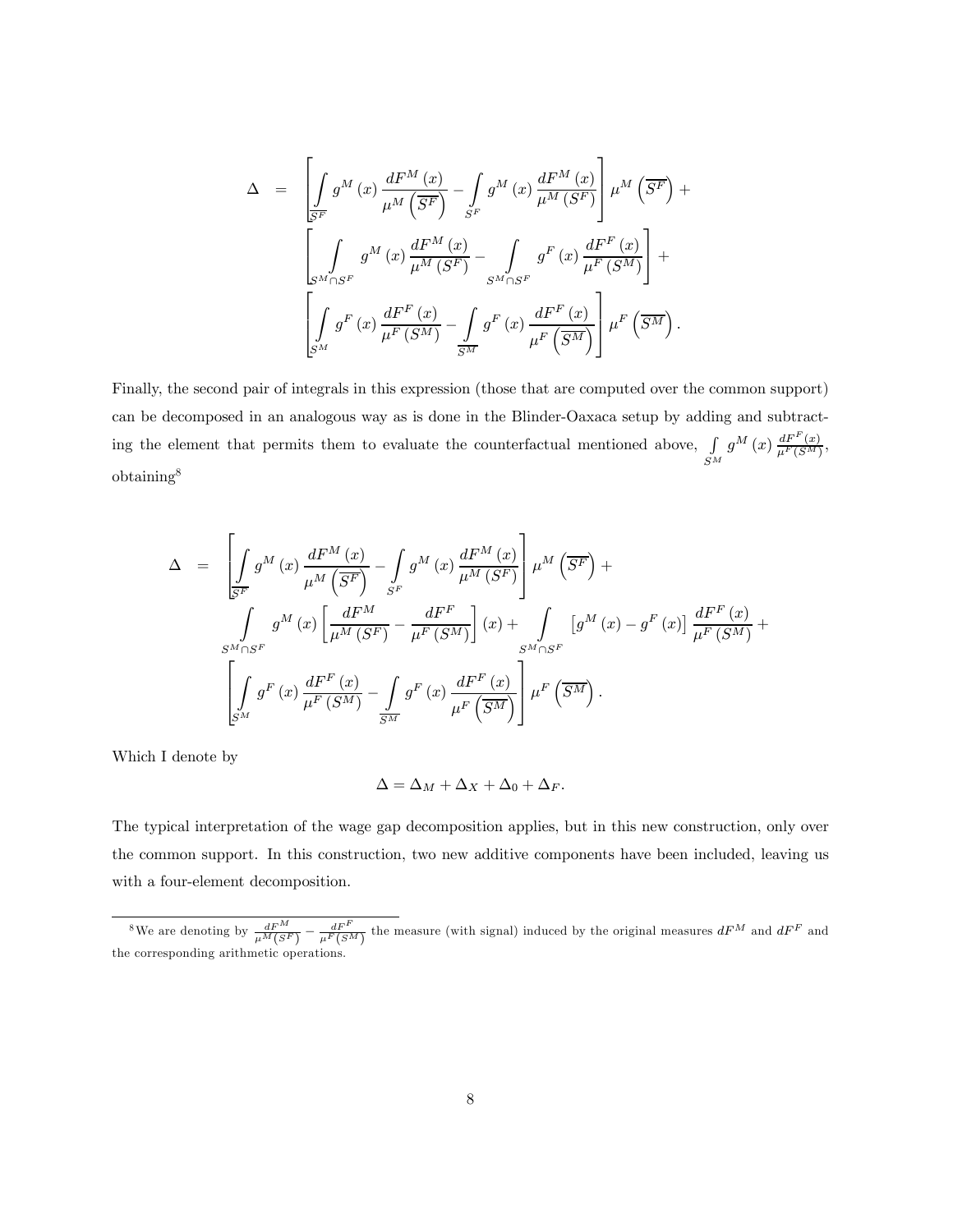$$
\begin{aligned}
\Delta \;=\; & \left[ \int\limits_{\overline{S^F}} g^M(x) \frac{dF^M(x)}{\mu^M\left(\overline{S^F}\right)} - \int\limits_{S^F} g^M(x) \frac{dF^M(x)}{\mu^M(S^F)} \right] \mu^M\left(\overline{S^F}\right) + \\
& \left[ \int\limits_{S^M \cap S^F} g^M(x) \frac{dF^M(x)}{\mu^M(S^F)} - \int\limits_{S^M \cap S^F} g^F(x) \frac{dF^F(x)}{\mu^F(S^M)} \right] + \\
& \left[ \int\limits_{S^M} g^F(x) \frac{dF^F(x)}{\mu^F(S^M)} - \int\limits_{\overline{S^M}} g^F(x) \frac{dF^F(x)}{\mu^F\left(\overline{S^M}\right)} \right] \mu^F\left(\overline{S^M}\right).
\end{aligned}
$$

Finally, the second pair of integrals in this expression (those that are computed over the common support) can be decomposed in an analogous way as is done in the Blinder-Oaxaca setup by adding and subtracting the element that permits them to evaluate the counterfactual mentioned above, $\int\limits_{S^M} g^M(x) \frac{dF^F(x)}{\mu^F(S^M)}$, obtaining[8]

$$
\begin{aligned}
\Delta \;=\; & \left[ \int\limits_{\overline{S^F}} g^M(x) \frac{dF^M(x)}{\mu^M\left(\overline{S^F}\right)} - \int\limits_{S^F} g^M(x) \frac{dF^M(x)}{\mu^M(S^F)} \right] \mu^M\left(\overline{S^F}\right) + \\
& \int\limits_{S^M \cap S^F} g^M(x) \left[ \frac{dF^M}{\mu^M(S^F)} - \frac{dF^F}{\mu^F(S^M)} \right](x) + \int\limits_{S^M \cap S^F} \left[ g^M(x) - g^F(x) \right] \frac{dF^F(x)}{\mu^F(S^M)} + \\
& \left[ \int\limits_{S^M} g^F(x) \frac{dF^F(x)}{\mu^F(S^M)} - \int\limits_{\overline{S^M}} g^F(x) \frac{dF^F(x)}{\mu^F\left(\overline{S^M}\right)} \right] \mu^F\left(\overline{S^M}\right).
\end{aligned}
$$

Which I denote by

$$
\Delta = \Delta_M + \Delta_X + \Delta_0 + \Delta_F.
$$

The typical interpretation of the wage gap decomposition applies, but in this new construction, only over the common support. In this construction, two new additive components have been included, leaving us with a four-element decomposition.

[8] We are denoting by $\frac{dF^M}{\mu^M(S^F)} - \frac{dF^F}{\mu^F(S^M)}$ the measure (with signal) induced by the original measures $dF^M$ and $dF^F$ and the corresponding arithmetic operations.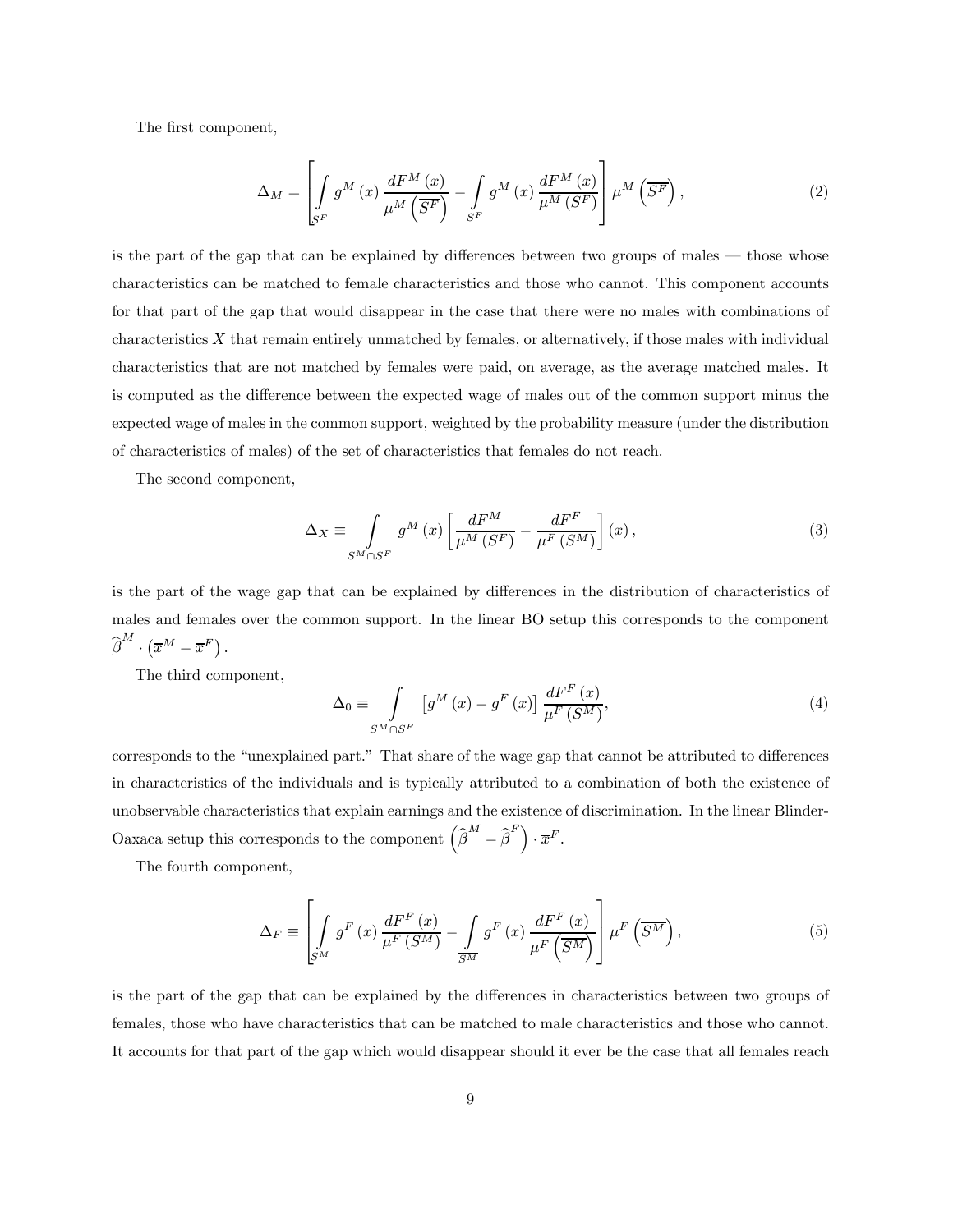The first component,

$$\Delta_M = \left[ \int_{\overline{S^F}} g^M(x) \frac{dF^M(x)}{\mu^M\left(\overline{S^F}\right)} - \int_{S^F} g^M(x) \frac{dF^M(x)}{\mu^M(S^F)} \right] \mu^M\left(\overline{S^F}\right), \tag{2}$$

is the part of the gap that can be explained by differences between two groups of males — those whose characteristics can be matched to female characteristics and those who cannot. This component accounts for that part of the gap that would disappear in the case that there were no males with combinations of characteristics $X$ that remain entirely unmatched by females, or alternatively, if those males with individual characteristics that are not matched by females were paid, on average, as the average matched males. It is computed as the difference between the expected wage of males out of the common support minus the expected wage of males in the common support, weighted by the probability measure (under the distribution of characteristics of males) of the set of characteristics that females do not reach.

The second component,

$$\Delta_X \equiv \int_{S^M \cap S^F} g^M(x) \left[ \frac{dF^M}{\mu^M(S^F)} - \frac{dF^F}{\mu^F(S^M)} \right](x), \tag{3}$$

is the part of the wage gap that can be explained by differences in the distribution of characteristics of males and females over the common support. In the linear BO setup this corresponds to the component $\widehat{\beta}^M \cdot \left(\overline{x}^M - \overline{x}^F\right)$.

The third component,

$$\Delta_0 \equiv \int_{S^M \cap S^F} \left[g^M(x) - g^F(x)\right] \frac{dF^F(x)}{\mu^F(S^M)}, \tag{4}$$

corresponds to the "unexplained part." That share of the wage gap that cannot be attributed to differences in characteristics of the individuals and is typically attributed to a combination of both the existence of unobservable characteristics that explain earnings and the existence of discrimination. In the linear Blinder-Oaxaca setup this corresponds to the component $\left(\widehat{\beta}^M - \widehat{\beta}^F\right) \cdot \overline{x}^F$.

The fourth component,

$$\Delta_F \equiv \left[ \int_{S^M} g^F(x) \frac{dF^F(x)}{\mu^F(S^M)} - \int_{\overline{S^M}} g^F(x) \frac{dF^F(x)}{\mu^F\left(\overline{S^M}\right)} \right] \mu^F\left(\overline{S^M}\right), \tag{5}$$

is the part of the gap that can be explained by the differences in characteristics between two groups of females, those who have characteristics that can be matched to male characteristics and those who cannot. It accounts for that part of the gap which would disappear should it ever be the case that all females reach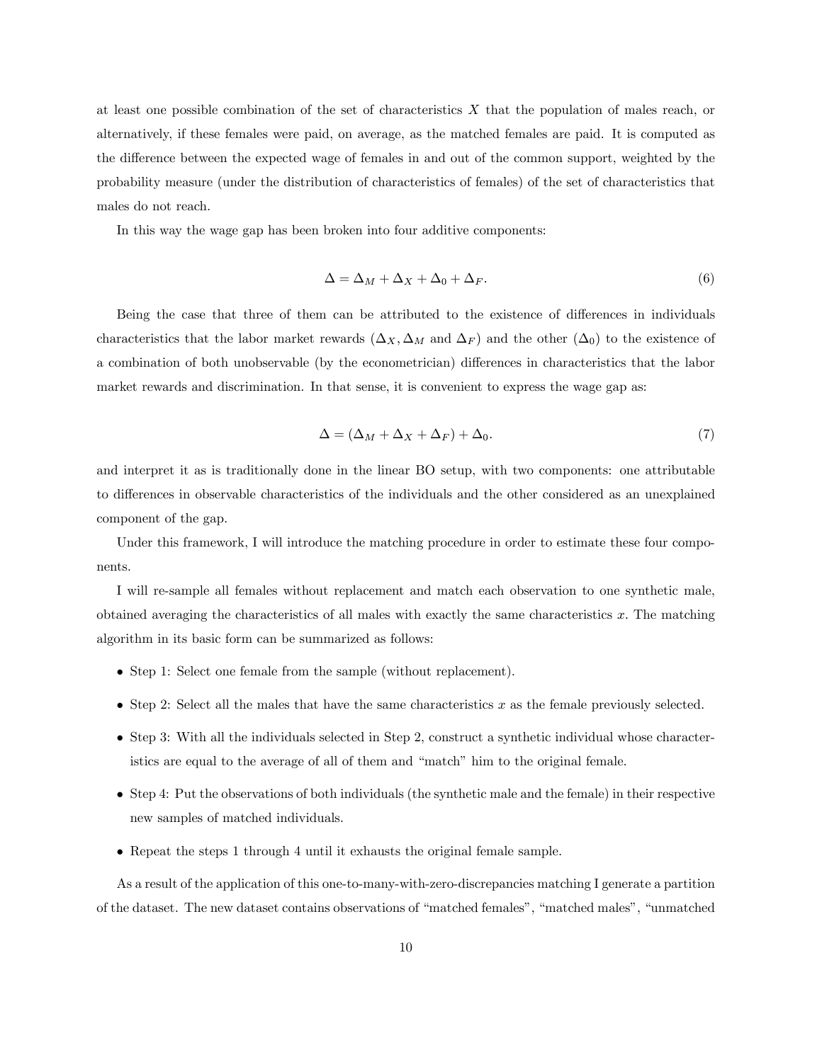at least one possible combination of the set of characteristics $X$ that the population of males reach, or alternatively, if these females were paid, on average, as the matched females are paid. It is computed as the difference between the expected wage of females in and out of the common support, weighted by the probability measure (under the distribution of characteristics of females) of the set of characteristics that males do not reach.

In this way the wage gap has been broken into four additive components:

$$\Delta = \Delta_M + \Delta_X + \Delta_0 + \Delta_F. \tag{6}$$

Being the case that three of them can be attributed to the existence of differences in individuals characteristics that the labor market rewards ($\Delta_X, \Delta_M$ and $\Delta_F$) and the other ($\Delta_0$) to the existence of a combination of both unobservable (by the econometrician) differences in characteristics that the labor market rewards and discrimination. In that sense, it is convenient to express the wage gap as:

$$\Delta = (\Delta_M + \Delta_X + \Delta_F) + \Delta_0. \tag{7}$$

and interpret it as is traditionally done in the linear BO setup, with two components: one attributable to differences in observable characteristics of the individuals and the other considered as an unexplained component of the gap.

Under this framework, I will introduce the matching procedure in order to estimate these four components.

I will re-sample all females without replacement and match each observation to one synthetic male, obtained averaging the characteristics of all males with exactly the same characteristics $x$. The matching algorithm in its basic form can be summarized as follows:

- Step 1: Select one female from the sample (without replacement).
- Step 2: Select all the males that have the same characteristics $x$ as the female previously selected.
- Step 3: With all the individuals selected in Step 2, construct a synthetic individual whose characteristics are equal to the average of all of them and "match" him to the original female.
- Step 4: Put the observations of both individuals (the synthetic male and the female) in their respective new samples of matched individuals.
- Repeat the steps 1 through 4 until it exhausts the original female sample.

As a result of the application of this one-to-many-with-zero-discrepancies matching I generate a partition of the dataset. The new dataset contains observations of "matched females", "matched males", "unmatched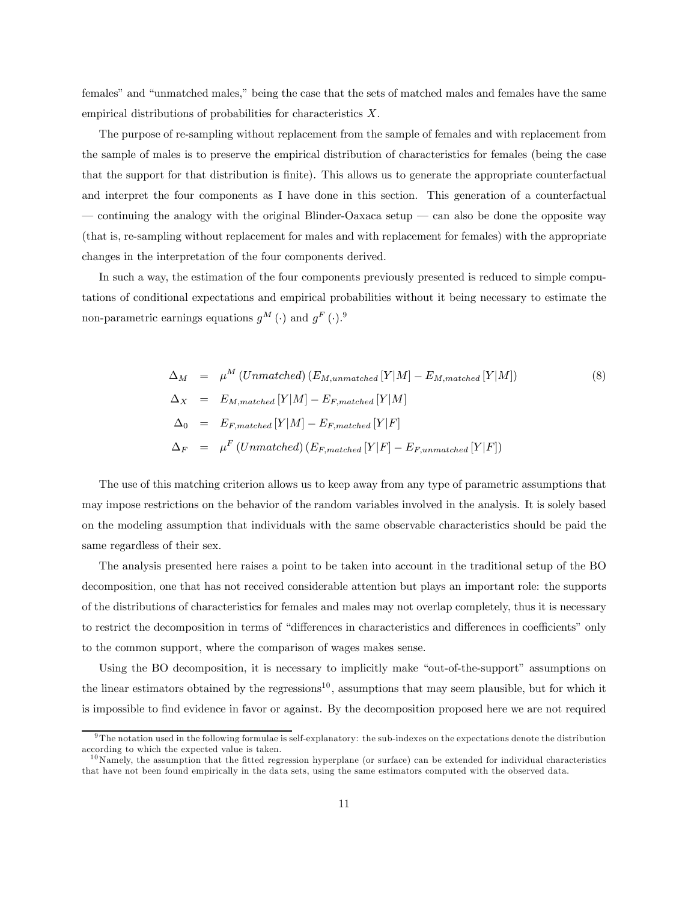females" and "unmatched males," being the case that the sets of matched males and females have the same empirical distributions of probabilities for characteristics $X$.

The purpose of re-sampling without replacement from the sample of females and with replacement from the sample of males is to preserve the empirical distribution of characteristics for females (being the case that the support for that distribution is finite). This allows us to generate the appropriate counterfactual and interpret the four components as I have done in this section. This generation of a counterfactual — continuing the analogy with the original Blinder-Oaxaca setup — can also be done the opposite way (that is, re-sampling without replacement for males and with replacement for females) with the appropriate changes in the interpretation of the four components derived.

In such a way, the estimation of the four components previously presented is reduced to simple computations of conditional expectations and empirical probabilities without it being necessary to estimate the non-parametric earnings equations $g^M(\cdot)$ and $g^F(\cdot)$.[9]

$$
\begin{aligned}
\Delta_M &= \mu^M(Unmatched)\left(E_{M,unmatched}[Y|M] - E_{M,matched}[Y|M]\right) \\
\Delta_X &= E_{M,matched}[Y|M] - E_{F,matched}[Y|M] \\
\Delta_0 &= E_{F,matched}[Y|M] - E_{F,matched}[Y|F] \\
\Delta_F &= \mu^F(Unmatched)\left(E_{F,matched}[Y|F] - E_{F,unmatched}[Y|F]\right)
\end{aligned}
\tag{8}
$$

The use of this matching criterion allows us to keep away from any type of parametric assumptions that may impose restrictions on the behavior of the random variables involved in the analysis. It is solely based on the modeling assumption that individuals with the same observable characteristics should be paid the same regardless of their sex.

The analysis presented here raises a point to be taken into account in the traditional setup of the BO decomposition, one that has not received considerable attention but plays an important role: the supports of the distributions of characteristics for females and males may not overlap completely, thus it is necessary to restrict the decomposition in terms of "differences in characteristics and differences in coefficients" only to the common support, where the comparison of wages makes sense.

Using the BO decomposition, it is necessary to implicitly make "out-of-the-support" assumptions on the linear estimators obtained by the regressions[10], assumptions that may seem plausible, but for which it is impossible to find evidence in favor or against. By the decomposition proposed here we are not required

[9] The notation used in the following formulae is self-explanatory: the sub-indexes on the expectations denote the distribution according to which the expected value is taken.

[10] Namely, the assumption that the fitted regression hyperplane (or surface) can be extended for individual characteristics that have not been found empirically in the data sets, using the same estimators computed with the observed data.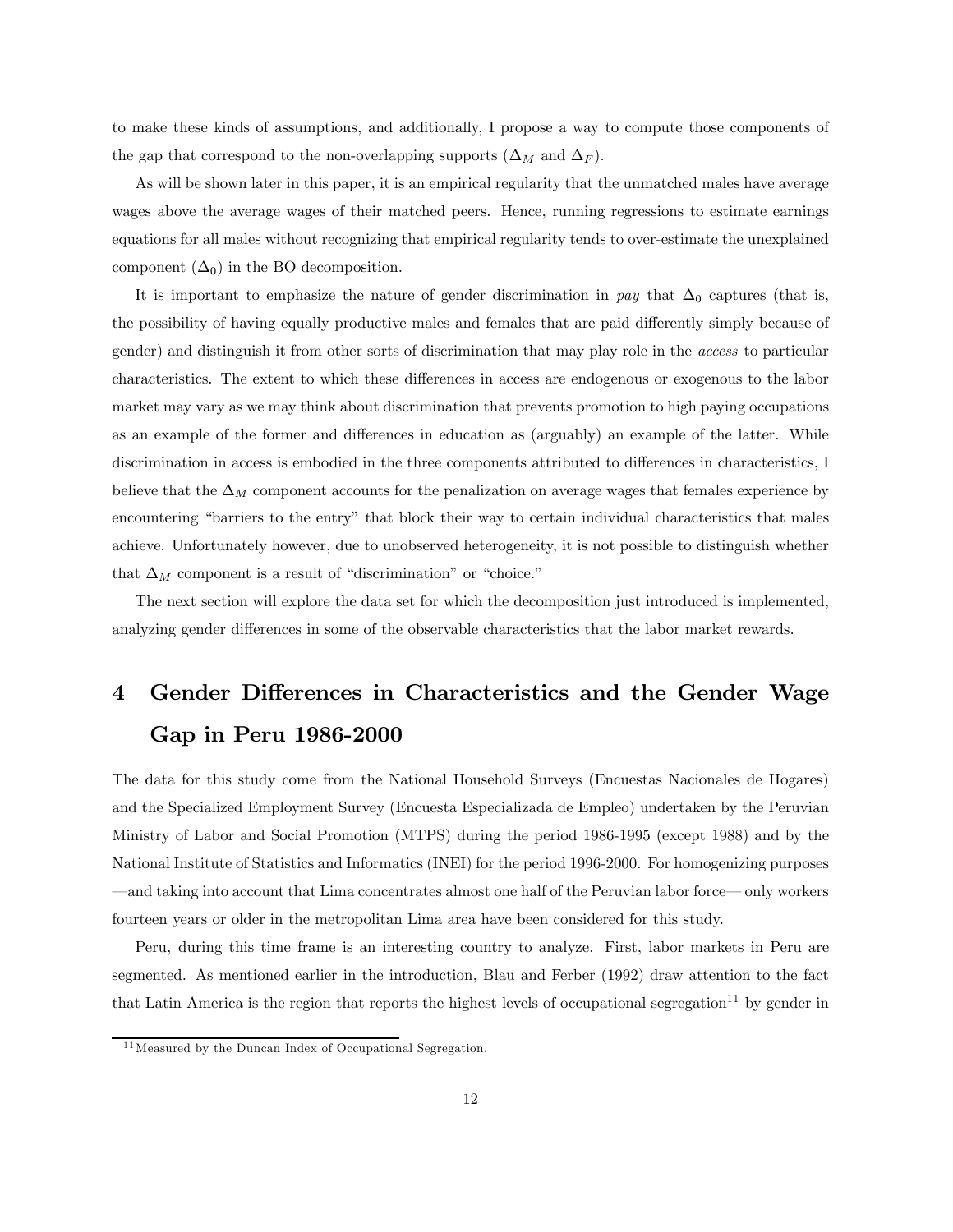to make these kinds of assumptions, and additionally, I propose a way to compute those components of the gap that correspond to the non-overlapping supports ($\Delta_M$ and $\Delta_F$).

As will be shown later in this paper, it is an empirical regularity that the unmatched males have average wages above the average wages of their matched peers. Hence, running regressions to estimate earnings equations for all males without recognizing that empirical regularity tends to over-estimate the unexplained component ($\Delta_0$) in the BO decomposition.

It is important to emphasize the nature of gender discrimination in *pay* that $\Delta_0$ captures (that is, the possibility of having equally productive males and females that are paid differently simply because of gender) and distinguish it from other sorts of discrimination that may play role in the *access* to particular characteristics. The extent to which these differences in access are endogenous or exogenous to the labor market may vary as we may think about discrimination that prevents promotion to high paying occupations as an example of the former and differences in education as (arguably) an example of the latter. While discrimination in access is embodied in the three components attributed to differences in characteristics, I believe that the $\Delta_M$ component accounts for the penalization on average wages that females experience by encountering "barriers to the entry" that block their way to certain individual characteristics that males achieve. Unfortunately however, due to unobserved heterogeneity, it is not possible to distinguish whether that $\Delta_M$ component is a result of "discrimination" or "choice."

The next section will explore the data set for which the decomposition just introduced is implemented, analyzing gender differences in some of the observable characteristics that the labor market rewards.

# 4 Gender Differences in Characteristics and the Gender Wage Gap in Peru 1986-2000

The data for this study come from the National Household Surveys (Encuestas Nacionales de Hogares) and the Specialized Employment Survey (Encuesta Especializada de Empleo) undertaken by the Peruvian Ministry of Labor and Social Promotion (MTPS) during the period 1986-1995 (except 1988) and by the National Institute of Statistics and Informatics (INEI) for the period 1996-2000. For homogenizing purposes —and taking into account that Lima concentrates almost one half of the Peruvian labor force— only workers fourteen years or older in the metropolitan Lima area have been considered for this study.

Peru, during this time frame is an interesting country to analyze. First, labor markets in Peru are segmented. As mentioned earlier in the introduction, Blau and Ferber (1992) draw attention to the fact that Latin America is the region that reports the highest levels of occupational segregation[11] by gender in

[11] Measured by the Duncan Index of Occupational Segregation.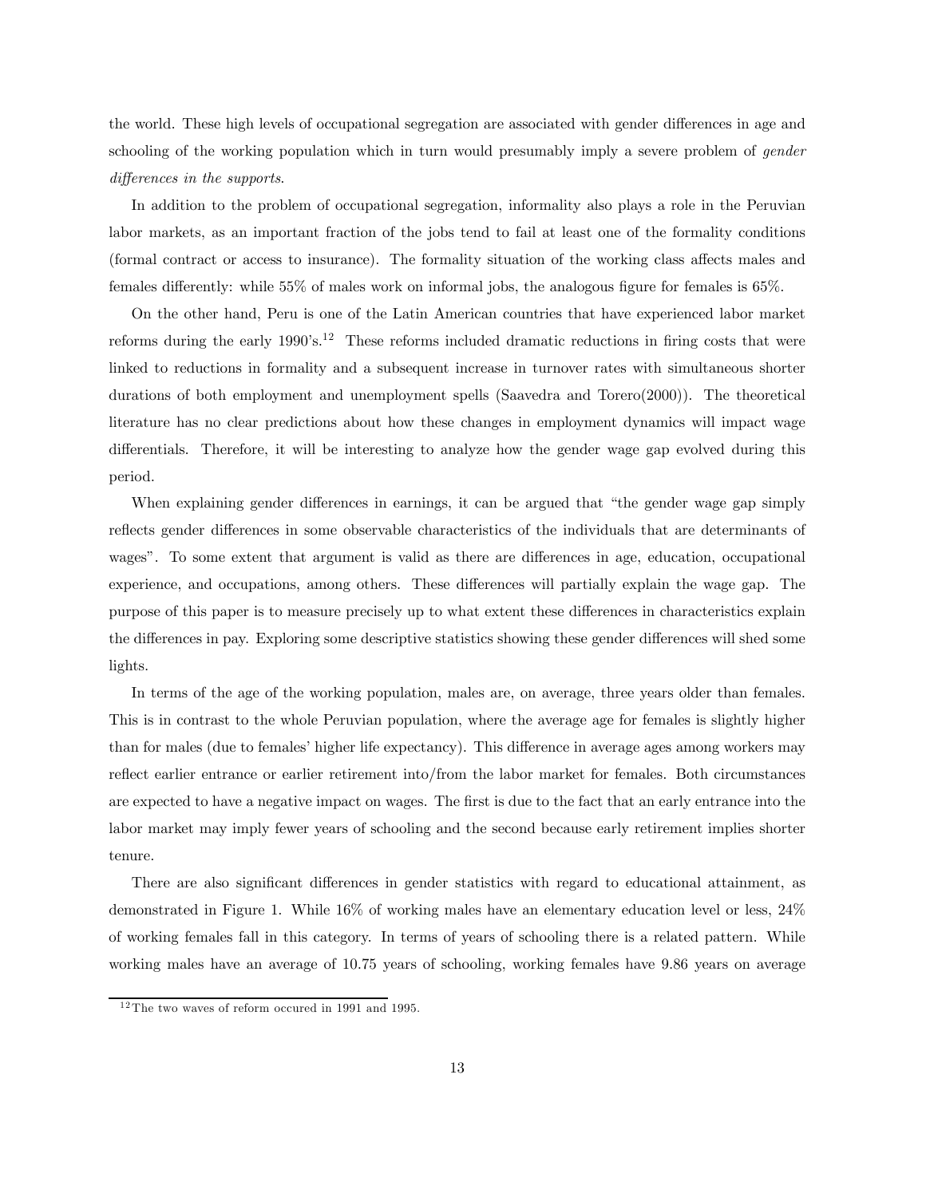the world. These high levels of occupational segregation are associated with gender differences in age and schooling of the working population which in turn would presumably imply a severe problem of *gender differences in the supports*.

In addition to the problem of occupational segregation, informality also plays a role in the Peruvian labor markets, as an important fraction of the jobs tend to fail at least one of the formality conditions (formal contract or access to insurance). The formality situation of the working class affects males and females differently: while 55% of males work on informal jobs, the analogous figure for females is 65%.

On the other hand, Peru is one of the Latin American countries that have experienced labor market reforms during the early 1990's.[12] These reforms included dramatic reductions in firing costs that were linked to reductions in formality and a subsequent increase in turnover rates with simultaneous shorter durations of both employment and unemployment spells (Saavedra and Torero(2000)). The theoretical literature has no clear predictions about how these changes in employment dynamics will impact wage differentials. Therefore, it will be interesting to analyze how the gender wage gap evolved during this period.

When explaining gender differences in earnings, it can be argued that "the gender wage gap simply reflects gender differences in some observable characteristics of the individuals that are determinants of wages". To some extent that argument is valid as there are differences in age, education, occupational experience, and occupations, among others. These differences will partially explain the wage gap. The purpose of this paper is to measure precisely up to what extent these differences in characteristics explain the differences in pay. Exploring some descriptive statistics showing these gender differences will shed some lights.

In terms of the age of the working population, males are, on average, three years older than females. This is in contrast to the whole Peruvian population, where the average age for females is slightly higher than for males (due to females' higher life expectancy). This difference in average ages among workers may reflect earlier entrance or earlier retirement into/from the labor market for females. Both circumstances are expected to have a negative impact on wages. The first is due to the fact that an early entrance into the labor market may imply fewer years of schooling and the second because early retirement implies shorter tenure.

There are also significant differences in gender statistics with regard to educational attainment, as demonstrated in Figure 1. While 16% of working males have an elementary education level or less, 24% of working females fall in this category. In terms of years of schooling there is a related pattern. While working males have an average of 10.75 years of schooling, working females have 9.86 years on average

[12] The two waves of reform occured in 1991 and 1995.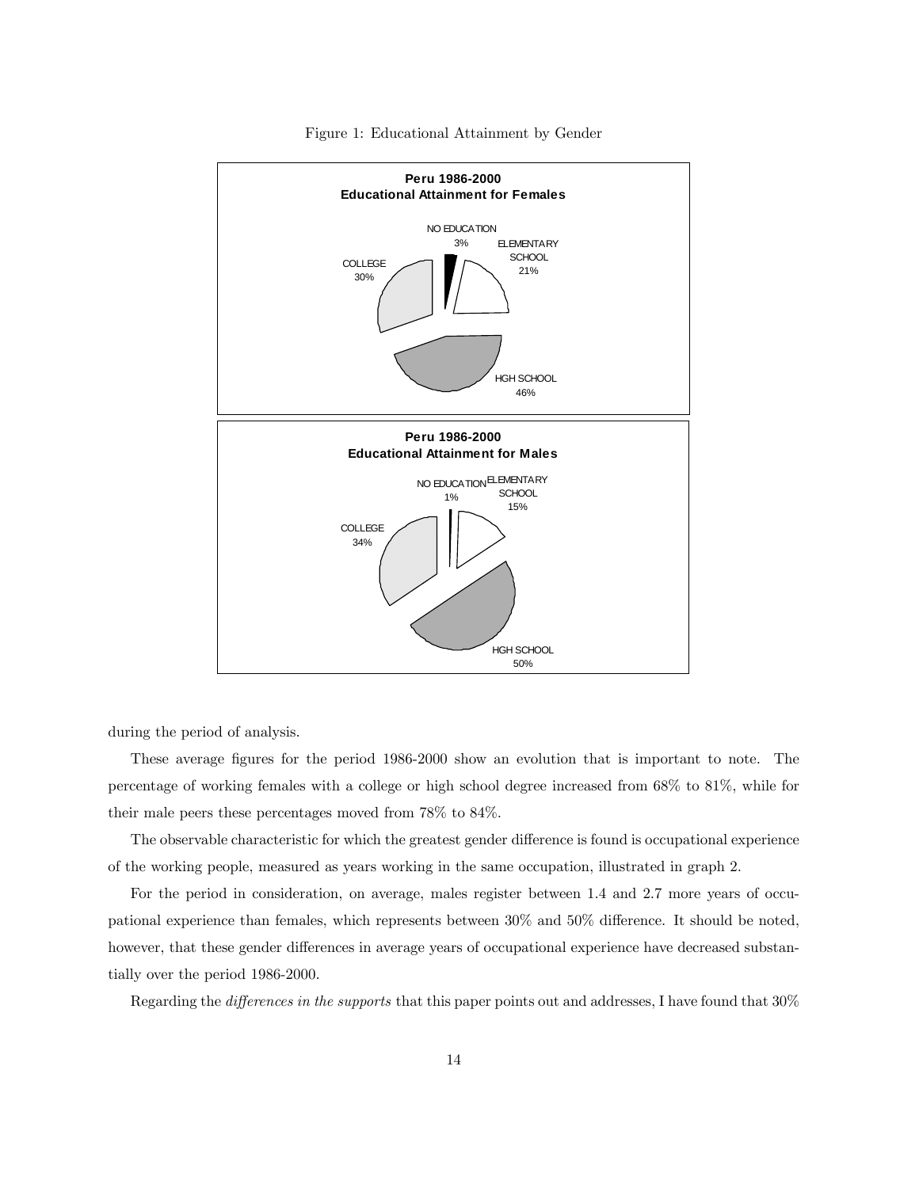Figure 1: Educational Attainment by Gender

**Peru 1986-2000**
**Educational Attainment for Females**

NO EDUCATION 3%
ELEMENTARY SCHOOL 21%
HGH SCHOOL 46%
COLLEGE 30%

**Peru 1986-2000**
**Educational Attainment for Males**

NO EDUCATION 1%
ELEMENTARY SCHOOL 15%
HGH SCHOOL 50%
COLLEGE 34%

during the period of analysis.

These average figures for the period 1986-2000 show an evolution that is important to note. The percentage of working females with a college or high school degree increased from 68% to 81%, while for their male peers these percentages moved from 78% to 84%.

The observable characteristic for which the greatest gender difference is found is occupational experience of the working people, measured as years working in the same occupation, illustrated in graph 2.

For the period in consideration, on average, males register between 1.4 and 2.7 more years of occupational experience than females, which represents between 30% and 50% difference. It should be noted, however, that these gender differences in average years of occupational experience have decreased substantially over the period 1986-2000.

Regarding the *differences in the supports* that this paper points out and addresses, I have found that 30%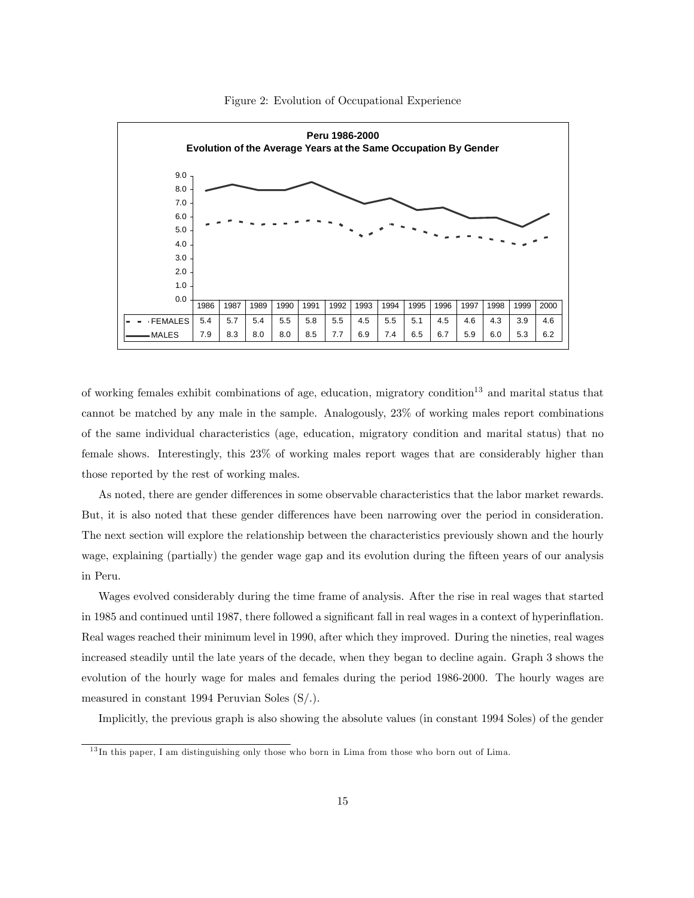Figure 2: Evolution of Occupational Experience

**Peru 1986-2000**
**Evolution of the Average Years at the Same Occupation By Gender**

| | 1986 | 1987 | 1989 | 1990 | 1991 | 1992 | 1993 | 1994 | 1995 | 1996 | 1997 | 1998 | 1999 | 2000 |
|---|---|---|---|---|---|---|---|---|---|---|---|---|---|---|
| FEMALES | 5.4 | 5.7 | 5.4 | 5.5 | 5.8 | 5.5 | 4.5 | 5.5 | 5.1 | 4.5 | 4.6 | 4.3 | 3.9 | 4.6 |
| MALES | 7.9 | 8.3 | 8.0 | 8.0 | 8.5 | 7.7 | 6.9 | 7.4 | 6.5 | 6.7 | 5.9 | 6.0 | 5.3 | 6.2 |

of working females exhibit combinations of age, education, migratory condition[13] and marital status that cannot be matched by any male in the sample. Analogously, 23% of working males report combinations of the same individual characteristics (age, education, migratory condition and marital status) that no female shows. Interestingly, this 23% of working males report wages that are considerably higher than those reported by the rest of working males.

As noted, there are gender differences in some observable characteristics that the labor market rewards. But, it is also noted that these gender differences have been narrowing over the period in consideration. The next section will explore the relationship between the characteristics previously shown and the hourly wage, explaining (partially) the gender wage gap and its evolution during the fifteen years of our analysis in Peru.

Wages evolved considerably during the time frame of analysis. After the rise in real wages that started in 1985 and continued until 1987, there followed a significant fall in real wages in a context of hyperinflation. Real wages reached their minimum level in 1990, after which they improved. During the nineties, real wages increased steadily until the late years of the decade, when they began to decline again. Graph 3 shows the evolution of the hourly wage for males and females during the period 1986-2000. The hourly wages are measured in constant 1994 Peruvian Soles (S/.).

Implicitly, the previous graph is also showing the absolute values (in constant 1994 Soles) of the gender

[13] In this paper, I am distinguishing only those who born in Lima from those who born out of Lima.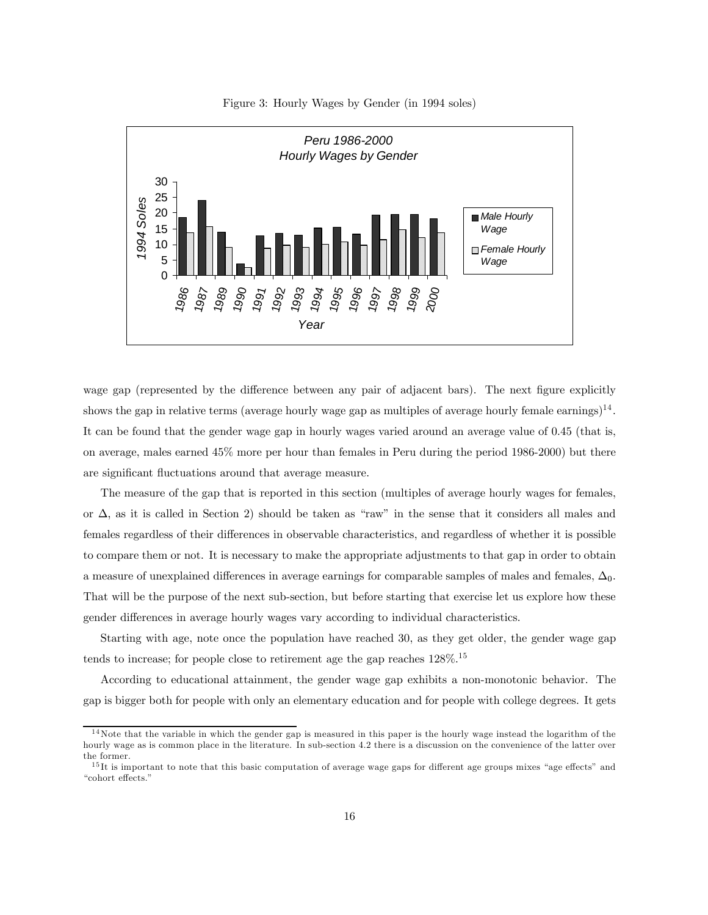Figure 3: Hourly Wages by Gender (in 1994 soles)

wage gap (represented by the difference between any pair of adjacent bars). The next figure explicitly shows the gap in relative terms (average hourly wage gap as multiples of average hourly female earnings)[14]. It can be found that the gender wage gap in hourly wages varied around an average value of 0.45 (that is, on average, males earned 45% more per hour than females in Peru during the period 1986-2000) but there are significant fluctuations around that average measure.

The measure of the gap that is reported in this section (multiples of average hourly wages for females, or $\Delta$, as it is called in Section 2) should be taken as "raw" in the sense that it considers all males and females regardless of their differences in observable characteristics, and regardless of whether it is possible to compare them or not. It is necessary to make the appropriate adjustments to that gap in order to obtain a measure of unexplained differences in average earnings for comparable samples of males and females, $\Delta_0$. That will be the purpose of the next sub-section, but before starting that exercise let us explore how these gender differences in average hourly wages vary according to individual characteristics.

Starting with age, note once the population have reached 30, as they get older, the gender wage gap tends to increase; for people close to retirement age the gap reaches 128%.[15]

According to educational attainment, the gender wage gap exhibits a non-monotonic behavior. The gap is bigger both for people with only an elementary education and for people with college degrees. It gets

[14] Note that the variable in which the gender gap is measured in this paper is the hourly wage instead the logarithm of the hourly wage as is common place in the literature. In sub-section 4.2 there is a discussion on the convenience of the latter over the former.

[15] It is important to note that this basic computation of average wage gaps for different age groups mixes "age effects" and "cohort effects."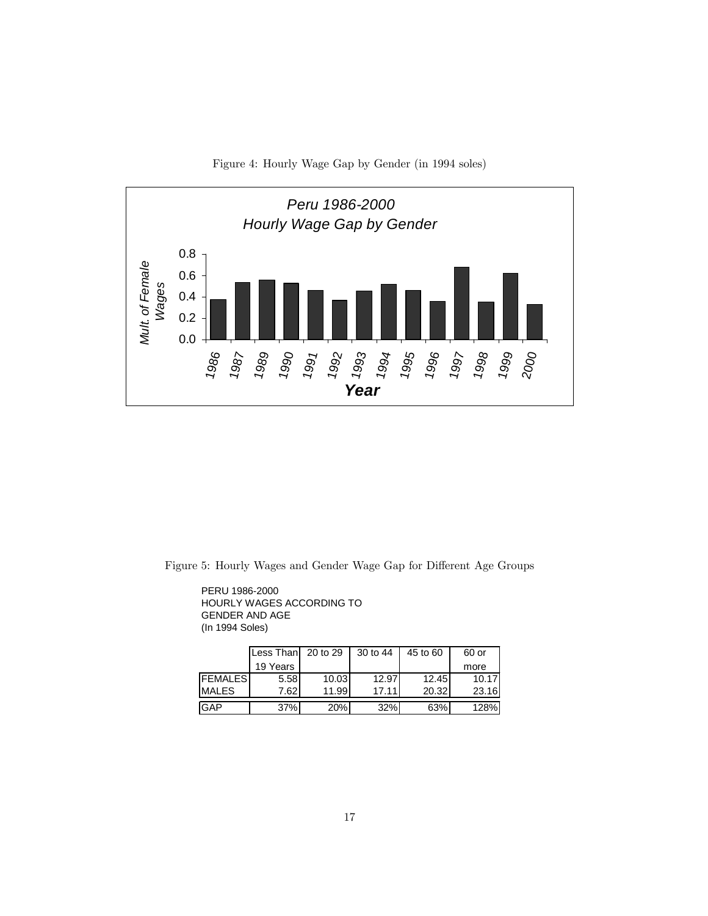Figure 4: Hourly Wage Gap by Gender (in 1994 soles)

Figure 5: Hourly Wages and Gender Wage Gap for Different Age Groups

PERU 1986-2000
HOURLY WAGES ACCORDING TO
GENDER AND AGE
(In 1994 Soles)

| | Less Than 19 Years | 20 to 29 | 30 to 44 | 45 to 60 | 60 or more |
|---|---|---|---|---|---|
| FEMALES | 5.58 | 10.03 | 12.97 | 12.45 | 10.17 |
| MALES | 7.62 | 11.99 | 17.11 | 20.32 | 23.16 |
| GAP | 37% | 20% | 32% | 63% | 128% |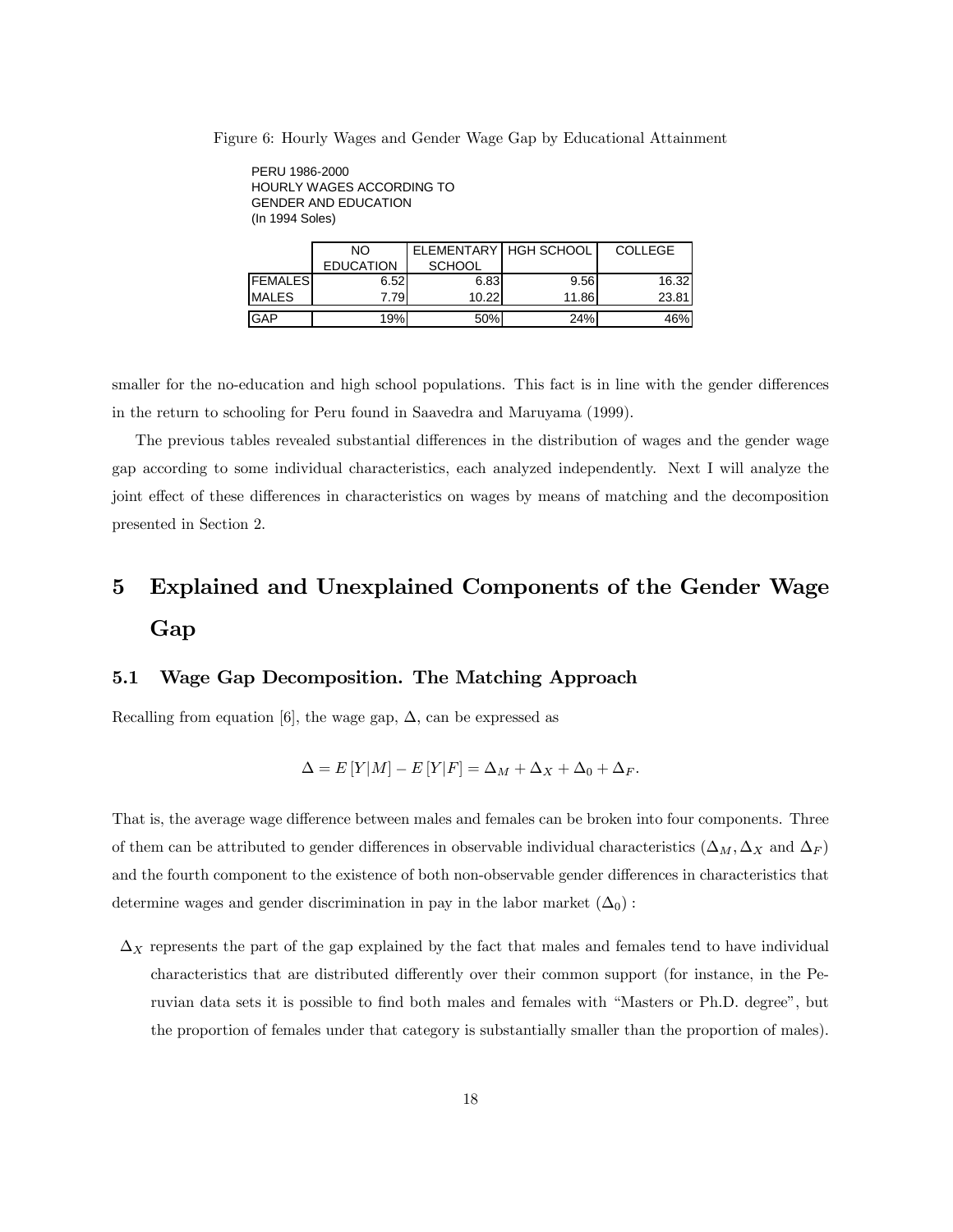Figure 6: Hourly Wages and Gender Wage Gap by Educational Attainment

PERU 1986-2000
HOURLY WAGES ACCORDING TO
GENDER AND EDUCATION
(In 1994 Soles)

| | NO EDUCATION | ELEMENTARY SCHOOL | HGH SCHOOL | COLLEGE |
|---|---|---|---|---|
| FEMALES | 6.52 | 6.83 | 9.56 | 16.32 |
| MALES | 7.79 | 10.22 | 11.86 | 23.81 |
| GAP | 19% | 50% | 24% | 46% |

smaller for the no-education and high school populations. This fact is in line with the gender differences in the return to schooling for Peru found in Saavedra and Maruyama (1999).

The previous tables revealed substantial differences in the distribution of wages and the gender wage gap according to some individual characteristics, each analyzed independently. Next I will analyze the joint effect of these differences in characteristics on wages by means of matching and the decomposition presented in Section 2.

# 5 Explained and Unexplained Components of the Gender Wage Gap

## 5.1 Wage Gap Decomposition. The Matching Approach

Recalling from equation [6], the wage gap, $\Delta$, can be expressed as

$$\Delta = E[Y|M] - E[Y|F] = \Delta_M + \Delta_X + \Delta_0 + \Delta_F.$$

That is, the average wage difference between males and females can be broken into four components. Three of them can be attributed to gender differences in observable individual characteristics ($\Delta_M, \Delta_X$ and $\Delta_F$) and the fourth component to the existence of both non-observable gender differences in characteristics that determine wages and gender discrimination in pay in the labor market ($\Delta_0$) :

- $\Delta_X$ represents the part of the gap explained by the fact that males and females tend to have individual characteristics that are distributed differently over their common support (for instance, in the Peruvian data sets it is possible to find both males and females with "Masters or Ph.D. degree", but the proportion of females under that category is substantially smaller than the proportion of males).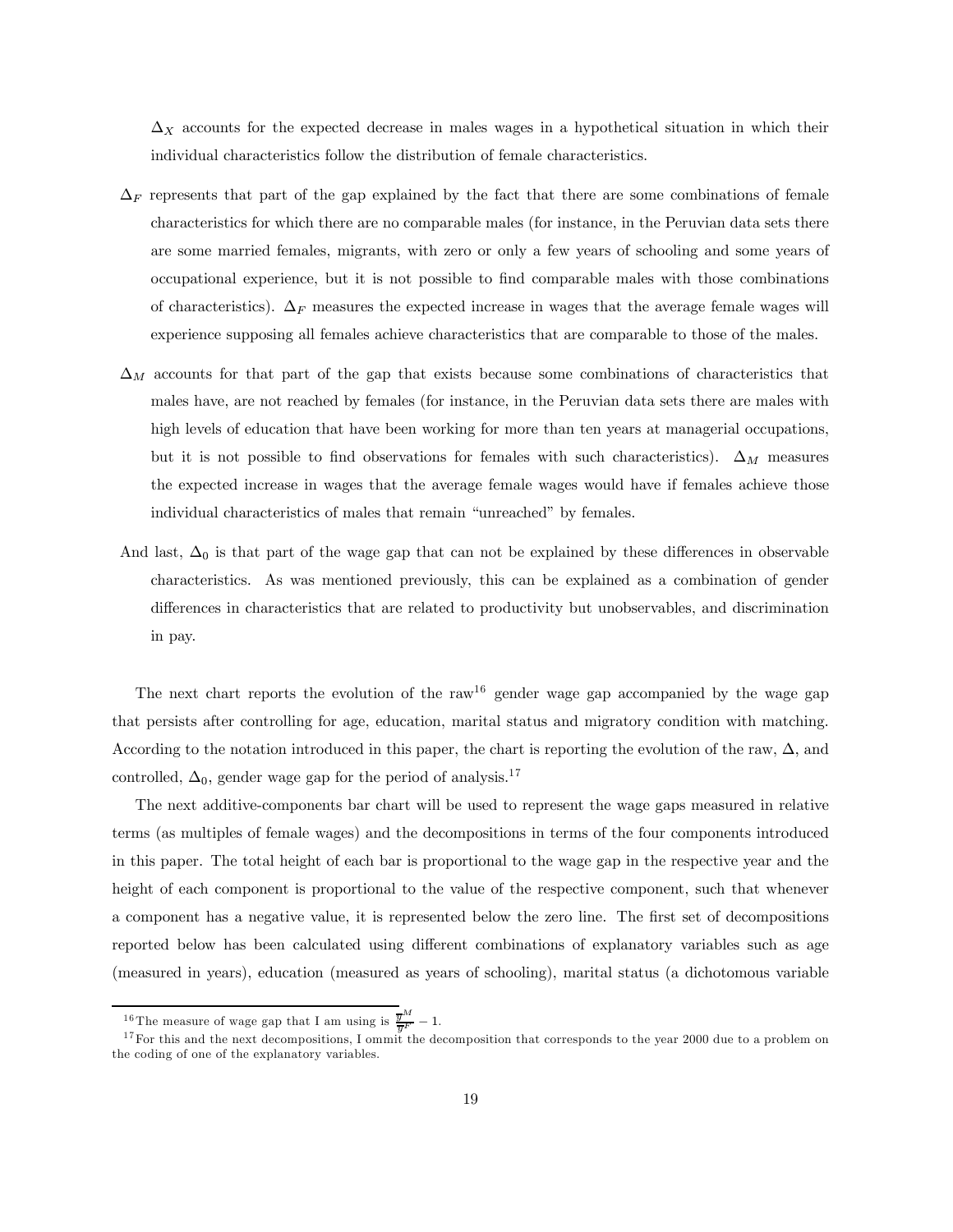$\Delta_X$ accounts for the expected decrease in males wages in a hypothetical situation in which their individual characteristics follow the distribution of female characteristics.

$\Delta_F$ represents that part of the gap explained by the fact that there are some combinations of female characteristics for which there are no comparable males (for instance, in the Peruvian data sets there are some married females, migrants, with zero or only a few years of schooling and some years of occupational experience, but it is not possible to find comparable males with those combinations of characteristics). $\Delta_F$ measures the expected increase in wages that the average female wages will experience supposing all females achieve characteristics that are comparable to those of the males.

$\Delta_M$ accounts for that part of the gap that exists because some combinations of characteristics that males have, are not reached by females (for instance, in the Peruvian data sets there are males with high levels of education that have been working for more than ten years at managerial occupations, but it is not possible to find observations for females with such characteristics). $\Delta_M$ measures the expected increase in wages that the average female wages would have if females achieve those individual characteristics of males that remain "unreached" by females.

And last, $\Delta_0$ is that part of the wage gap that can not be explained by these differences in observable characteristics. As was mentioned previously, this can be explained as a combination of gender differences in characteristics that are related to productivity but unobservables, and discrimination in pay.

The next chart reports the evolution of the raw[16] gender wage gap accompanied by the wage gap that persists after controlling for age, education, marital status and migratory condition with matching. According to the notation introduced in this paper, the chart is reporting the evolution of the raw, $\Delta$, and controlled, $\Delta_0$, gender wage gap for the period of analysis.[17]

The next additive-components bar chart will be used to represent the wage gaps measured in relative terms (as multiples of female wages) and the decompositions in terms of the four components introduced in this paper. The total height of each bar is proportional to the wage gap in the respective year and the height of each component is proportional to the value of the respective component, such that whenever a component has a negative value, it is represented below the zero line. The first set of decompositions reported below has been calculated using different combinations of explanatory variables such as age (measured in years), education (measured as years of schooling), marital status (a dichotomous variable

[16] The measure of wage gap that I am using is $\frac{\overline{y}^M}{\overline{y}^F} - 1$.

[17] For this and the next decompositions, I ommit the decomposition that corresponds to the year 2000 due to a problem on the coding of one of the explanatory variables.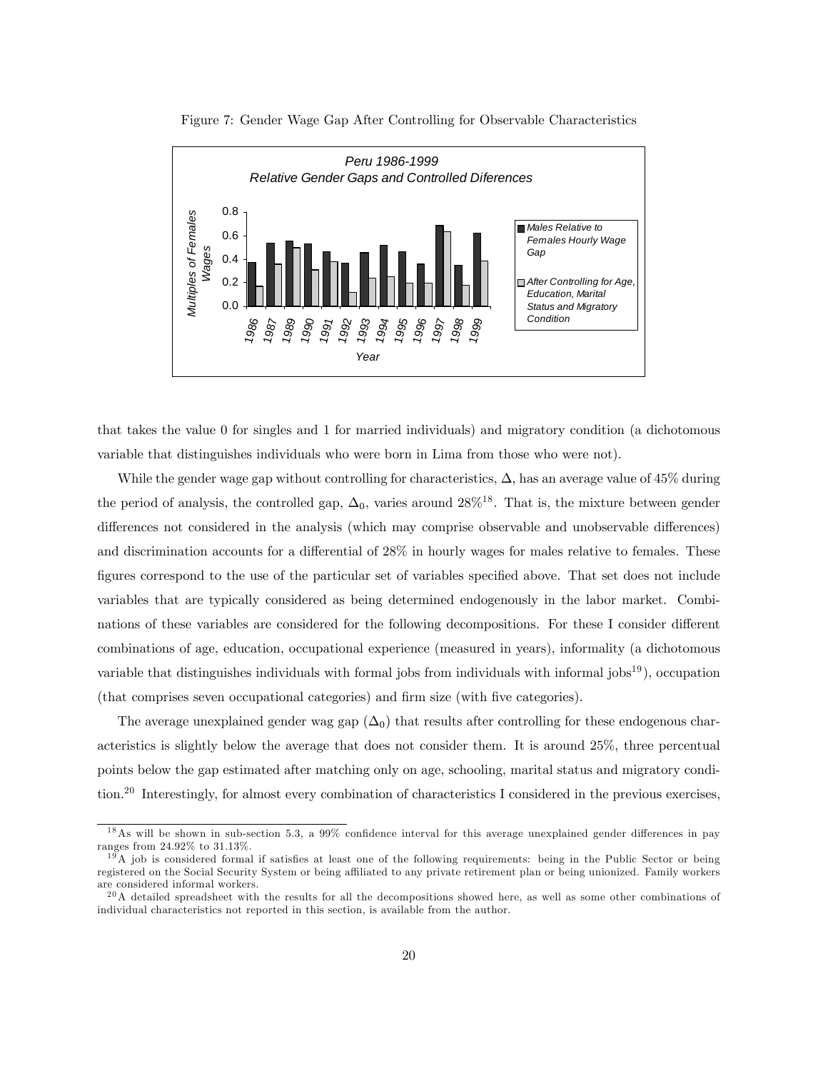Figure 7: Gender Wage Gap After Controlling for Observable Characteristics

that takes the value 0 for singles and 1 for married individuals) and migratory condition (a dichotomous variable that distinguishes individuals who were born in Lima from those who were not).

While the gender wage gap without controlling for characteristics, $\Delta$, has an average value of 45% during the period of analysis, the controlled gap, $\Delta_0$, varies around 28%[18]. That is, the mixture between gender differences not considered in the analysis (which may comprise observable and unobservable differences) and discrimination accounts for a differential of 28% in hourly wages for males relative to females. These figures correspond to the use of the particular set of variables specified above. That set does not include variables that are typically considered as being determined endogenously in the labor market. Combinations of these variables are considered for the following decompositions. For these I consider different combinations of age, education, occupational experience (measured in years), informality (a dichotomous variable that distinguishes individuals with formal jobs from individuals with informal jobs[19]), occupation (that comprises seven occupational categories) and firm size (with five categories).

The average unexplained gender wag gap ($\Delta_0$) that results after controlling for these endogenous characteristics is slightly below the average that does not consider them. It is around 25%, three percentual points below the gap estimated after matching only on age, schooling, marital status and migratory condition.[20] Interestingly, for almost every combination of characteristics I considered in the previous exercises,

[18] As will be shown in sub-section 5.3, a 99% confidence interval for this average unexplained gender differences in pay ranges from 24.92% to 31.13%.

[19] A job is considered formal if satisfies at least one of the following requirements: being in the Public Sector or being registered on the Social Security System or being affiliated to any private retirement plan or being unionized. Family workers are considered informal workers.

[20] A detailed spreadsheet with the results for all the decompositions showed here, as well as some other combinations of individual characteristics not reported in this section, is available from the author.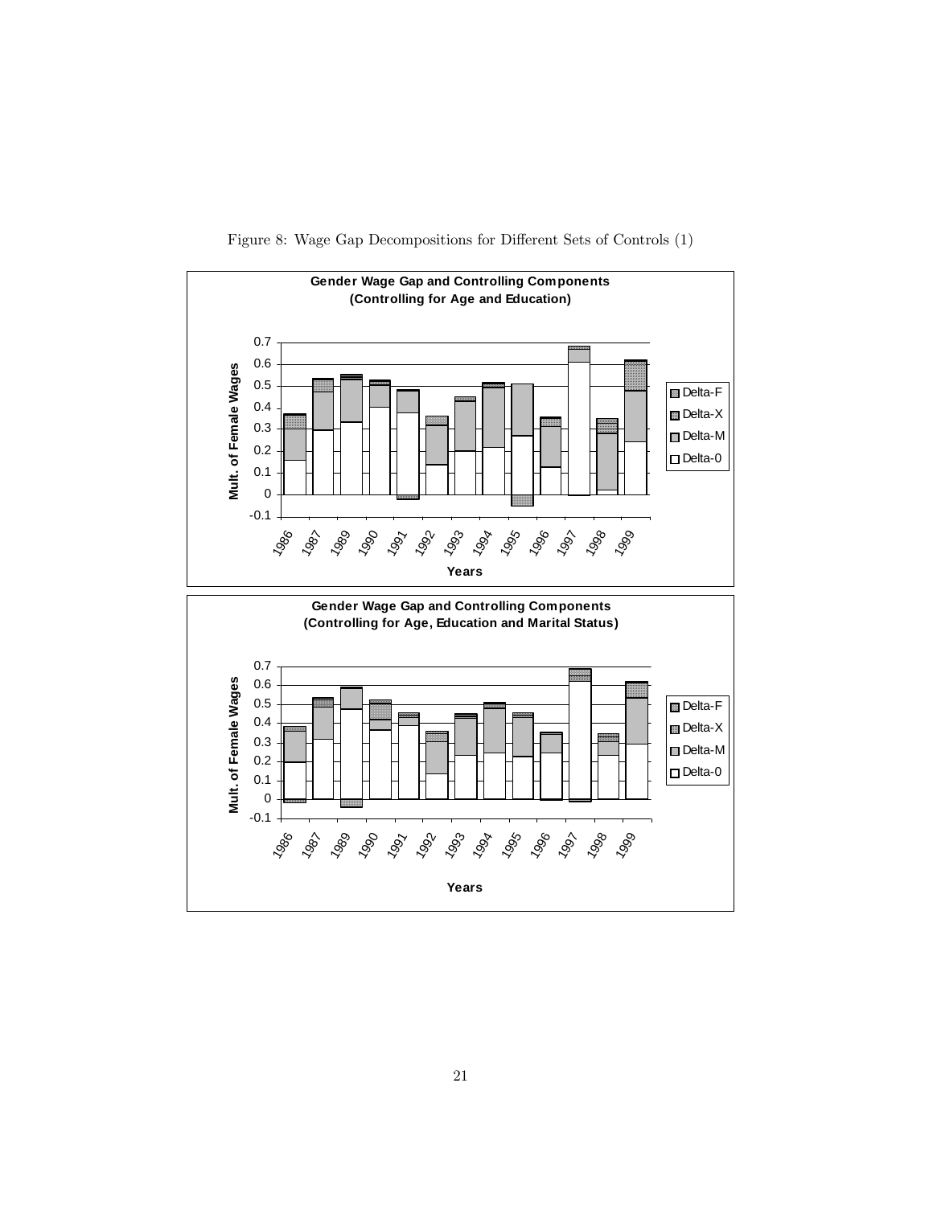Figure 8: Wage Gap Decompositions for Different Sets of Controls (1)

**Gender Wage Gap and Controlling Components**
**(Controlling for Age and Education)**

**Gender Wage Gap and Controlling Components**
**(Controlling for Age, Education and Marital Status)**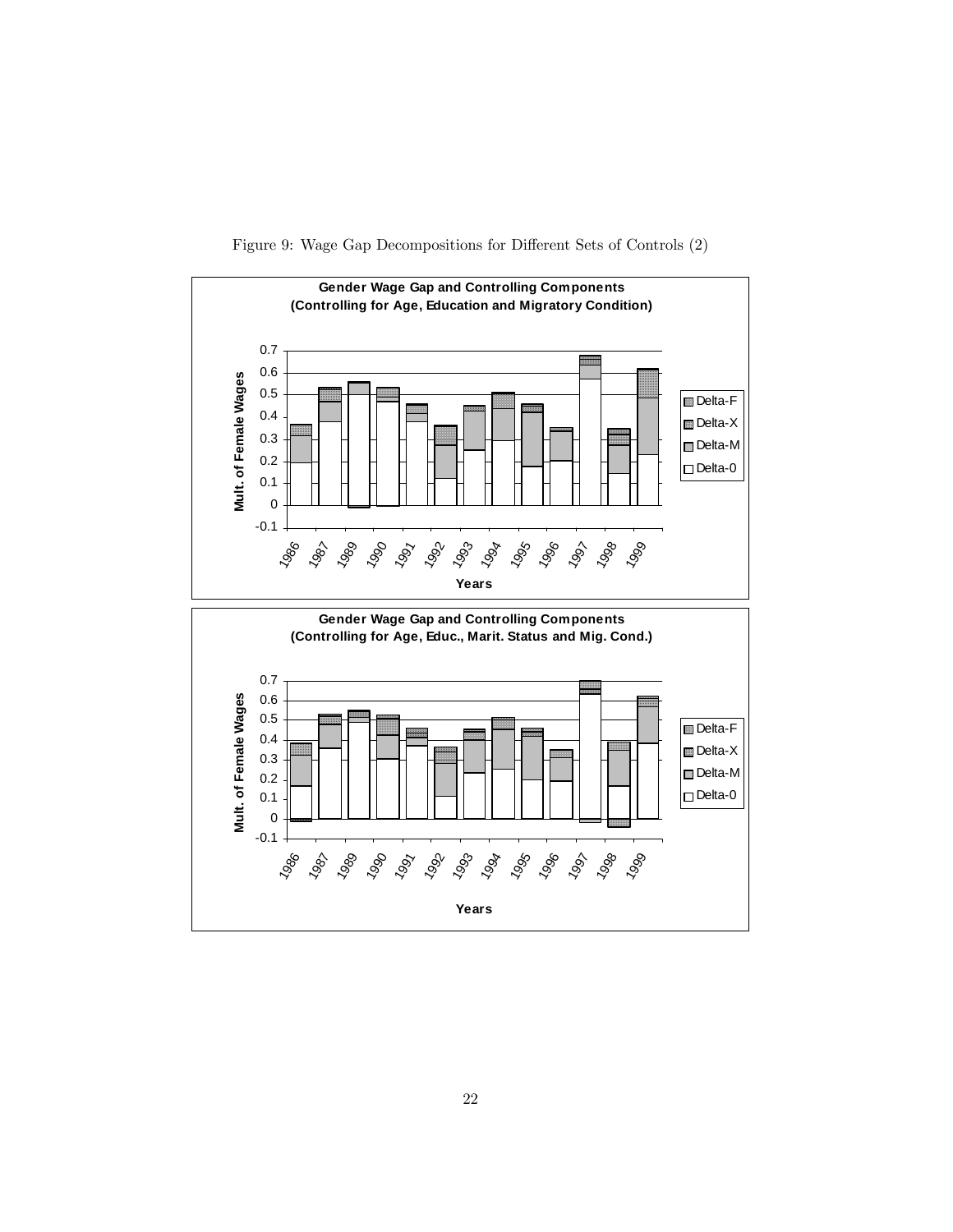Figure 9: Wage Gap Decompositions for Different Sets of Controls (2)

**Gender Wage Gap and Controlling Components (Controlling for Age, Education and Migratory Condition)**

Mult. of Female Wages

0.7, 0.6, 0.5, 0.4, 0.3, 0.2, 0.1, 0, -0.1

1986, 1987, 1989, 1990, 1991, 1992, 1993, 1994, 1995, 1996, 1997, 1998, 1999

Years

Delta-F, Delta-X, Delta-M, Delta-0

**Gender Wage Gap and Controlling Components (Controlling for Age, Educ., Marit. Status and Mig. Cond.)**

Mult. of Female Wages

0.7, 0.6, 0.5, 0.4, 0.3, 0.2, 0.1, 0, -0.1

1986, 1987, 1989, 1990, 1991, 1992, 1993, 1994, 1995, 1996, 1997, 1998, 1999

Years

Delta-F, Delta-X, Delta-M, Delta-0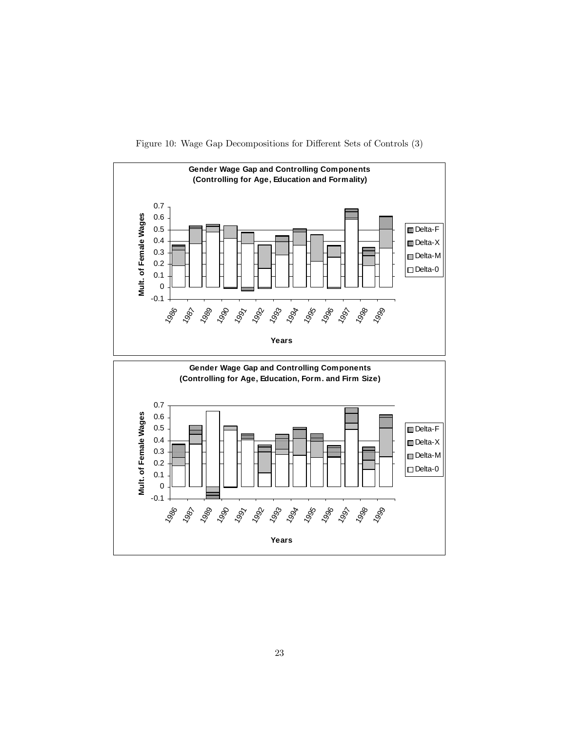Figure 10: Wage Gap Decompositions for Different Sets of Controls (3)

**Gender Wage Gap and Controlling Components (Controlling for Age, Education and Formality)**

**Gender Wage Gap and Controlling Components (Controlling for Age, Education, Form. and Firm Size)**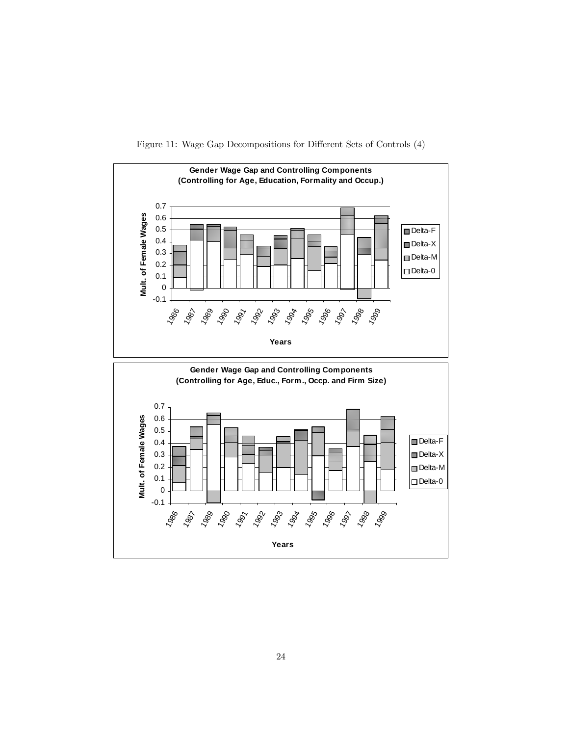Figure 11: Wage Gap Decompositions for Different Sets of Controls (4)

**Gender Wage Gap and Controlling Components (Controlling for Age, Education, Formality and Occup.)**

**Gender Wage Gap and Controlling Components (Controlling for Age, Educ., Form., Occp. and Firm Size)**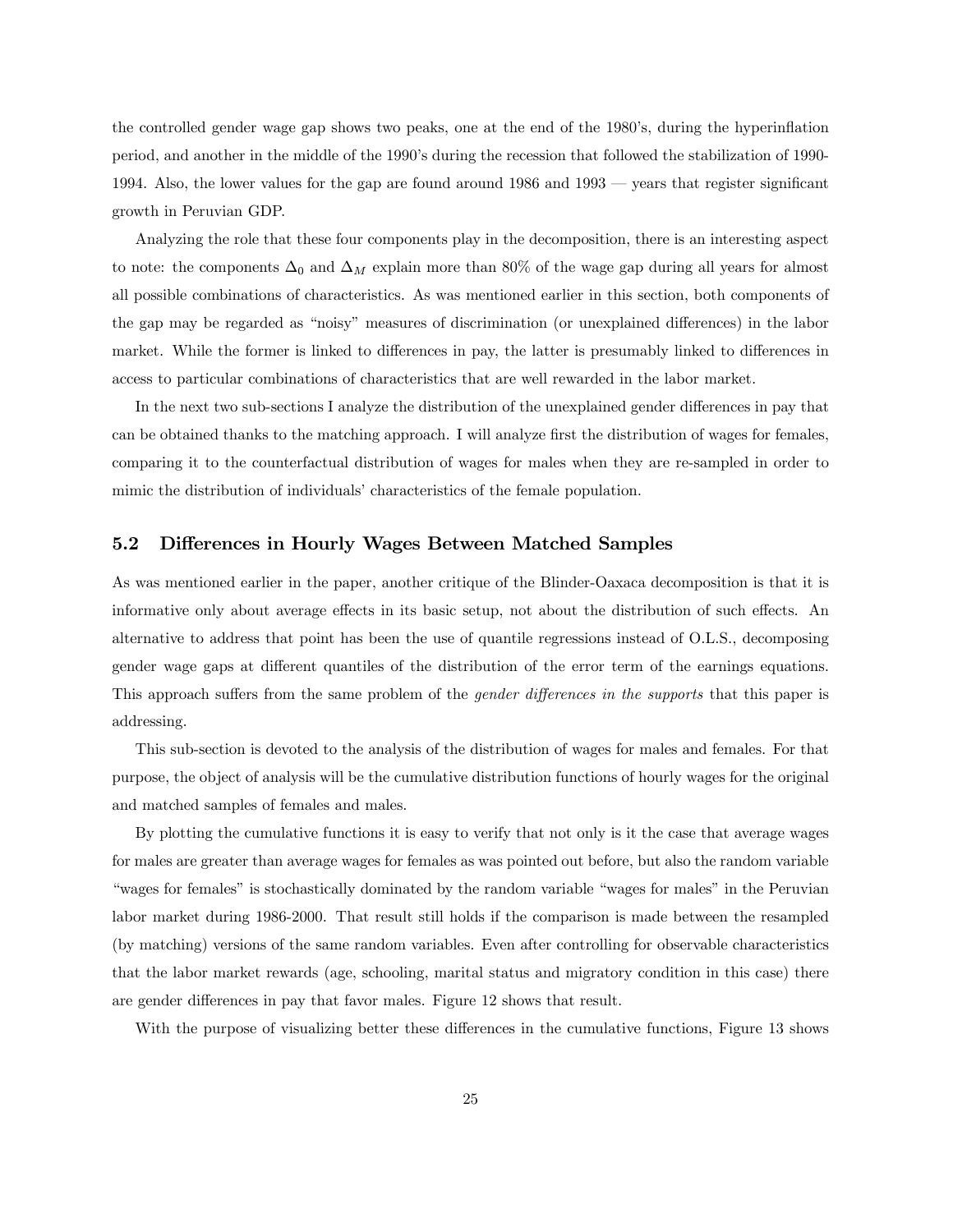the controlled gender wage gap shows two peaks, one at the end of the 1980's, during the hyperinflation period, and another in the middle of the 1990's during the recession that followed the stabilization of 1990-1994. Also, the lower values for the gap are found around 1986 and 1993 — years that register significant growth in Peruvian GDP.

Analyzing the role that these four components play in the decomposition, there is an interesting aspect to note: the components $\Delta_0$ and $\Delta_M$ explain more than 80% of the wage gap during all years for almost all possible combinations of characteristics. As was mentioned earlier in this section, both components of the gap may be regarded as "noisy" measures of discrimination (or unexplained differences) in the labor market. While the former is linked to differences in pay, the latter is presumably linked to differences in access to particular combinations of characteristics that are well rewarded in the labor market.

In the next two sub-sections I analyze the distribution of the unexplained gender differences in pay that can be obtained thanks to the matching approach. I will analyze first the distribution of wages for females, comparing it to the counterfactual distribution of wages for males when they are re-sampled in order to mimic the distribution of individuals' characteristics of the female population.

## 5.2 Differences in Hourly Wages Between Matched Samples

As was mentioned earlier in the paper, another critique of the Blinder-Oaxaca decomposition is that it is informative only about average effects in its basic setup, not about the distribution of such effects. An alternative to address that point has been the use of quantile regressions instead of O.L.S., decomposing gender wage gaps at different quantiles of the distribution of the error term of the earnings equations. This approach suffers from the same problem of the *gender differences in the supports* that this paper is addressing.

This sub-section is devoted to the analysis of the distribution of wages for males and females. For that purpose, the object of analysis will be the cumulative distribution functions of hourly wages for the original and matched samples of females and males.

By plotting the cumulative functions it is easy to verify that not only is it the case that average wages for males are greater than average wages for females as was pointed out before, but also the random variable "wages for females" is stochastically dominated by the random variable "wages for males" in the Peruvian labor market during 1986-2000. That result still holds if the comparison is made between the resampled (by matching) versions of the same random variables. Even after controlling for observable characteristics that the labor market rewards (age, schooling, marital status and migratory condition in this case) there are gender differences in pay that favor males. Figure 12 shows that result.

With the purpose of visualizing better these differences in the cumulative functions, Figure 13 shows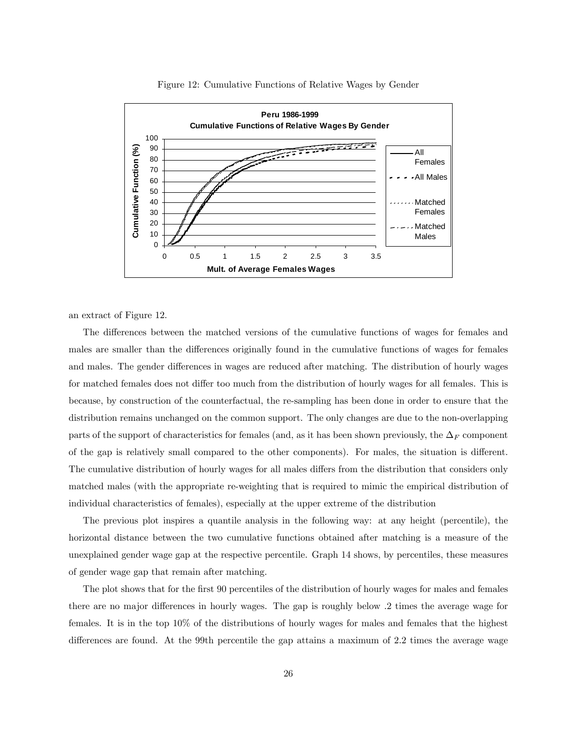Figure 12: Cumulative Functions of Relative Wages by Gender

an extract of Figure 12.

The differences between the matched versions of the cumulative functions of wages for females and males are smaller than the differences originally found in the cumulative functions of wages for females and males. The gender differences in wages are reduced after matching. The distribution of hourly wages for matched females does not differ too much from the distribution of hourly wages for all females. This is because, by construction of the counterfactual, the re-sampling has been done in order to ensure that the distribution remains unchanged on the common support. The only changes are due to the non-overlapping parts of the support of characteristics for females (and, as it has been shown previously, the $\Delta_F$ component of the gap is relatively small compared to the other components). For males, the situation is different. The cumulative distribution of hourly wages for all males differs from the distribution that considers only matched males (with the appropriate re-weighting that is required to mimic the empirical distribution of individual characteristics of females), especially at the upper extreme of the distribution

The previous plot inspires a quantile analysis in the following way: at any height (percentile), the horizontal distance between the two cumulative functions obtained after matching is a measure of the unexplained gender wage gap at the respective percentile. Graph 14 shows, by percentiles, these measures of gender wage gap that remain after matching.

The plot shows that for the first 90 percentiles of the distribution of hourly wages for males and females there are no major differences in hourly wages. The gap is roughly below .2 times the average wage for females. It is in the top 10% of the distributions of hourly wages for males and females that the highest differences are found. At the 99th percentile the gap attains a maximum of 2.2 times the average wage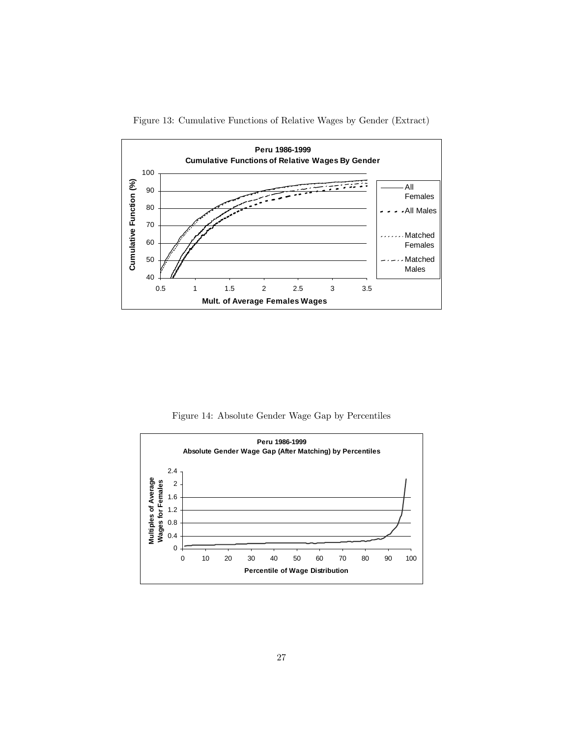Figure 13: Cumulative Functions of Relative Wages by Gender (Extract)

Figure 14: Absolute Gender Wage Gap by Percentiles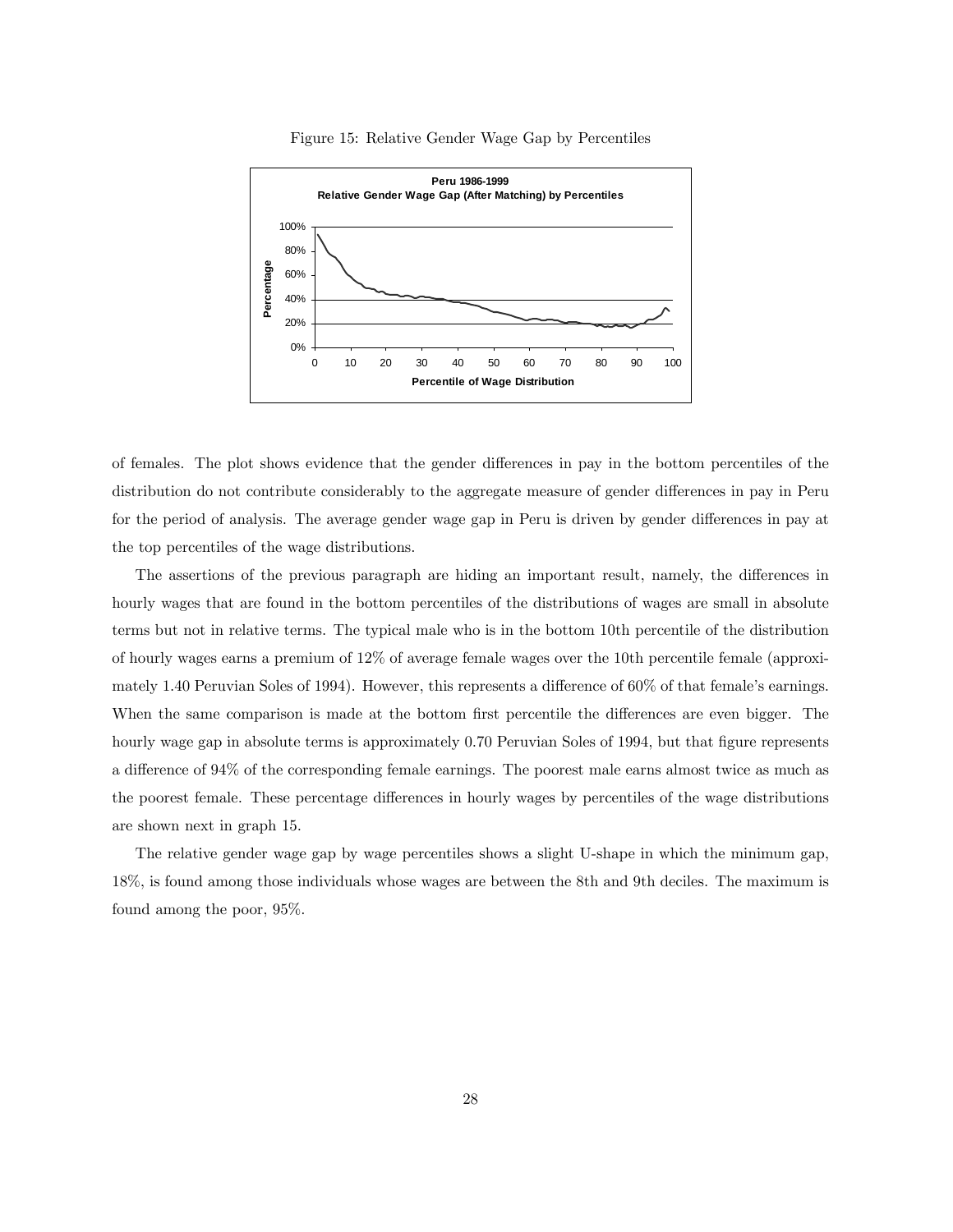Figure 15: Relative Gender Wage Gap by Percentiles

of females. The plot shows evidence that the gender differences in pay in the bottom percentiles of the distribution do not contribute considerably to the aggregate measure of gender differences in pay in Peru for the period of analysis. The average gender wage gap in Peru is driven by gender differences in pay at the top percentiles of the wage distributions.

The assertions of the previous paragraph are hiding an important result, namely, the differences in hourly wages that are found in the bottom percentiles of the distributions of wages are small in absolute terms but not in relative terms. The typical male who is in the bottom 10th percentile of the distribution of hourly wages earns a premium of 12% of average female wages over the 10th percentile female (approximately 1.40 Peruvian Soles of 1994). However, this represents a difference of 60% of that female's earnings. When the same comparison is made at the bottom first percentile the differences are even bigger. The hourly wage gap in absolute terms is approximately 0.70 Peruvian Soles of 1994, but that figure represents a difference of 94% of the corresponding female earnings. The poorest male earns almost twice as much as the poorest female. These percentage differences in hourly wages by percentiles of the wage distributions are shown next in graph 15.

The relative gender wage gap by wage percentiles shows a slight U-shape in which the minimum gap, 18%, is found among those individuals whose wages are between the 8th and 9th deciles. The maximum is found among the poor, 95%.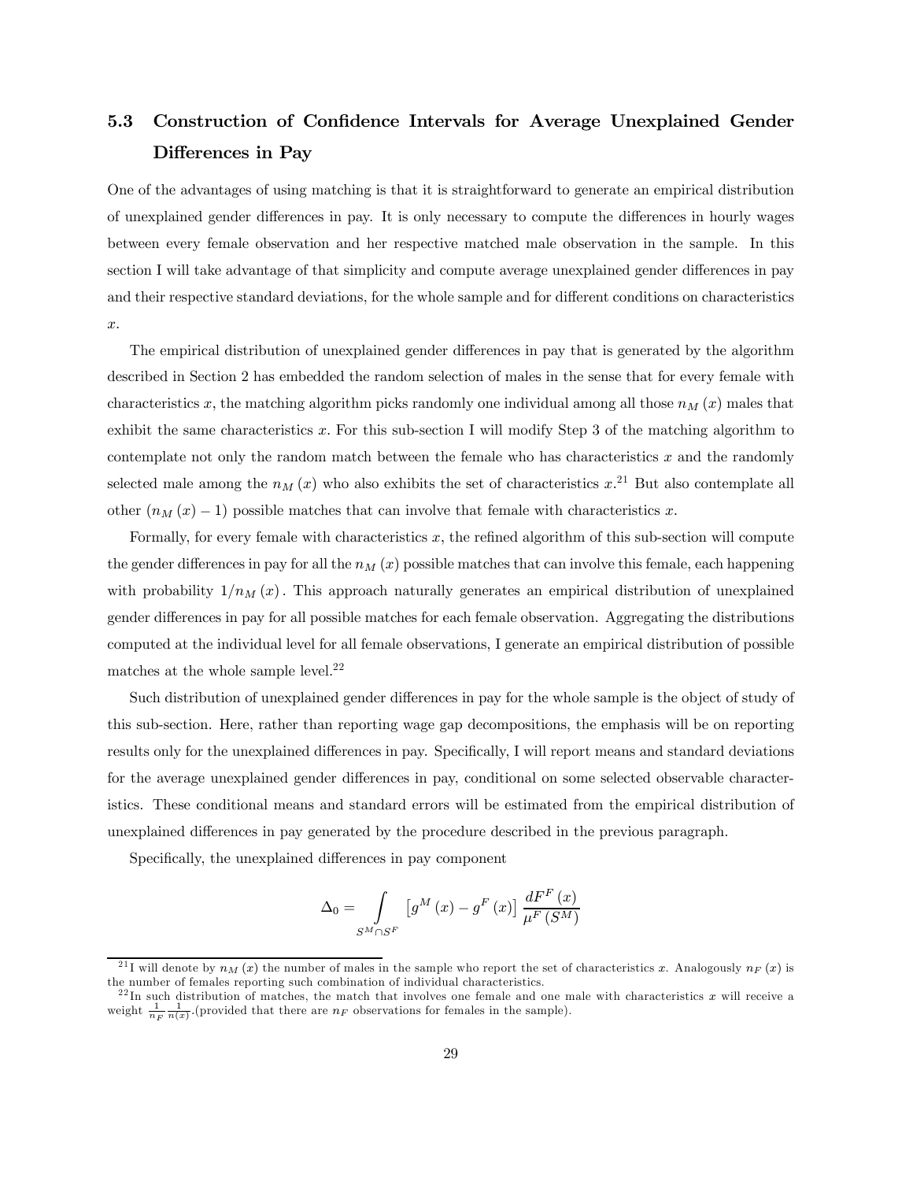### 5.3 Construction of Confidence Intervals for Average Unexplained Gender Differences in Pay

One of the advantages of using matching is that it is straightforward to generate an empirical distribution of unexplained gender differences in pay. It is only necessary to compute the differences in hourly wages between every female observation and her respective matched male observation in the sample. In this section I will take advantage of that simplicity and compute average unexplained gender differences in pay and their respective standard deviations, for the whole sample and for different conditions on characteristics $x$.

The empirical distribution of unexplained gender differences in pay that is generated by the algorithm described in Section 2 has embedded the random selection of males in the sense that for every female with characteristics $x$, the matching algorithm picks randomly one individual among all those $n_M(x)$ males that exhibit the same characteristics $x$. For this sub-section I will modify Step 3 of the matching algorithm to contemplate not only the random match between the female who has characteristics $x$ and the randomly selected male among the $n_M(x)$ who also exhibits the set of characteristics $x$.[21] But also contemplate all other $(n_M(x) - 1)$ possible matches that can involve that female with characteristics $x$.

Formally, for every female with characteristics $x$, the refined algorithm of this sub-section will compute the gender differences in pay for all the $n_M(x)$ possible matches that can involve this female, each happening with probability $1/n_M(x)$. This approach naturally generates an empirical distribution of unexplained gender differences in pay for all possible matches for each female observation. Aggregating the distributions computed at the individual level for all female observations, I generate an empirical distribution of possible matches at the whole sample level.[22]

Such distribution of unexplained gender differences in pay for the whole sample is the object of study of this sub-section. Here, rather than reporting wage gap decompositions, the emphasis will be on reporting results only for the unexplained differences in pay. Specifically, I will report means and standard deviations for the average unexplained gender differences in pay, conditional on some selected observable characteristics. These conditional means and standard errors will be estimated from the empirical distribution of unexplained differences in pay generated by the procedure described in the previous paragraph.

Specifically, the unexplained differences in pay component

$$\Delta_0 = \int_{S^M \cap S^F} \left[g^M(x) - g^F(x)\right] \frac{dF^F(x)}{\mu^F(S^M)}$$

---

[21] I will denote by $n_M(x)$ the number of males in the sample who report the set of characteristics $x$. Analogously $n_F(x)$ is the number of females reporting such combination of individual characteristics.

[22] In such distribution of matches, the match that involves one female and one male with characteristics $x$ will receive a weight $\frac{1}{n_F}\frac{1}{n(x)}$.(provided that there are $n_F$ observations for females in the sample).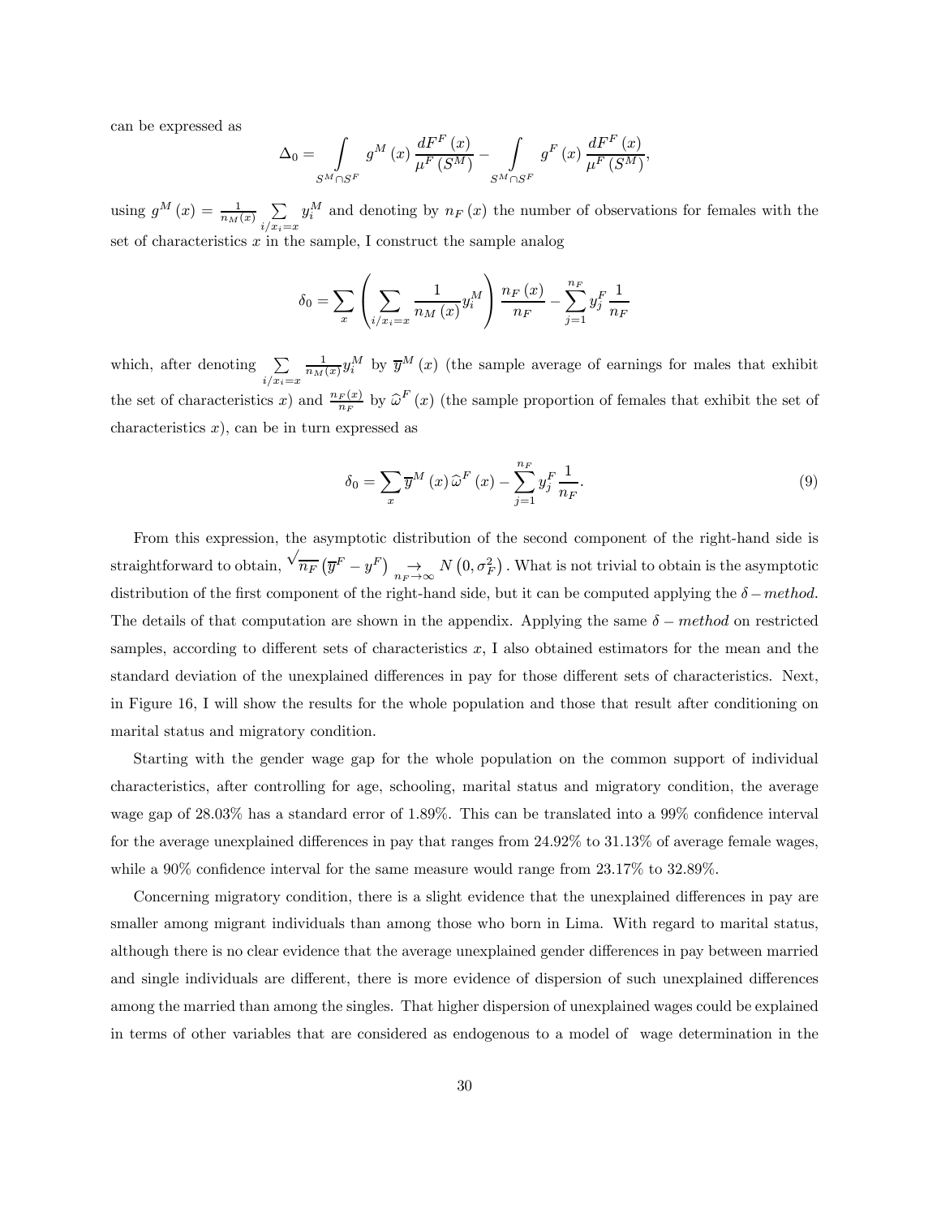can be expressed as

$$\Delta_0 = \int_{S^M \cap S^F} g^M(x) \frac{dF^F(x)}{\mu^F(S^M)} - \int_{S^M \cap S^F} g^F(x) \frac{dF^F(x)}{\mu^F(S^M)},$$

using $g^M(x) = \frac{1}{n_M(x)} \sum_{i/x_i = x} y_i^M$ and denoting by $n_F(x)$ the number of observations for females with the set of characteristics $x$ in the sample, I construct the sample analog

$$\delta_0 = \sum_x \left( \sum_{i/x_i = x} \frac{1}{n_M(x)} y_i^M \right) \frac{n_F(x)}{n_F} - \sum_{j=1}^{n_F} y_j^F \frac{1}{n_F}$$

which, after denoting $\sum_{i/x_i=x} \frac{1}{n_M(x)} y_i^M$ by $\overline{y}^M(x)$ (the sample average of earnings for males that exhibit the set of characteristics $x$) and $\frac{n_F(x)}{n_F}$ by $\widehat{\omega}^F(x)$ (the sample proportion of females that exhibit the set of characteristics $x$), can be in turn expressed as

$$\delta_0 = \sum_x \overline{y}^M(x) \widehat{\omega}^F(x) - \sum_{j=1}^{n_F} y_j^F \frac{1}{n_F}. \tag{9}$$

From this expression, the asymptotic distribution of the second component of the right-hand side is straightforward to obtain, $\sqrt{n_F}\left(\overline{y}^F - y^F\right) \underset{n_F \to \infty}{\to} N\left(0, \sigma_F^2\right)$. What is not trivial to obtain is the asymptotic distribution of the first component of the right-hand side, but it can be computed applying the $\delta - method$. The details of that computation are shown in the appendix. Applying the same $\delta - method$ on restricted samples, according to different sets of characteristics $x$, I also obtained estimators for the mean and the standard deviation of the unexplained differences in pay for those different sets of characteristics. Next, in Figure 16, I will show the results for the whole population and those that result after conditioning on marital status and migratory condition.

Starting with the gender wage gap for the whole population on the common support of individual characteristics, after controlling for age, schooling, marital status and migratory condition, the average wage gap of 28.03% has a standard error of 1.89%. This can be translated into a 99% confidence interval for the average unexplained differences in pay that ranges from 24.92% to 31.13% of average female wages, while a 90% confidence interval for the same measure would range from 23.17% to 32.89%.

Concerning migratory condition, there is a slight evidence that the unexplained differences in pay are smaller among migrant individuals than among those who born in Lima. With regard to marital status, although there is no clear evidence that the average unexplained gender differences in pay between married and single individuals are different, there is more evidence of dispersion of such unexplained differences among the married than among the singles. That higher dispersion of unexplained wages could be explained in terms of other variables that are considered as endogenous to a model of wage determination in the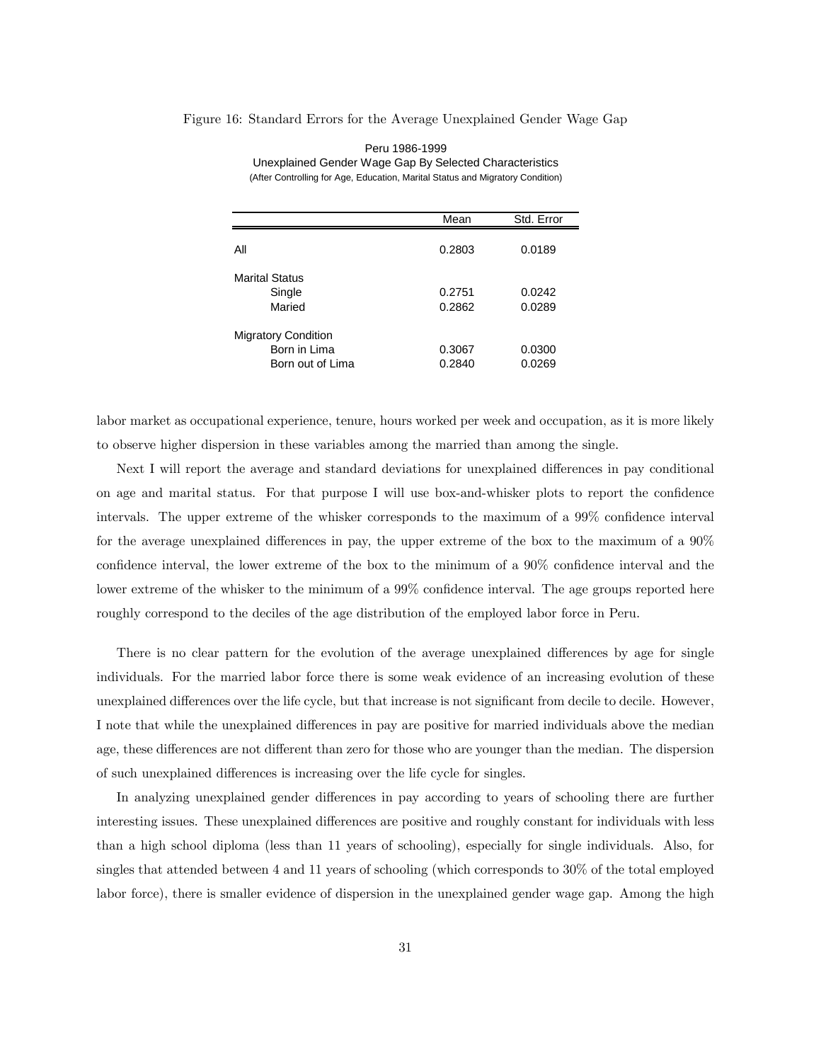Figure 16: Standard Errors for the Average Unexplained Gender Wage Gap

Peru 1986-1999
Unexplained Gender Wage Gap By Selected Characteristics
(After Controlling for Age, Education, Marital Status and Migratory Condition)

| | Mean | Std. Error |
|---|---|---|
| All | 0.2803 | 0.0189 |
| Marital Status | | |
| Single | 0.2751 | 0.0242 |
| Maried | 0.2862 | 0.0289 |
| Migratory Condition | | |
| Born in Lima | 0.3067 | 0.0300 |
| Born out of Lima | 0.2840 | 0.0269 |

labor market as occupational experience, tenure, hours worked per week and occupation, as it is more likely to observe higher dispersion in these variables among the married than among the single.

Next I will report the average and standard deviations for unexplained differences in pay conditional on age and marital status. For that purpose I will use box-and-whisker plots to report the confidence intervals. The upper extreme of the whisker corresponds to the maximum of a 99% confidence interval for the average unexplained differences in pay, the upper extreme of the box to the maximum of a 90% confidence interval, the lower extreme of the box to the minimum of a 90% confidence interval and the lower extreme of the whisker to the minimum of a 99% confidence interval. The age groups reported here roughly correspond to the deciles of the age distribution of the employed labor force in Peru.

There is no clear pattern for the evolution of the average unexplained differences by age for single individuals. For the married labor force there is some weak evidence of an increasing evolution of these unexplained differences over the life cycle, but that increase is not significant from decile to decile. However, I note that while the unexplained differences in pay are positive for married individuals above the median age, these differences are not different than zero for those who are younger than the median. The dispersion of such unexplained differences is increasing over the life cycle for singles.

In analyzing unexplained gender differences in pay according to years of schooling there are further interesting issues. These unexplained differences are positive and roughly constant for individuals with less than a high school diploma (less than 11 years of schooling), especially for single individuals. Also, for singles that attended between 4 and 11 years of schooling (which corresponds to 30% of the total employed labor force), there is smaller evidence of dispersion in the unexplained gender wage gap. Among the high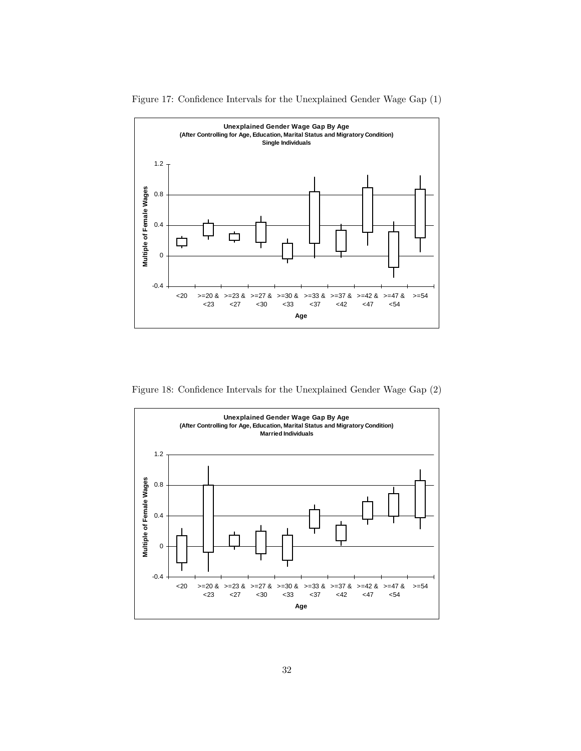Figure 17: Confidence Intervals for the Unexplained Gender Wage Gap (1)

Figure 18: Confidence Intervals for the Unexplained Gender Wage Gap (2)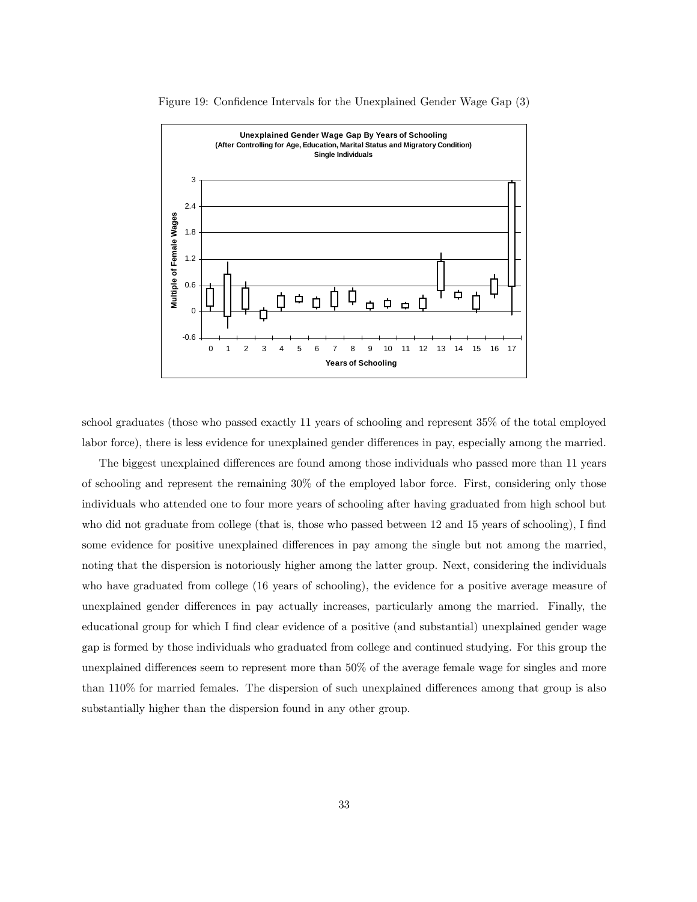Figure 19: Confidence Intervals for the Unexplained Gender Wage Gap (3)

school graduates (those who passed exactly 11 years of schooling and represent 35% of the total employed labor force), there is less evidence for unexplained gender differences in pay, especially among the married.

The biggest unexplained differences are found among those individuals who passed more than 11 years of schooling and represent the remaining 30% of the employed labor force. First, considering only those individuals who attended one to four more years of schooling after having graduated from high school but who did not graduate from college (that is, those who passed between 12 and 15 years of schooling), I find some evidence for positive unexplained differences in pay among the single but not among the married, noting that the dispersion is notoriously higher among the latter group. Next, considering the individuals who have graduated from college (16 years of schooling), the evidence for a positive average measure of unexplained gender differences in pay actually increases, particularly among the married. Finally, the educational group for which I find clear evidence of a positive (and substantial) unexplained gender wage gap is formed by those individuals who graduated from college and continued studying. For this group the unexplained differences seem to represent more than 50% of the average female wage for singles and more than 110% for married females. The dispersion of such unexplained differences among that group is also substantially higher than the dispersion found in any other group.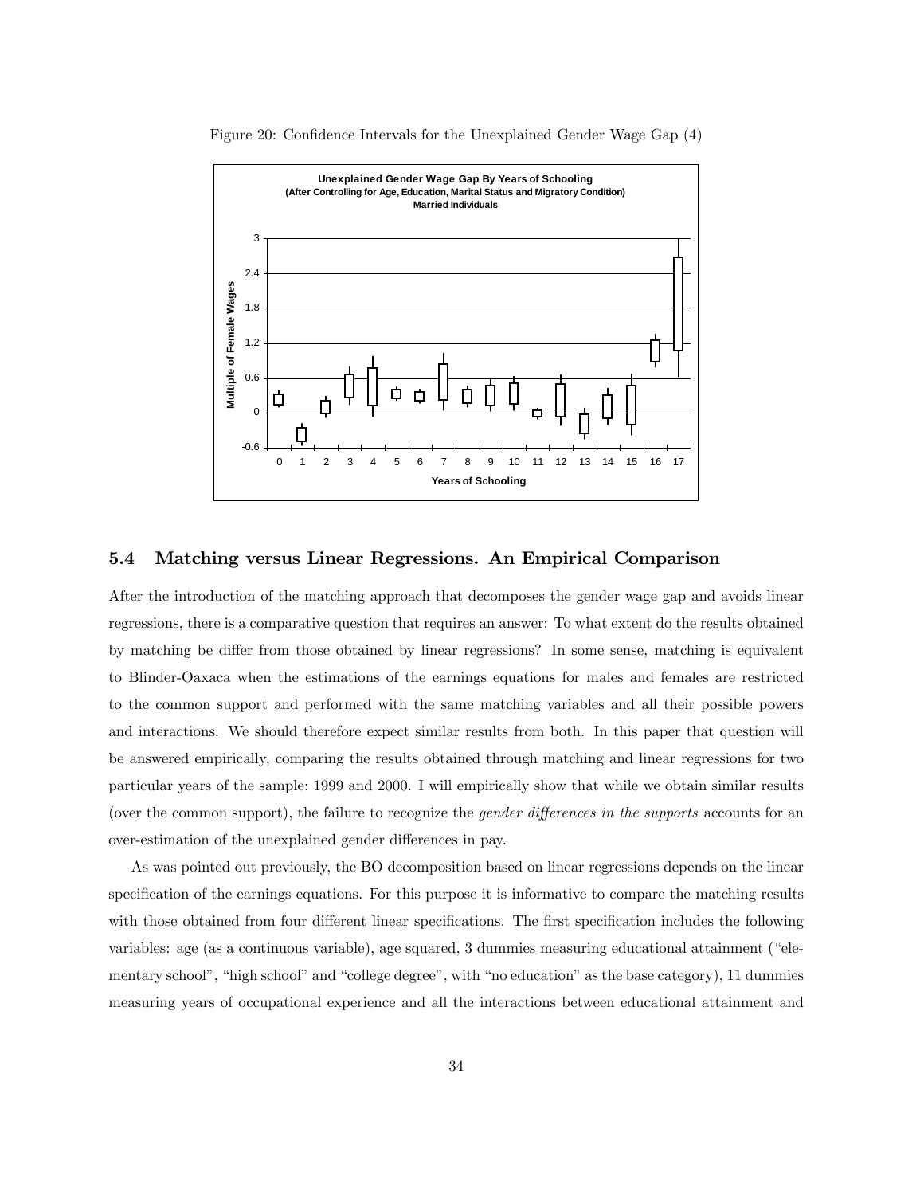Figure 20: Confidence Intervals for the Unexplained Gender Wage Gap (4)

## 5.4 Matching versus Linear Regressions. An Empirical Comparison

After the introduction of the matching approach that decomposes the gender wage gap and avoids linear regressions, there is a comparative question that requires an answer: To what extent do the results obtained by matching be differ from those obtained by linear regressions? In some sense, matching is equivalent to Blinder-Oaxaca when the estimations of the earnings equations for males and females are restricted to the common support and performed with the same matching variables and all their possible powers and interactions. We should therefore expect similar results from both. In this paper that question will be answered empirically, comparing the results obtained through matching and linear regressions for two particular years of the sample: 1999 and 2000. I will empirically show that while we obtain similar results (over the common support), the failure to recognize the *gender differences in the supports* accounts for an over-estimation of the unexplained gender differences in pay.

As was pointed out previously, the BO decomposition based on linear regressions depends on the linear specification of the earnings equations. For this purpose it is informative to compare the matching results with those obtained from four different linear specifications. The first specification includes the following variables: age (as a continuous variable), age squared, 3 dummies measuring educational attainment ("elementary school", "high school" and "college degree", with "no education" as the base category), 11 dummies measuring years of occupational experience and all the interactions between educational attainment and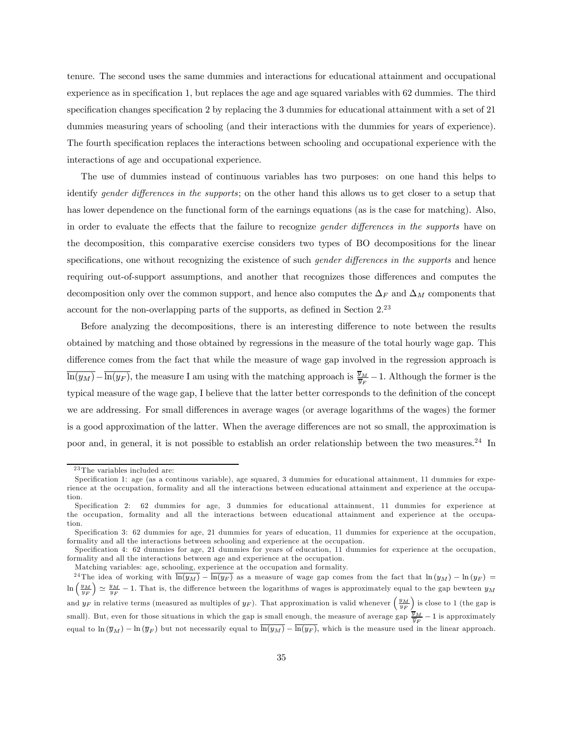tenure. The second uses the same dummies and interactions for educational attainment and occupational experience as in specification 1, but replaces the age and age squared variables with 62 dummies. The third specification changes specification 2 by replacing the 3 dummies for educational attainment with a set of 21 dummies measuring years of schooling (and their interactions with the dummies for years of experience). The fourth specification replaces the interactions between schooling and occupational experience with the interactions of age and occupational experience.

The use of dummies instead of continuous variables has two purposes: on one hand this helps to identify *gender differences in the supports*; on the other hand this allows us to get closer to a setup that has lower dependence on the functional form of the earnings equations (as is the case for matching). Also, in order to evaluate the effects that the failure to recognize *gender differences in the supports* have on the decomposition, this comparative exercise considers two types of BO decompositions for the linear specifications, one without recognizing the existence of such *gender differences in the supports* and hence requiring out-of-support assumptions, and another that recognizes those differences and computes the decomposition only over the common support, and hence also computes the $\Delta_F$ and $\Delta_M$ components that account for the non-overlapping parts of the supports, as defined in Section 2.[23]

Before analyzing the decompositions, there is an interesting difference to note between the results obtained by matching and those obtained by regressions in the measure of the total hourly wage gap. This difference comes from the fact that while the measure of wage gap involved in the regression approach is $\overline{\ln(y_M)} - \overline{\ln(y_F)}$, the measure I am using with the matching approach is $\frac{\overline{y}_M}{\overline{y}_F} - 1$. Although the former is the typical measure of the wage gap, I believe that the latter better corresponds to the definition of the concept we are addressing. For small differences in average wages (or average logarithms of the wages) the former is a good approximation of the latter. When the average differences are not so small, the approximation is poor and, in general, it is not possible to establish an order relationship between the two measures.[24] In

---

[23] The variables included are:

Specification 1: age (as a continous variable), age squared, 3 dummies for educational attainment, 11 dummies for experience at the occupation, formality and all the interactions between educational attainment and experience at the occupation.

Specification 2: 62 dummies for age, 3 dummies for educational attainment, 11 dummies for experience at the occupation, formality and all the interactions between educational attainment and experience at the occupation.

Specification 3: 62 dummies for age, 21 dummies for years of education, 11 dummies for experience at the occupation, formality and all the interactions between schooling and experience at the occupation.

Specification 4: 62 dummies for age, 21 dummies for years of education, 11 dummies for experience at the occupation, formality and all the interactions between age and experience at the occupation.

Matching variables: age, schooling, experience at the occupation and formality.

[24] The idea of working with $\overline{\ln(y_M)} - \overline{\ln(y_F)}$ as a measure of wage gap comes from the fact that $\ln(y_M) - \ln(y_F) = \ln\left(\frac{y_M}{y_F}\right) \simeq \frac{y_M}{y_F} - 1$. That is, the difference between the logarithms of wages is approximately equal to the gap bewteen $y_M$ and $y_F$ in relative terms (measured as multiples of $y_F$). That approximation is valid whenever $\left(\frac{y_M}{y_F}\right)$ is close to 1 (the gap is small). But, even for those situations in which the gap is small enough, the measure of average gap $\frac{\overline{y}_M}{\overline{y}_F} - 1$ is approximately equal to $\ln(\overline{y}_M) - \ln(\overline{y}_F)$ but not necessarily equal to $\overline{\ln(y_M)} - \overline{\ln(y_F)}$, which is the measure used in the linear approach.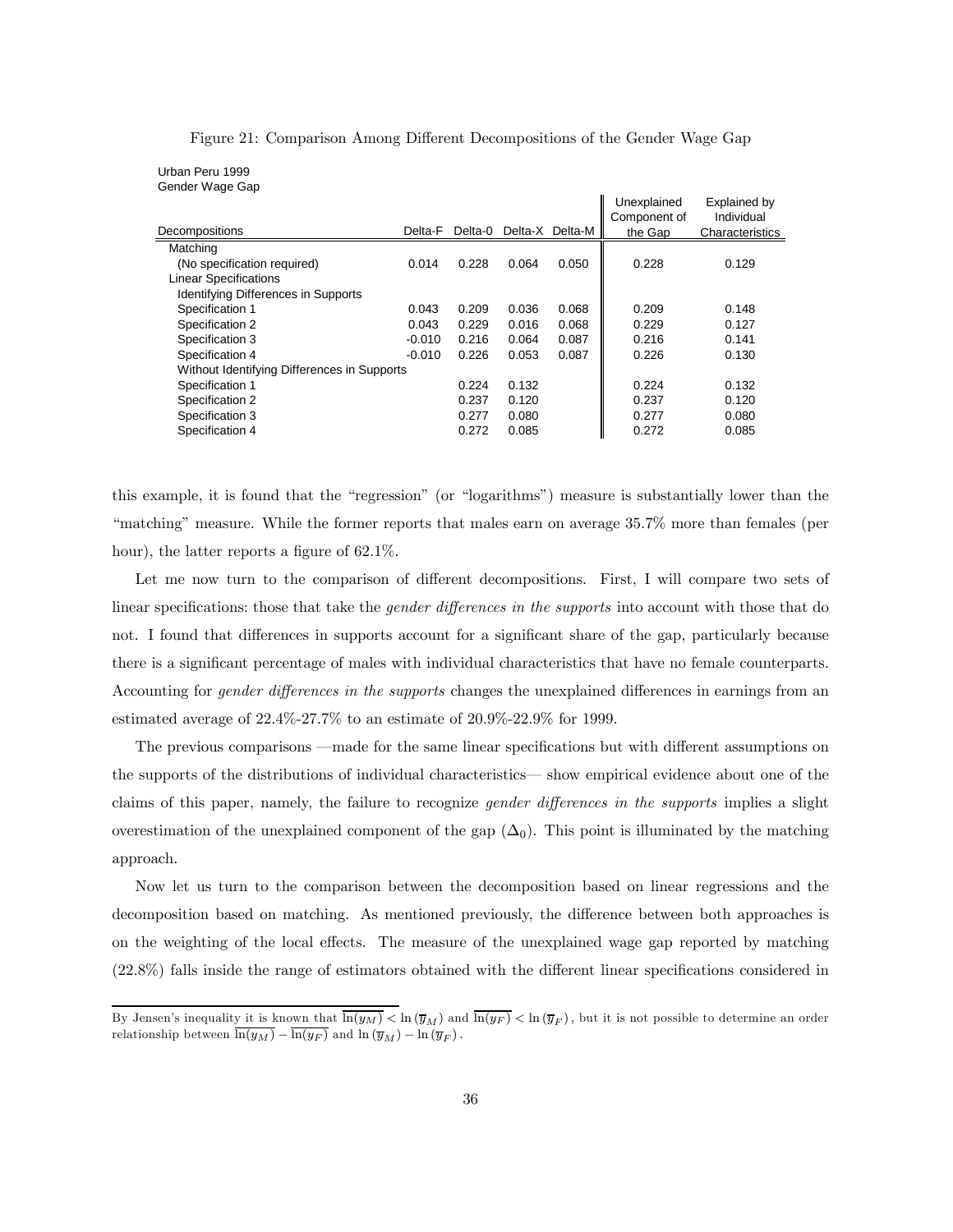Figure 21: Comparison Among Different Decompositions of the Gender Wage Gap

Urban Peru 1999
Gender Wage Gap

| Decompositions | Delta-F | Delta-0 | Delta-X | Delta-M | Unexplained Component of the Gap | Explained by Individual Characteristics |
|---|---|---|---|---|---|---|
| Matching | | | | | | |
| (No specification required) | 0.014 | 0.228 | 0.064 | 0.050 | 0.228 | 0.129 |
| Linear Specifications | | | | | | |
| Identifying Differences in Supports | | | | | | |
| Specification 1 | 0.043 | 0.209 | 0.036 | 0.068 | 0.209 | 0.148 |
| Specification 2 | 0.043 | 0.229 | 0.016 | 0.068 | 0.229 | 0.127 |
| Specification 3 | -0.010 | 0.216 | 0.064 | 0.087 | 0.216 | 0.141 |
| Specification 4 | -0.010 | 0.226 | 0.053 | 0.087 | 0.226 | 0.130 |
| Without Identifying Differences in Supports | | | | | | |
| Specification 1 | | 0.224 | 0.132 | | 0.224 | 0.132 |
| Specification 2 | | 0.237 | 0.120 | | 0.237 | 0.120 |
| Specification 3 | | 0.277 | 0.080 | | 0.277 | 0.080 |
| Specification 4 | | 0.272 | 0.085 | | 0.272 | 0.085 |

this example, it is found that the "regression" (or "logarithms") measure is substantially lower than the "matching" measure. While the former reports that males earn on average 35.7% more than females (per hour), the latter reports a figure of 62.1%.

Let me now turn to the comparison of different decompositions. First, I will compare two sets of linear specifications: those that take the *gender differences in the supports* into account with those that do not. I found that differences in supports account for a significant share of the gap, particularly because there is a significant percentage of males with individual characteristics that have no female counterparts. Accounting for *gender differences in the supports* changes the unexplained differences in earnings from an estimated average of 22.4%-27.7% to an estimate of 20.9%-22.9% for 1999.

The previous comparisons —made for the same linear specifications but with different assumptions on the supports of the distributions of individual characteristics— show empirical evidence about one of the claims of this paper, namely, the failure to recognize *gender differences in the supports* implies a slight overestimation of the unexplained component of the gap ($\Delta_0$). This point is illuminated by the matching approach.

Now let us turn to the comparison between the decomposition based on linear regressions and the decomposition based on matching. As mentioned previously, the difference between both approaches is on the weighting of the local effects. The measure of the unexplained wage gap reported by matching (22.8%) falls inside the range of estimators obtained with the different linear specifications considered in

By Jensen's inequality it is known that $\overline{\ln(y_M)} < \ln(\overline{y}_M)$ and $\overline{\ln(y_F)} < \ln(\overline{y}_F)$, but it is not possible to determine an order relationship between $\overline{\ln(y_M)} - \overline{\ln(y_F)}$ and $\ln(\overline{y}_M) - \ln(\overline{y}_F)$.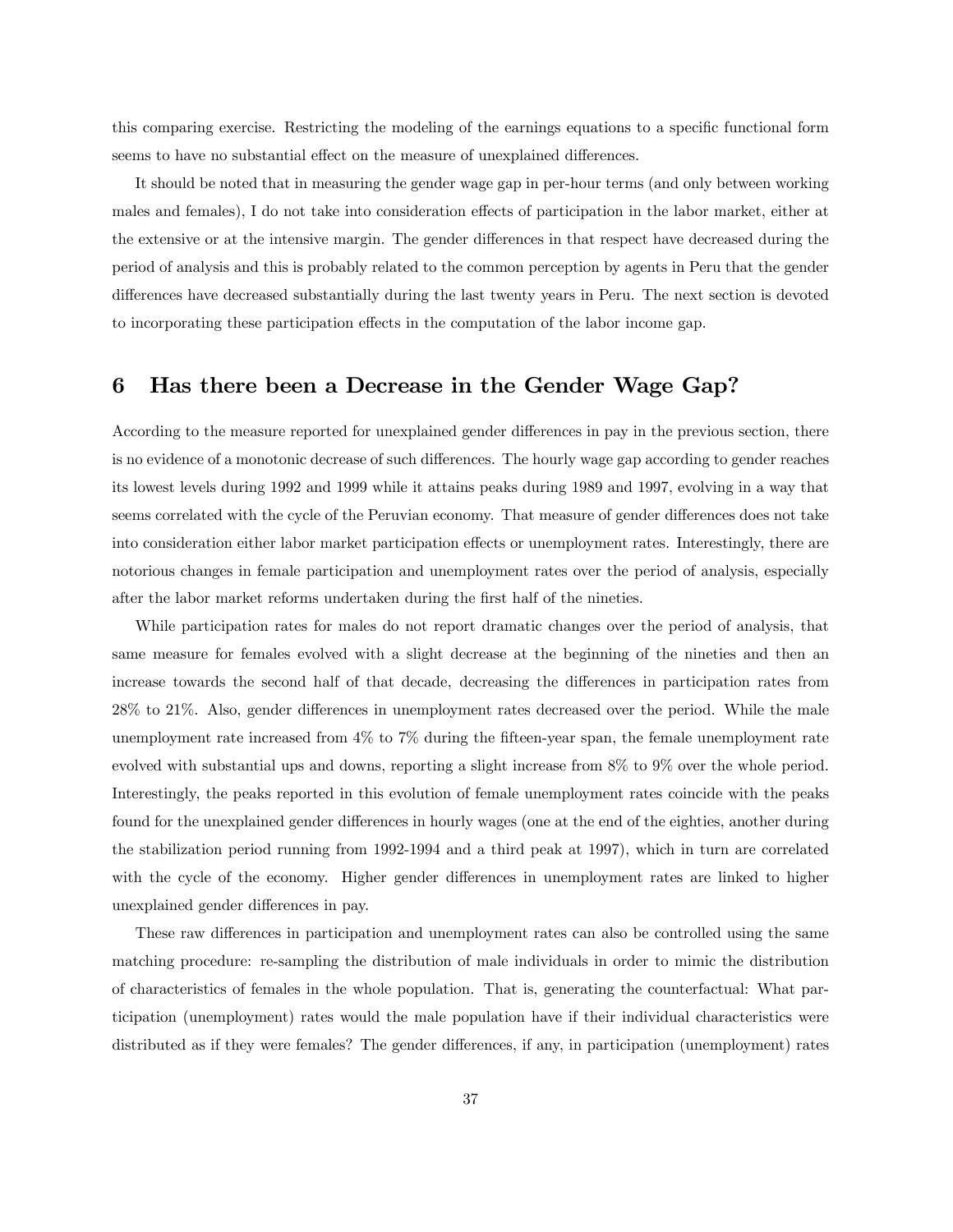this comparing exercise. Restricting the modeling of the earnings equations to a specific functional form seems to have no substantial effect on the measure of unexplained differences.

It should be noted that in measuring the gender wage gap in per-hour terms (and only between working males and females), I do not take into consideration effects of participation in the labor market, either at the extensive or at the intensive margin. The gender differences in that respect have decreased during the period of analysis and this is probably related to the common perception by agents in Peru that the gender differences have decreased substantially during the last twenty years in Peru. The next section is devoted to incorporating these participation effects in the computation of the labor income gap.

## 6 Has there been a Decrease in the Gender Wage Gap?

According to the measure reported for unexplained gender differences in pay in the previous section, there is no evidence of a monotonic decrease of such differences. The hourly wage gap according to gender reaches its lowest levels during 1992 and 1999 while it attains peaks during 1989 and 1997, evolving in a way that seems correlated with the cycle of the Peruvian economy. That measure of gender differences does not take into consideration either labor market participation effects or unemployment rates. Interestingly, there are notorious changes in female participation and unemployment rates over the period of analysis, especially after the labor market reforms undertaken during the first half of the nineties.

While participation rates for males do not report dramatic changes over the period of analysis, that same measure for females evolved with a slight decrease at the beginning of the nineties and then an increase towards the second half of that decade, decreasing the differences in participation rates from 28% to 21%. Also, gender differences in unemployment rates decreased over the period. While the male unemployment rate increased from 4% to 7% during the fifteen-year span, the female unemployment rate evolved with substantial ups and downs, reporting a slight increase from 8% to 9% over the whole period. Interestingly, the peaks reported in this evolution of female unemployment rates coincide with the peaks found for the unexplained gender differences in hourly wages (one at the end of the eighties, another during the stabilization period running from 1992-1994 and a third peak at 1997), which in turn are correlated with the cycle of the economy. Higher gender differences in unemployment rates are linked to higher unexplained gender differences in pay.

These raw differences in participation and unemployment rates can also be controlled using the same matching procedure: re-sampling the distribution of male individuals in order to mimic the distribution of characteristics of females in the whole population. That is, generating the counterfactual: What participation (unemployment) rates would the male population have if their individual characteristics were distributed as if they were females? The gender differences, if any, in participation (unemployment) rates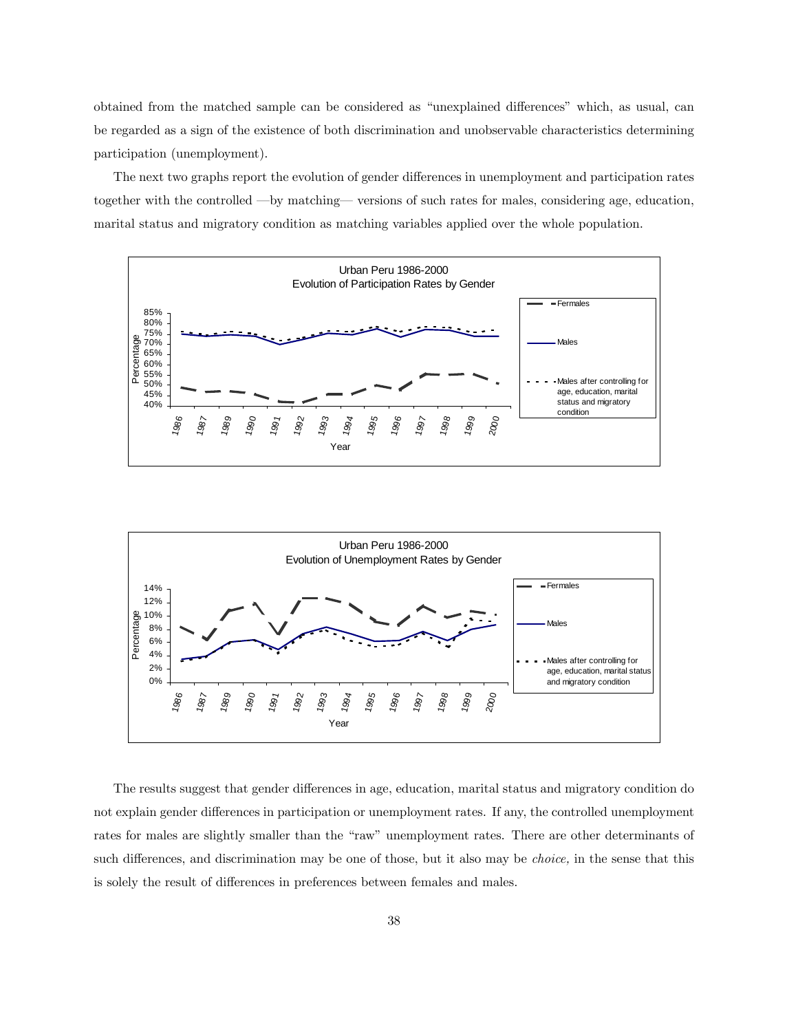obtained from the matched sample can be considered as "unexplained differences" which, as usual, can be regarded as a sign of the existence of both discrimination and unobservable characteristics determining participation (unemployment).

The next two graphs report the evolution of gender differences in unemployment and participation rates together with the controlled —by matching— versions of such rates for males, considering age, education, marital status and migratory condition as matching variables applied over the whole population.

The results suggest that gender differences in age, education, marital status and migratory condition do not explain gender differences in participation or unemployment rates. If any, the controlled unemployment rates for males are slightly smaller than the "raw" unemployment rates. There are other determinants of such differences, and discrimination may be one of those, but it also may be *choice,* in the sense that this is solely the result of differences in preferences between females and males.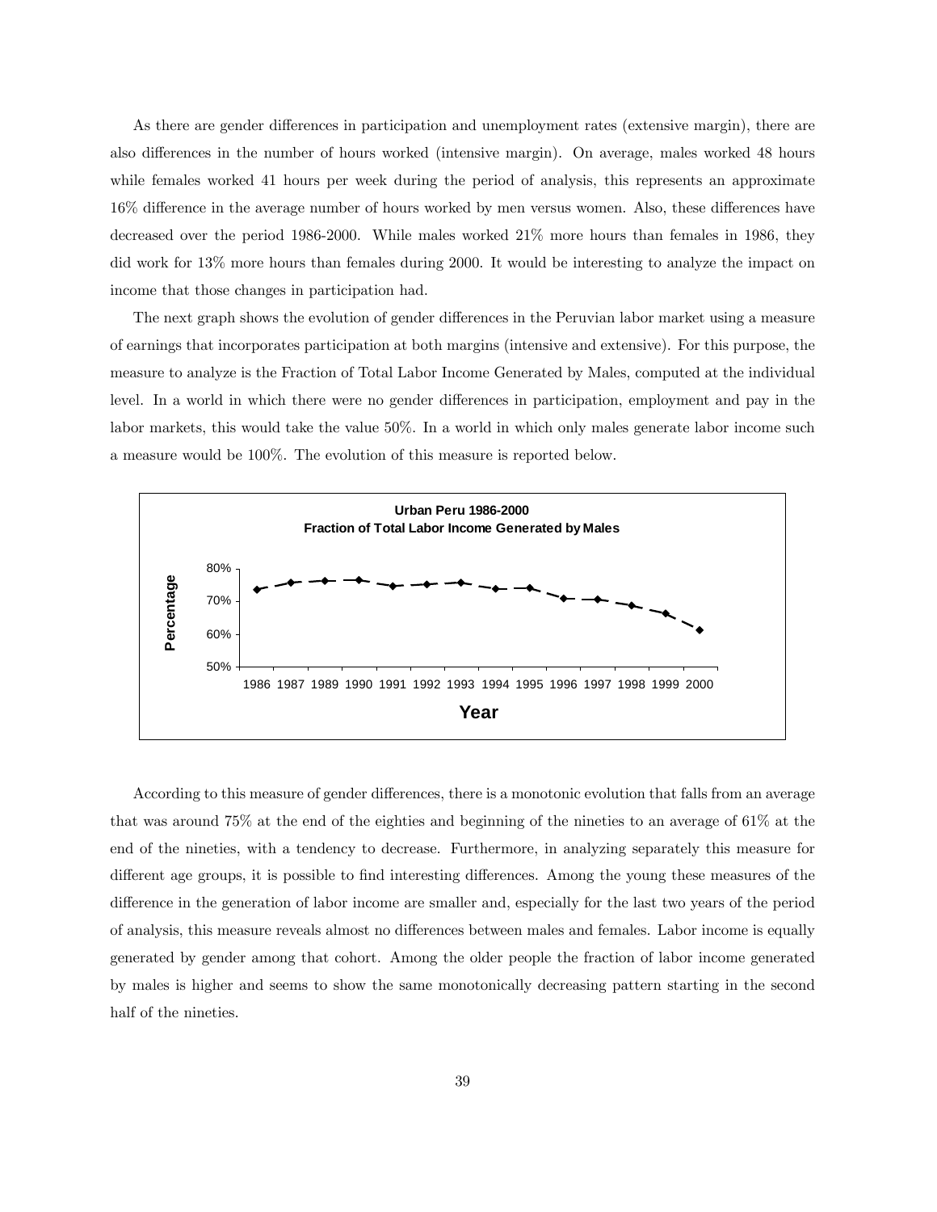As there are gender differences in participation and unemployment rates (extensive margin), there are also differences in the number of hours worked (intensive margin). On average, males worked 48 hours while females worked 41 hours per week during the period of analysis, this represents an approximate 16% difference in the average number of hours worked by men versus women. Also, these differences have decreased over the period 1986-2000. While males worked 21% more hours than females in 1986, they did work for 13% more hours than females during 2000. It would be interesting to analyze the impact on income that those changes in participation had.

The next graph shows the evolution of gender differences in the Peruvian labor market using a measure of earnings that incorporates participation at both margins (intensive and extensive). For this purpose, the measure to analyze is the Fraction of Total Labor Income Generated by Males, computed at the individual level. In a world in which there were no gender differences in participation, employment and pay in the labor markets, this would take the value 50%. In a world in which only males generate labor income such a measure would be 100%. The evolution of this measure is reported below.

**Urban Peru 1986-2000**
**Fraction of Total Labor Income Generated by Males**

According to this measure of gender differences, there is a monotonic evolution that falls from an average that was around 75% at the end of the eighties and beginning of the nineties to an average of 61% at the end of the nineties, with a tendency to decrease. Furthermore, in analyzing separately this measure for different age groups, it is possible to find interesting differences. Among the young these measures of the difference in the generation of labor income are smaller and, especially for the last two years of the period of analysis, this measure reveals almost no differences between males and females. Labor income is equally generated by gender among that cohort. Among the older people the fraction of labor income generated by males is higher and seems to show the same monotonically decreasing pattern starting in the second half of the nineties.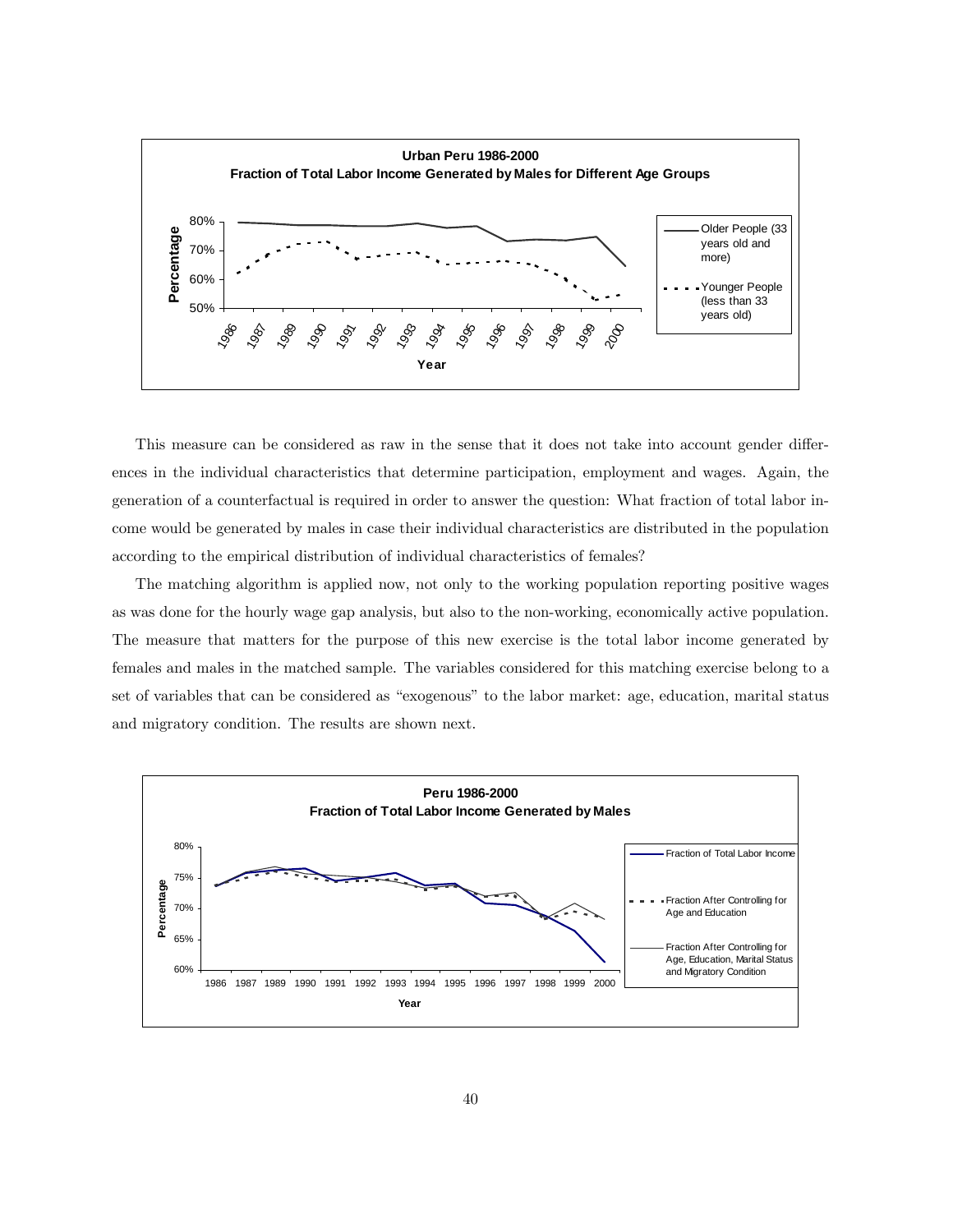This measure can be considered as raw in the sense that it does not take into account gender differences in the individual characteristics that determine participation, employment and wages. Again, the generation of a counterfactual is required in order to answer the question: What fraction of total labor income would be generated by males in case their individual characteristics are distributed in the population according to the empirical distribution of individual characteristics of females?

The matching algorithm is applied now, not only to the working population reporting positive wages as was done for the hourly wage gap analysis, but also to the non-working, economically active population. The measure that matters for the purpose of this new exercise is the total labor income generated by females and males in the matched sample. The variables considered for this matching exercise belong to a set of variables that can be considered as "exogenous" to the labor market: age, education, marital status and migratory condition. The results are shown next.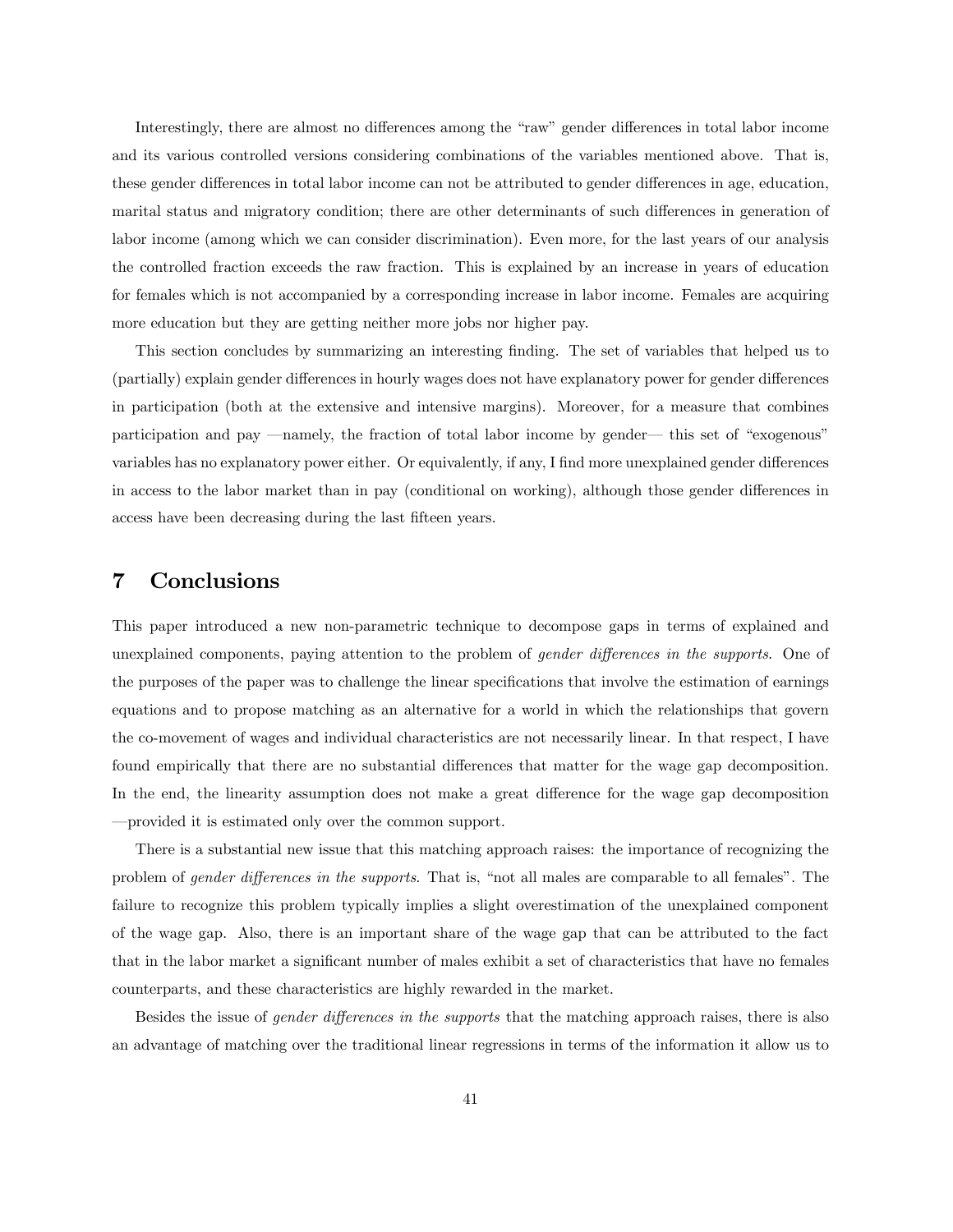Interestingly, there are almost no differences among the "raw" gender differences in total labor income and its various controlled versions considering combinations of the variables mentioned above. That is, these gender differences in total labor income can not be attributed to gender differences in age, education, marital status and migratory condition; there are other determinants of such differences in generation of labor income (among which we can consider discrimination). Even more, for the last years of our analysis the controlled fraction exceeds the raw fraction. This is explained by an increase in years of education for females which is not accompanied by a corresponding increase in labor income. Females are acquiring more education but they are getting neither more jobs nor higher pay.

This section concludes by summarizing an interesting finding. The set of variables that helped us to (partially) explain gender differences in hourly wages does not have explanatory power for gender differences in participation (both at the extensive and intensive margins). Moreover, for a measure that combines participation and pay —namely, the fraction of total labor income by gender— this set of "exogenous" variables has no explanatory power either. Or equivalently, if any, I find more unexplained gender differences in access to the labor market than in pay (conditional on working), although those gender differences in access have been decreasing during the last fifteen years.

# 7 Conclusions

This paper introduced a new non-parametric technique to decompose gaps in terms of explained and unexplained components, paying attention to the problem of *gender differences in the supports*. One of the purposes of the paper was to challenge the linear specifications that involve the estimation of earnings equations and to propose matching as an alternative for a world in which the relationships that govern the co-movement of wages and individual characteristics are not necessarily linear. In that respect, I have found empirically that there are no substantial differences that matter for the wage gap decomposition. In the end, the linearity assumption does not make a great difference for the wage gap decomposition —provided it is estimated only over the common support.

There is a substantial new issue that this matching approach raises: the importance of recognizing the problem of *gender differences in the supports*. That is, "not all males are comparable to all females". The failure to recognize this problem typically implies a slight overestimation of the unexplained component of the wage gap. Also, there is an important share of the wage gap that can be attributed to the fact that in the labor market a significant number of males exhibit a set of characteristics that have no females counterparts, and these characteristics are highly rewarded in the market.

Besides the issue of *gender differences in the supports* that the matching approach raises, there is also an advantage of matching over the traditional linear regressions in terms of the information it allow us to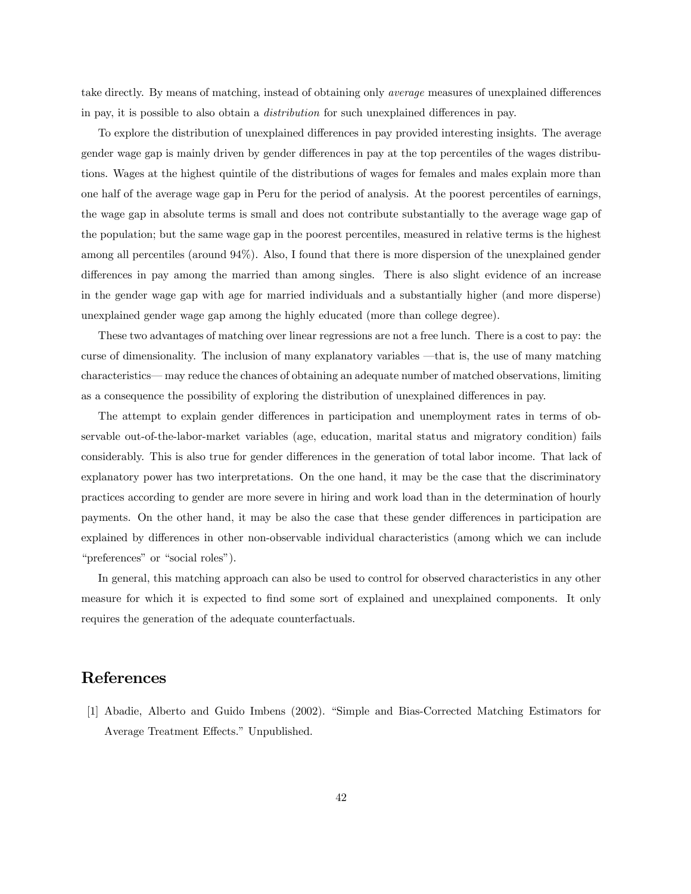take directly. By means of matching, instead of obtaining only *average* measures of unexplained differences in pay, it is possible to also obtain a *distribution* for such unexplained differences in pay.

To explore the distribution of unexplained differences in pay provided interesting insights. The average gender wage gap is mainly driven by gender differences in pay at the top percentiles of the wages distributions. Wages at the highest quintile of the distributions of wages for females and males explain more than one half of the average wage gap in Peru for the period of analysis. At the poorest percentiles of earnings, the wage gap in absolute terms is small and does not contribute substantially to the average wage gap of the population; but the same wage gap in the poorest percentiles, measured in relative terms is the highest among all percentiles (around 94%). Also, I found that there is more dispersion of the unexplained gender differences in pay among the married than among singles. There is also slight evidence of an increase in the gender wage gap with age for married individuals and a substantially higher (and more disperse) unexplained gender wage gap among the highly educated (more than college degree).

These two advantages of matching over linear regressions are not a free lunch. There is a cost to pay: the curse of dimensionality. The inclusion of many explanatory variables —that is, the use of many matching characteristics— may reduce the chances of obtaining an adequate number of matched observations, limiting as a consequence the possibility of exploring the distribution of unexplained differences in pay.

The attempt to explain gender differences in participation and unemployment rates in terms of observable out-of-the-labor-market variables (age, education, marital status and migratory condition) fails considerably. This is also true for gender differences in the generation of total labor income. That lack of explanatory power has two interpretations. On the one hand, it may be the case that the discriminatory practices according to gender are more severe in hiring and work load than in the determination of hourly payments. On the other hand, it may be also the case that these gender differences in participation are explained by differences in other non-observable individual characteristics (among which we can include "preferences" or "social roles").

In general, this matching approach can also be used to control for observed characteristics in any other measure for which it is expected to find some sort of explained and unexplained components. It only requires the generation of the adequate counterfactuals.

## References

[1] Abadie, Alberto and Guido Imbens (2002). "Simple and Bias-Corrected Matching Estimators for Average Treatment Effects." Unpublished.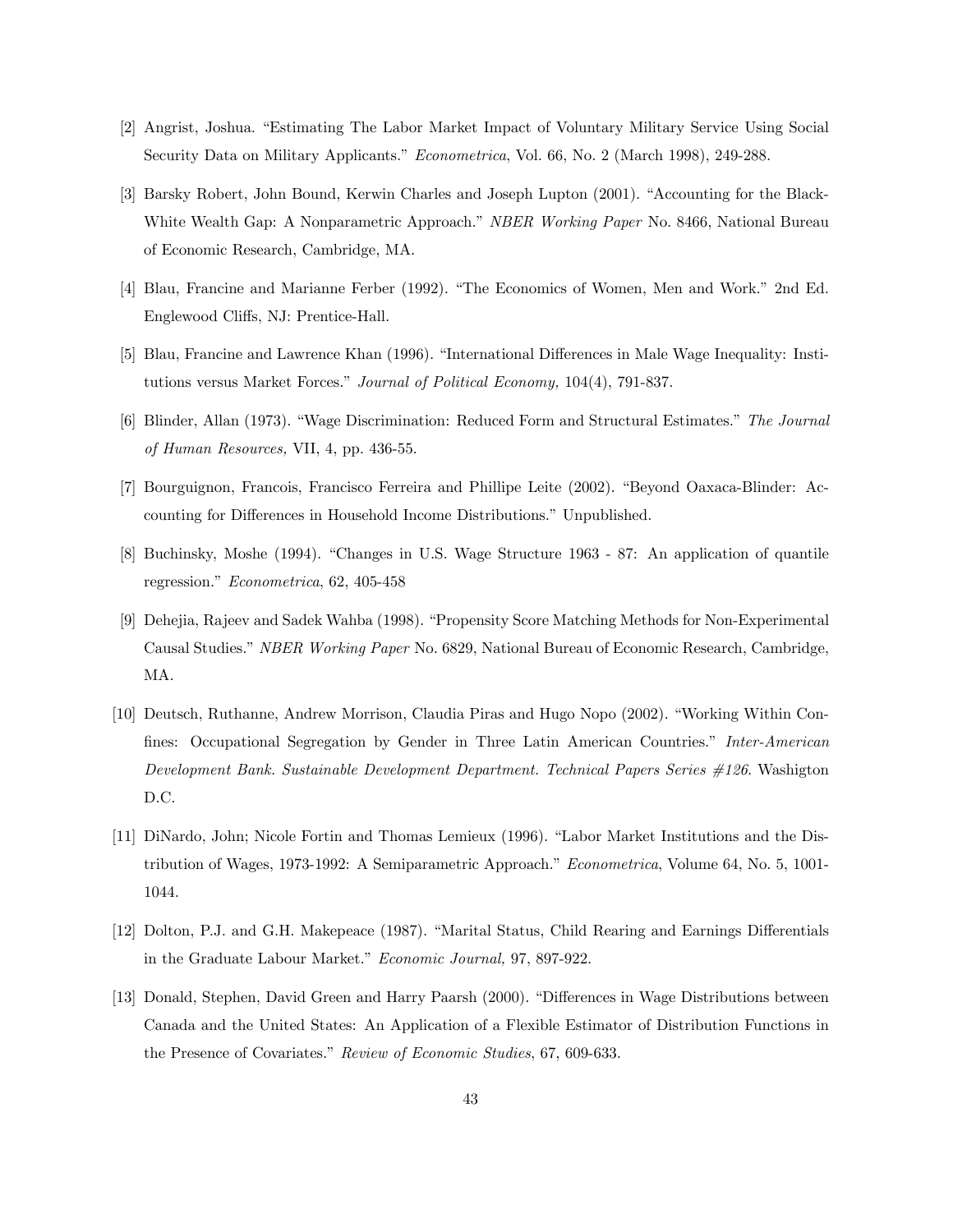[2] Angrist, Joshua. "Estimating The Labor Market Impact of Voluntary Military Service Using Social Security Data on Military Applicants." *Econometrica*, Vol. 66, No. 2 (March 1998), 249-288.

[3] Barsky Robert, John Bound, Kerwin Charles and Joseph Lupton (2001). "Accounting for the Black-White Wealth Gap: A Nonparametric Approach." *NBER Working Paper* No. 8466, National Bureau of Economic Research, Cambridge, MA.

[4] Blau, Francine and Marianne Ferber (1992). "The Economics of Women, Men and Work." 2nd Ed. Englewood Cliffs, NJ: Prentice-Hall.

[5] Blau, Francine and Lawrence Khan (1996). "International Differences in Male Wage Inequality: Institutions versus Market Forces." *Journal of Political Economy,* 104(4), 791-837.

[6] Blinder, Allan (1973). "Wage Discrimination: Reduced Form and Structural Estimates." *The Journal of Human Resources,* VII, 4, pp. 436-55.

[7] Bourguignon, Francois, Francisco Ferreira and Phillipe Leite (2002). "Beyond Oaxaca-Blinder: Accounting for Differences in Household Income Distributions." Unpublished.

[8] Buchinsky, Moshe (1994). "Changes in U.S. Wage Structure 1963 - 87: An application of quantile regression." *Econometrica*, 62, 405-458

[9] Dehejia, Rajeev and Sadek Wahba (1998). "Propensity Score Matching Methods for Non-Experimental Causal Studies." *NBER Working Paper* No. 6829, National Bureau of Economic Research, Cambridge, MA.

[10] Deutsch, Ruthanne, Andrew Morrison, Claudia Piras and Hugo Nopo (2002). "Working Within Confines: Occupational Segregation by Gender in Three Latin American Countries." *Inter-American Development Bank. Sustainable Development Department. Technical Papers Series #126*. Washigton D.C.

[11] DiNardo, John; Nicole Fortin and Thomas Lemieux (1996). "Labor Market Institutions and the Distribution of Wages, 1973-1992: A Semiparametric Approach." *Econometrica*, Volume 64, No. 5, 1001-1044.

[12] Dolton, P.J. and G.H. Makepeace (1987). "Marital Status, Child Rearing and Earnings Differentials in the Graduate Labour Market." *Economic Journal,* 97, 897-922.

[13] Donald, Stephen, David Green and Harry Paarsh (2000). "Differences in Wage Distributions between Canada and the United States: An Application of a Flexible Estimator of Distribution Functions in the Presence of Covariates." *Review of Economic Studies*, 67, 609-633.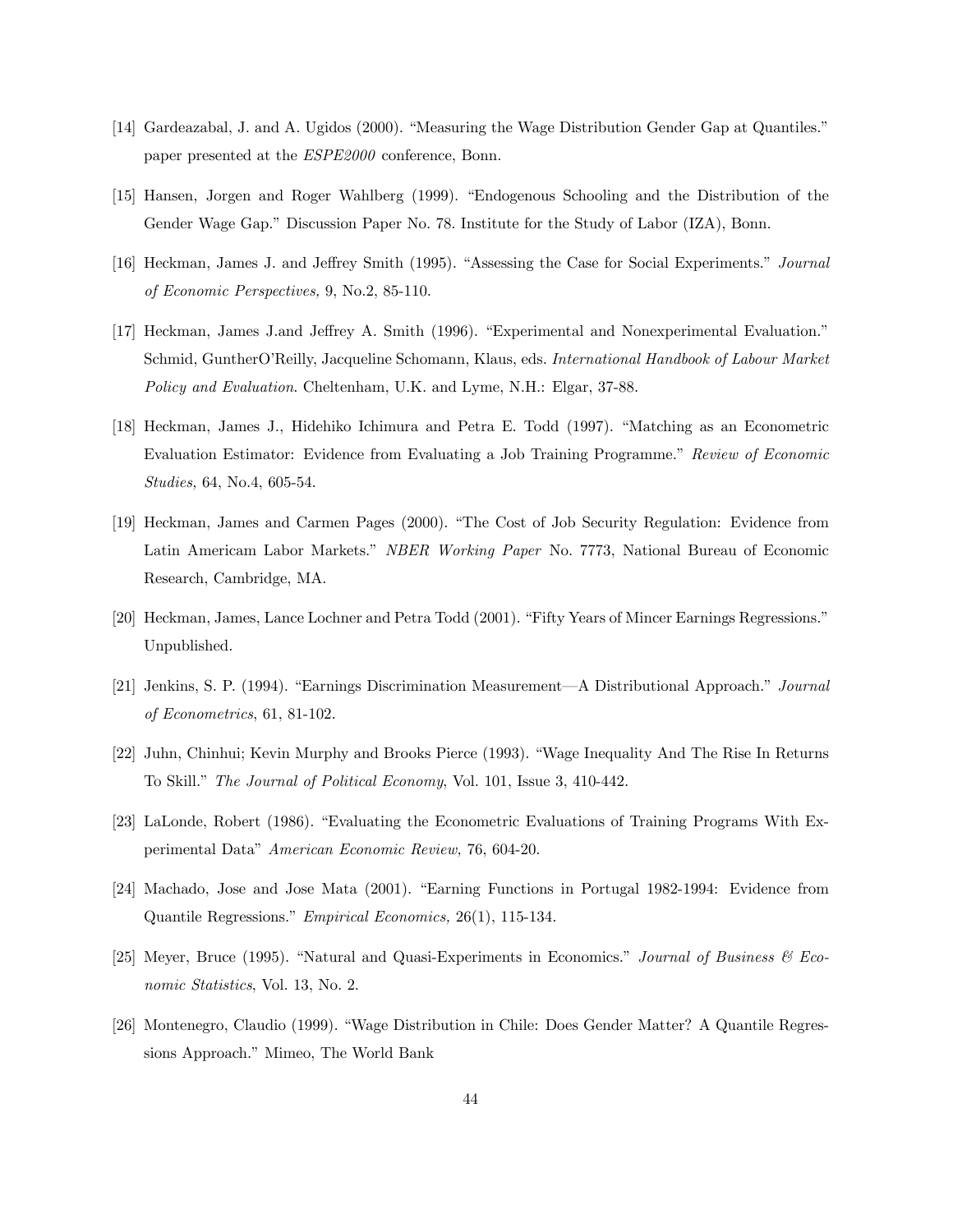[14] Gardeazabal, J. and A. Ugidos (2000). "Measuring the Wage Distribution Gender Gap at Quantiles." paper presented at the *ESPE2000* conference, Bonn.

[15] Hansen, Jorgen and Roger Wahlberg (1999). "Endogenous Schooling and the Distribution of the Gender Wage Gap." Discussion Paper No. 78. Institute for the Study of Labor (IZA), Bonn.

[16] Heckman, James J. and Jeffrey Smith (1995). "Assessing the Case for Social Experiments." *Journal of Economic Perspectives,* 9, No.2, 85-110.

[17] Heckman, James J.and Jeffrey A. Smith (1996). "Experimental and Nonexperimental Evaluation." Schmid, GuntherO'Reilly, Jacqueline Schomann, Klaus, eds. *International Handbook of Labour Market Policy and Evaluation*. Cheltenham, U.K. and Lyme, N.H.: Elgar, 37-88.

[18] Heckman, James J., Hidehiko Ichimura and Petra E. Todd (1997). "Matching as an Econometric Evaluation Estimator: Evidence from Evaluating a Job Training Programme." *Review of Economic Studies,* 64, No.4, 605-54.

[19] Heckman, James and Carmen Pages (2000). "The Cost of Job Security Regulation: Evidence from Latin Americam Labor Markets." *NBER Working Paper* No. 7773, National Bureau of Economic Research, Cambridge, MA.

[20] Heckman, James, Lance Lochner and Petra Todd (2001). "Fifty Years of Mincer Earnings Regressions." Unpublished.

[21] Jenkins, S. P. (1994). "Earnings Discrimination Measurement—A Distributional Approach." *Journal of Econometrics*, 61, 81-102.

[22] Juhn, Chinhui; Kevin Murphy and Brooks Pierce (1993). "Wage Inequality And The Rise In Returns To Skill." *The Journal of Political Economy*, Vol. 101, Issue 3, 410-442.

[23] LaLonde, Robert (1986). "Evaluating the Econometric Evaluations of Training Programs With Experimental Data" *American Economic Review,* 76, 604-20.

[24] Machado, Jose and Jose Mata (2001). "Earning Functions in Portugal 1982-1994: Evidence from Quantile Regressions." *Empirical Economics,* 26(1), 115-134.

[25] Meyer, Bruce (1995). "Natural and Quasi-Experiments in Economics." *Journal of Business & Economic Statistics*, Vol. 13, No. 2.

[26] Montenegro, Claudio (1999). "Wage Distribution in Chile: Does Gender Matter? A Quantile Regressions Approach." Mimeo, The World Bank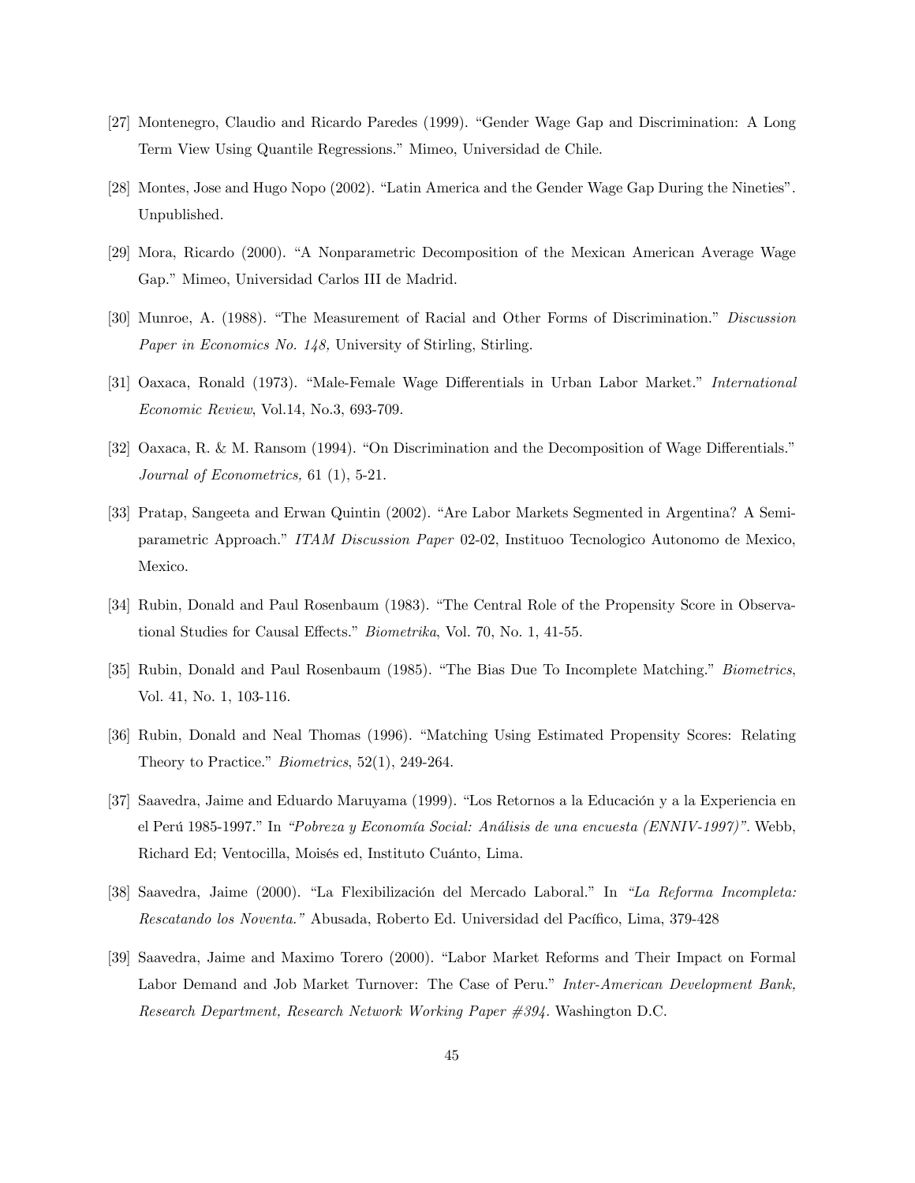[27] Montenegro, Claudio and Ricardo Paredes (1999). "Gender Wage Gap and Discrimination: A Long Term View Using Quantile Regressions." Mimeo, Universidad de Chile.

[28] Montes, Jose and Hugo Nopo (2002). "Latin America and the Gender Wage Gap During the Nineties". Unpublished.

[29] Mora, Ricardo (2000). "A Nonparametric Decomposition of the Mexican American Average Wage Gap." Mimeo, Universidad Carlos III de Madrid.

[30] Munroe, A. (1988). "The Measurement of Racial and Other Forms of Discrimination." *Discussion Paper in Economics No. 148,* University of Stirling, Stirling.

[31] Oaxaca, Ronald (1973). "Male-Female Wage Differentials in Urban Labor Market." *International Economic Review*, Vol.14, No.3, 693-709.

[32] Oaxaca, R. & M. Ransom (1994). "On Discrimination and the Decomposition of Wage Differentials." *Journal of Econometrics,* 61 (1), 5-21.

[33] Pratap, Sangeeta and Erwan Quintin (2002). "Are Labor Markets Segmented in Argentina? A Semiparametric Approach." *ITAM Discussion Paper* 02-02, Instituoo Tecnologico Autonomo de Mexico, Mexico.

[34] Rubin, Donald and Paul Rosenbaum (1983). "The Central Role of the Propensity Score in Observational Studies for Causal Effects." *Biometrika*, Vol. 70, No. 1, 41-55.

[35] Rubin, Donald and Paul Rosenbaum (1985). "The Bias Due To Incomplete Matching." *Biometrics*, Vol. 41, No. 1, 103-116.

[36] Rubin, Donald and Neal Thomas (1996). "Matching Using Estimated Propensity Scores: Relating Theory to Practice." *Biometrics*, 52(1), 249-264.

[37] Saavedra, Jaime and Eduardo Maruyama (1999). "Los Retornos a la Educación y a la Experiencia en el Perú 1985-1997." In *"Pobreza y Economía Social: Análisis de una encuesta (ENNIV-1997)"*. Webb, Richard Ed; Ventocilla, Moisés ed, Instituto Cuánto, Lima.

[38] Saavedra, Jaime (2000). "La Flexibilización del Mercado Laboral." In *"La Reforma Incompleta: Rescatando los Noventa."* Abusada, Roberto Ed. Universidad del Pacífico, Lima, 379-428

[39] Saavedra, Jaime and Maximo Torero (2000). "Labor Market Reforms and Their Impact on Formal Labor Demand and Job Market Turnover: The Case of Peru." *Inter-American Development Bank, Research Department, Research Network Working Paper #394.* Washington D.C.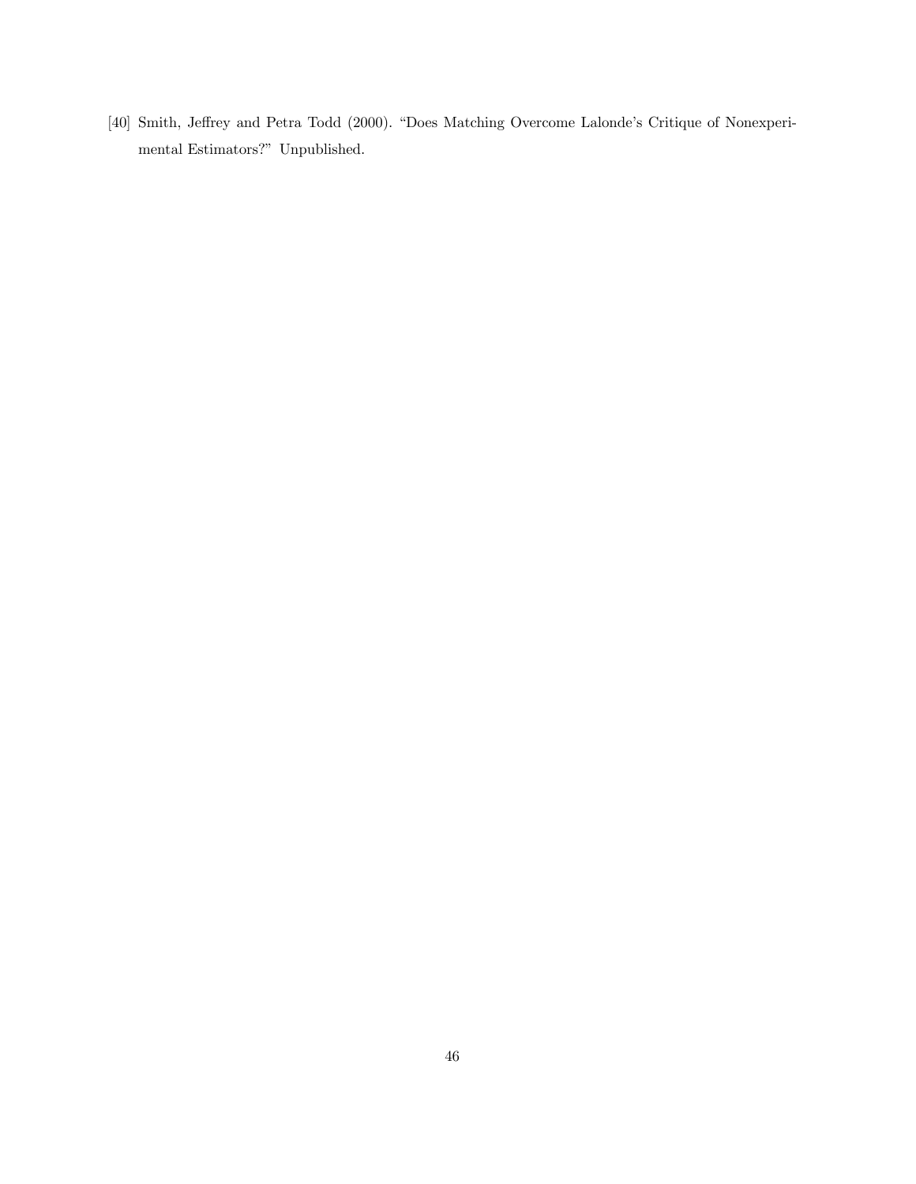[40] Smith, Jeffrey and Petra Todd (2000). "Does Matching Overcome Lalonde's Critique of Nonexperimental Estimators?" Unpublished.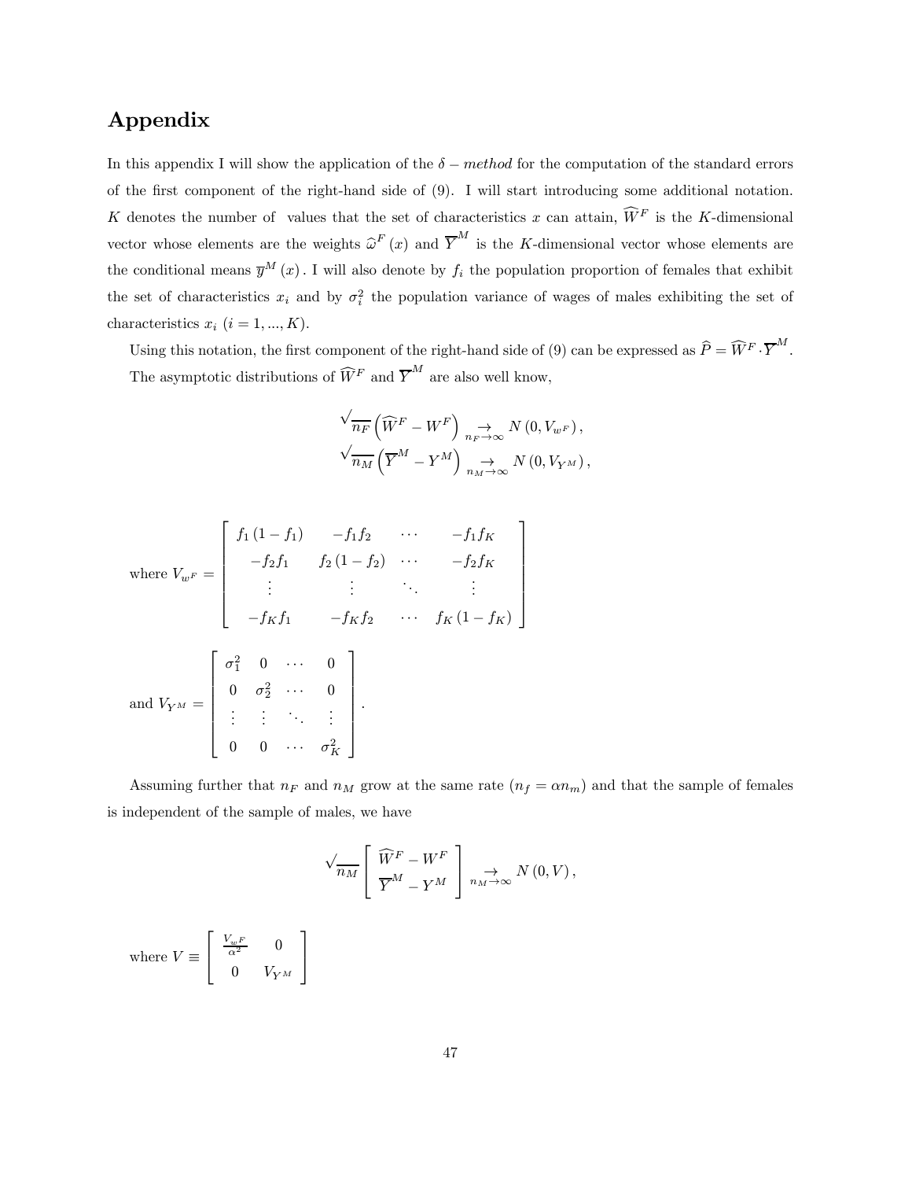# Appendix

In this appendix I will show the application of the $\delta - method$ for the computation of the standard errors of the first component of the right-hand side of (9). I will start introducing some additional notation. $K$ denotes the number of values that the set of characteristics $x$ can attain, $\widehat{W}^F$ is the $K$-dimensional vector whose elements are the weights $\widehat{\omega}^F(x)$ and $\overline{Y}^M$ is the $K$-dimensional vector whose elements are the conditional means $\overline{y}^M(x)$. I will also denote by $f_i$ the population proportion of females that exhibit the set of characteristics $x_i$ and by $\sigma_i^2$ the population variance of wages of males exhibiting the set of characteristics $x_i$ $(i = 1, ..., K)$.

Using this notation, the first component of the right-hand side of (9) can be expressed as $\widehat{P} = \widehat{W}^F \cdot \overline{Y}^M$. The asymptotic distributions of $\widehat{W}^F$ and $\overline{Y}^M$ are also well know,

$$\sqrt{n_F}\left(\widehat{W}^F - W^F\right) \underset{n_F \to \infty}{\to} N\left(0, V_{w^F}\right),$$
$$\sqrt{n_M}\left(\overline{Y}^M - Y^M\right) \underset{n_M \to \infty}{\to} N\left(0, V_{Y^M}\right),$$

where $V_{w^F} = \begin{bmatrix} f_1(1-f_1) & -f_1 f_2 & \cdots & -f_1 f_K \\ -f_2 f_1 & f_2(1-f_2) & \cdots & -f_2 f_K \\ \vdots & \vdots & \ddots & \vdots \\ -f_K f_1 & -f_K f_2 & \cdots & f_K(1-f_K) \end{bmatrix}$

and $V_{Y^M} = \begin{bmatrix} \sigma_1^2 & 0 & \cdots & 0 \\ 0 & \sigma_2^2 & \cdots & 0 \\ \vdots & \vdots & \ddots & \vdots \\ 0 & 0 & \cdots & \sigma_K^2 \end{bmatrix}$.

Assuming further that $n_F$ and $n_M$ grow at the same rate ($n_f = \alpha n_m$) and that the sample of females is independent of the sample of males, we have

$$\sqrt{n_M}\begin{bmatrix} \widehat{W}^F - W^F \\ \overline{Y}^M - Y^M \end{bmatrix} \underset{n_M \to \infty}{\to} N(0, V),$$

where $V \equiv \begin{bmatrix} \frac{V_{w^F}}{\alpha^2} & 0 \\ 0 & V_{Y^M} \end{bmatrix}$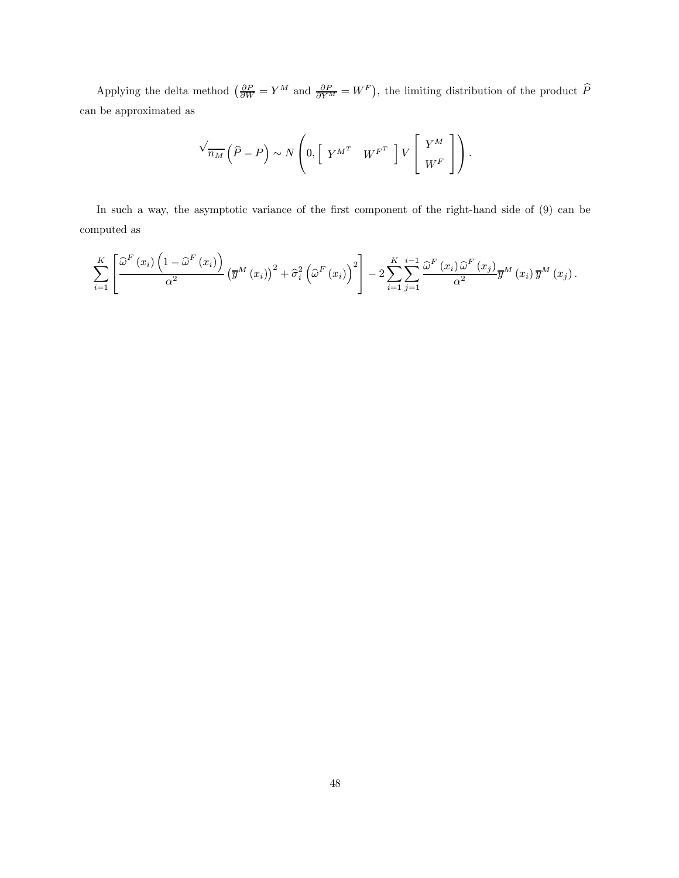Applying the delta method $\left(\frac{\partial P}{\partial W} = Y^M \text{ and } \frac{\partial P}{\partial Y^M} = W^F\right)$, the limiting distribution of the product $\widehat{P}$ can be approximated as

$$\sqrt{n_M}\left(\widehat{P} - P\right) \sim N\left(0, \left[\begin{array}{cc} Y^{M^T} & W^{F^T} \end{array}\right] V \left[\begin{array}{c} Y^M \\ W^F \end{array}\right]\right).$$

In such a way, the asymptotic variance of the first component of the right-hand side of (9) can be computed as

$$\sum_{i=1}^{K}\left[\frac{\widehat{\omega}^F(x_i)\left(1-\widehat{\omega}^F(x_i)\right)}{\alpha^2}\left(\overline{y}^M(x_i)\right)^2 + \widehat{\sigma}_i^2\left(\widehat{\omega}^F(x_i)\right)^2\right] - 2\sum_{i=1}^{K}\sum_{j=1}^{i-1}\frac{\widehat{\omega}^F(x_i)\,\widehat{\omega}^F(x_j)}{\alpha^2}\overline{y}^M(x_i)\,\overline{y}^M(x_j).$$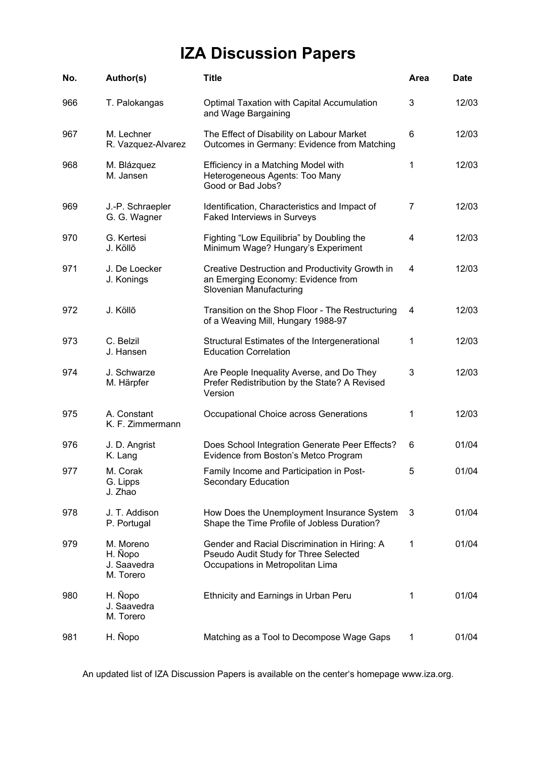# IZA Discussion Papers

| No. | Author(s) | Title | Area | Date |
|---|---|---|---|---|
| 966 | T. Palokangas | Optimal Taxation with Capital Accumulation and Wage Bargaining | 3 | 12/03 |
| 967 | M. Lechner<br>R. Vazquez-Alvarez | The Effect of Disability on Labour Market Outcomes in Germany: Evidence from Matching | 6 | 12/03 |
| 968 | M. Blázquez<br>M. Jansen | Efficiency in a Matching Model with Heterogeneous Agents: Too Many Good or Bad Jobs? | 1 | 12/03 |
| 969 | J.-P. Schraepler<br>G. G. Wagner | Identification, Characteristics and Impact of Faked Interviews in Surveys | 7 | 12/03 |
| 970 | G. Kertesi<br>J. Köllő | Fighting "Low Equilibria" by Doubling the Minimum Wage? Hungary's Experiment | 4 | 12/03 |
| 971 | J. De Loecker<br>J. Konings | Creative Destruction and Productivity Growth in an Emerging Economy: Evidence from Slovenian Manufacturing | 4 | 12/03 |
| 972 | J. Köllő | Transition on the Shop Floor - The Restructuring of a Weaving Mill, Hungary 1988-97 | 4 | 12/03 |
| 973 | C. Belzil<br>J. Hansen | Structural Estimates of the Intergenerational Education Correlation | 1 | 12/03 |
| 974 | J. Schwarze<br>M. Härpfer | Are People Inequality Averse, and Do They Prefer Redistribution by the State? A Revised Version | 3 | 12/03 |
| 975 | A. Constant<br>K. F. Zimmermann | Occupational Choice across Generations | 1 | 12/03 |
| 976 | J. D. Angrist<br>K. Lang | Does School Integration Generate Peer Effects? Evidence from Boston's Metco Program | 6 | 01/04 |
| 977 | M. Corak<br>G. Lipps<br>J. Zhao | Family Income and Participation in Post-Secondary Education | 5 | 01/04 |
| 978 | J. T. Addison<br>P. Portugal | How Does the Unemployment Insurance System Shape the Time Profile of Jobless Duration? | 3 | 01/04 |
| 979 | M. Moreno<br>H. Ñopo<br>J. Saavedra<br>M. Torero | Gender and Racial Discrimination in Hiring: A Pseudo Audit Study for Three Selected Occupations in Metropolitan Lima | 1 | 01/04 |
| 980 | H. Ñopo<br>J. Saavedra<br>M. Torero | Ethnicity and Earnings in Urban Peru | 1 | 01/04 |
| 981 | H. Ñopo | Matching as a Tool to Decompose Wage Gaps | 1 | 01/04 |

An updated list of IZA Discussion Papers is available on the center's homepage www.iza.org.